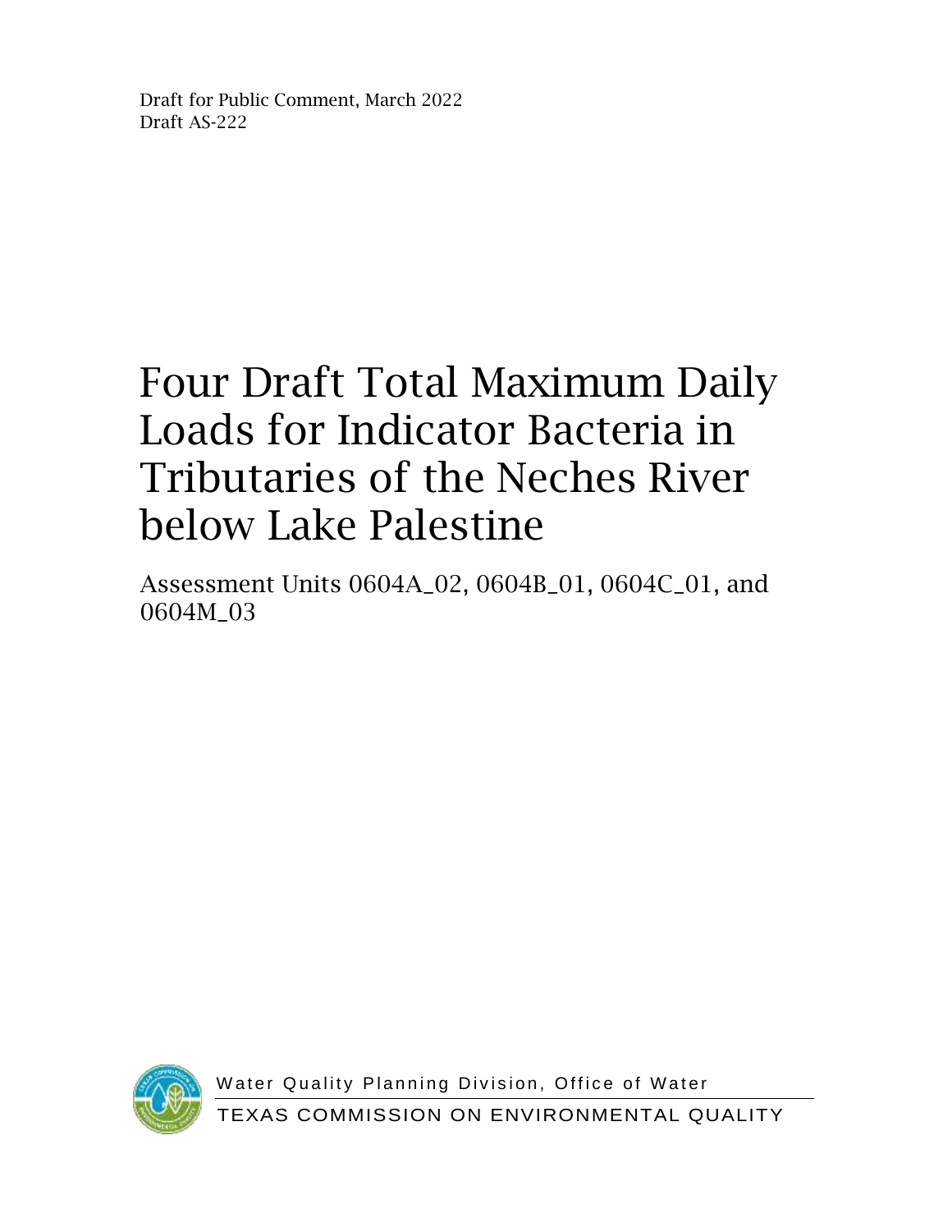Draft for Public Comment, March 2022
Draft AS-222

# Four Draft Total Maximum Daily Loads for Indicator Bacteria in Tributaries of the Neches River below Lake Palestine

Assessment Units 0604A_02, 0604B_01, 0604C_01, and 0604M_03

Water Quality Planning Division, Office of Water

TEXAS COMMISSION ON ENVIRONMENTAL QUALITY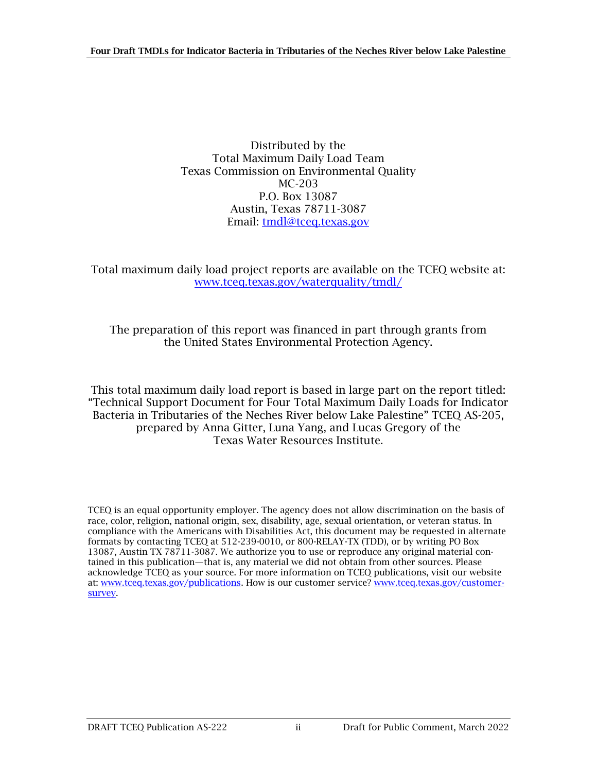Distributed by the
Total Maximum Daily Load Team
Texas Commission on Environmental Quality
MC-203
P.O. Box 13087
Austin, Texas 78711-3087
Email: [tmdl@tceq.texas.gov](mailto:tmdl@tceq.texas.gov)

Total maximum daily load project reports are available on the TCEQ website at:
[www.tceq.texas.gov/waterquality/tmdl/](http://www.tceq.texas.gov/waterquality/tmdl/)

The preparation of this report was financed in part through grants from the United States Environmental Protection Agency.

This total maximum daily load report is based in large part on the report titled: "Technical Support Document for Four Total Maximum Daily Loads for Indicator Bacteria in Tributaries of the Neches River below Lake Palestine" TCEQ AS-205, prepared by Anna Gitter, Luna Yang, and Lucas Gregory of the Texas Water Resources Institute.

TCEQ is an equal opportunity employer. The agency does not allow discrimination on the basis of race, color, religion, national origin, sex, disability, age, sexual orientation, or veteran status. In compliance with the Americans with Disabilities Act, this document may be requested in alternate formats by contacting TCEQ at 512-239-0010, or 800-RELAY-TX (TDD), or by writing PO Box 13087, Austin TX 78711-3087. We authorize you to use or reproduce any original material contained in this publication—that is, any material we did not obtain from other sources. Please acknowledge TCEQ as your source. For more information on TCEQ publications, visit our website at: [www.tceq.texas.gov/publications](http://www.tceq.texas.gov/publications). How is our customer service? [www.tceq.texas.gov/customer-survey](http://www.tceq.texas.gov/customer-survey).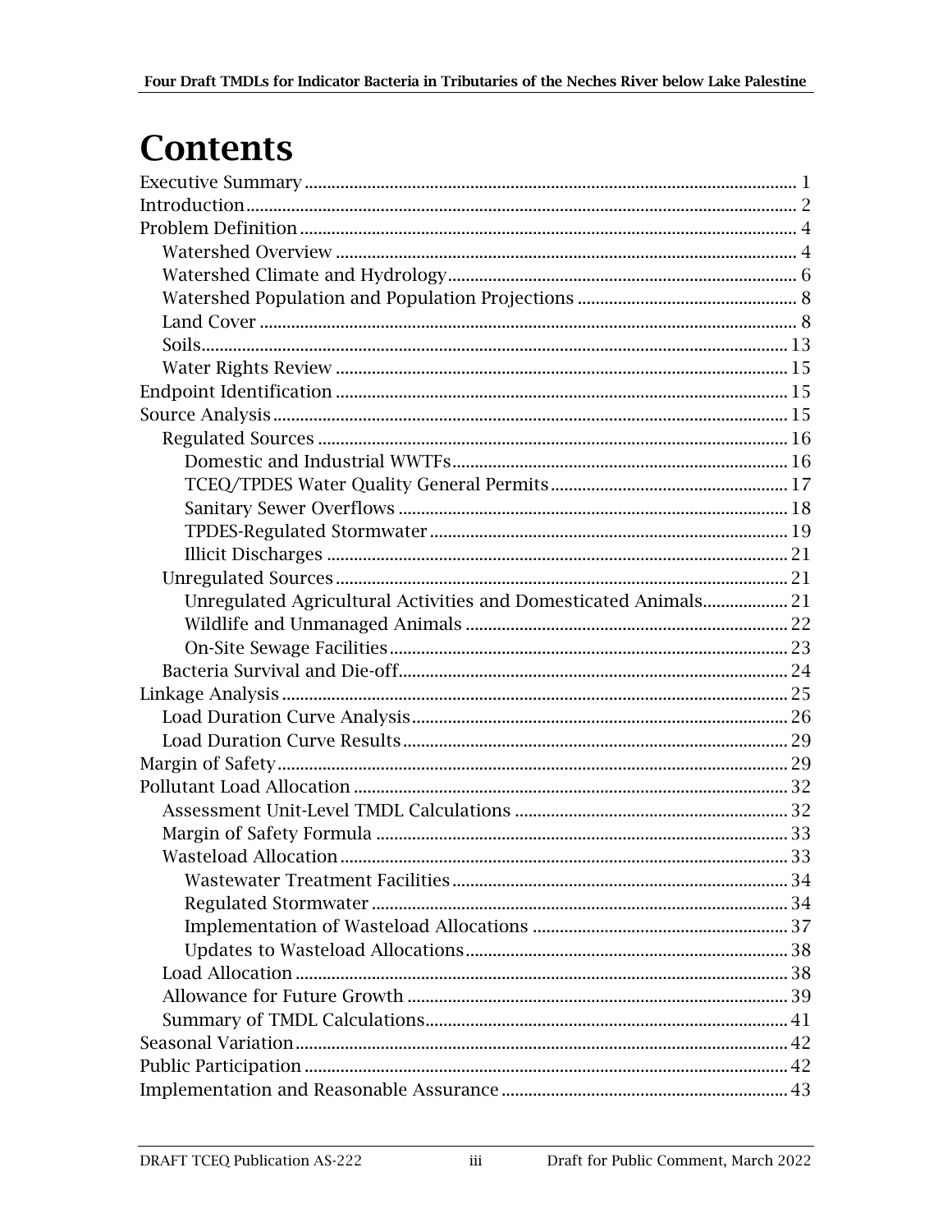# Contents

Executive Summary ........................................................................................................ 1
Introduction .................................................................................................................... 2
Problem Definition ......................................................................................................... 4
  Watershed Overview ................................................................................................... 4
  Watershed Climate and Hydrology ............................................................................. 6
  Watershed Population and Population Projections ..................................................... 8
  Land Cover .................................................................................................................. 8
  Soils ........................................................................................................................... 13
  Water Rights Review ................................................................................................. 15
Endpoint Identification ................................................................................................. 15
Source Analysis ............................................................................................................ 15
  Regulated Sources ..................................................................................................... 16
    Domestic and Industrial WWTFs .......................................................................... 16
    TCEQ/TPDES Water Quality General Permits ...................................................... 17
    Sanitary Sewer Overflows ..................................................................................... 18
    TPDES-Regulated Stormwater .............................................................................. 19
    Illicit Discharges ................................................................................................... 21
  Unregulated Sources .................................................................................................. 21
    Unregulated Agricultural Activities and Domesticated Animals .......................... 21
    Wildlife and Unmanaged Animals ........................................................................ 22
    On-Site Sewage Facilities ...................................................................................... 23
  Bacteria Survival and Die-off ..................................................................................... 24
Linkage Analysis ........................................................................................................... 25
  Load Duration Curve Analysis ................................................................................... 26
  Load Duration Curve Results ..................................................................................... 29
Margin of Safety ............................................................................................................ 29
Pollutant Load Allocation ............................................................................................. 32
  Assessment Unit-Level TMDL Calculations .............................................................. 32
  Margin of Safety Formula .......................................................................................... 33
  Wasteload Allocation ................................................................................................. 33
    Wastewater Treatment Facilities ........................................................................... 34
    Regulated Stormwater ........................................................................................... 34
    Implementation of Wasteload Allocations ............................................................ 37
    Updates to Wasteload Allocations ........................................................................ 38
  Load Allocation .......................................................................................................... 38
  Allowance for Future Growth .................................................................................... 39
  Summary of TMDL Calculations ................................................................................ 41
Seasonal Variation ........................................................................................................ 42
Public Participation ....................................................................................................... 42
Implementation and Reasonable Assurance ................................................................ 43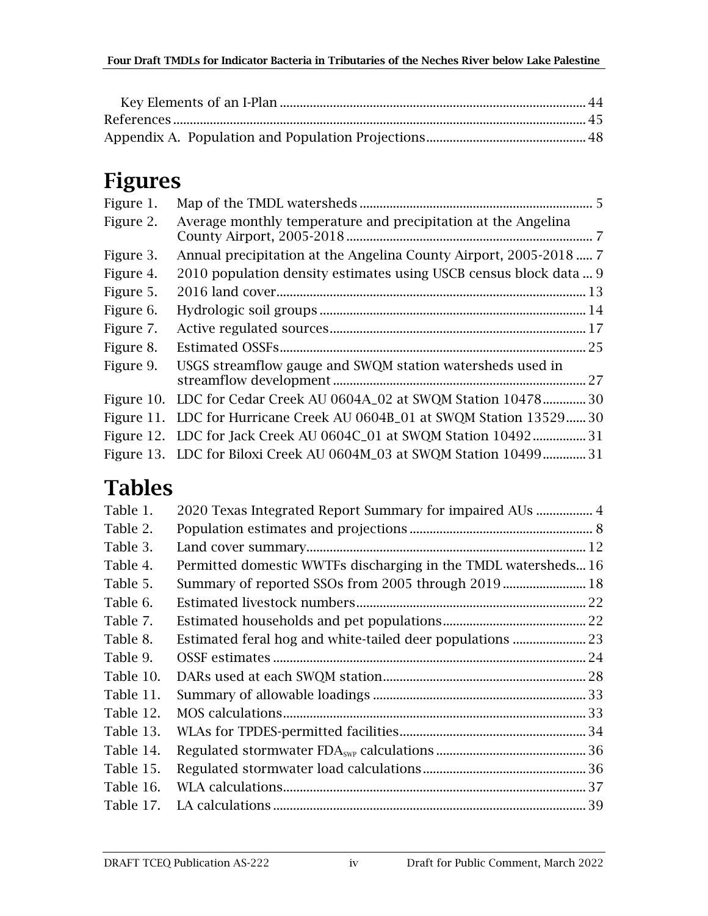Key Elements of an I-Plan ........................................................................................ 44
References ................................................................................................................ 45
Appendix A. Population and Population Projections ............................................... 48

# Figures

Figure 1. Map of the TMDL watersheds ..................................................................... 5
Figure 2. Average monthly temperature and precipitation at the Angelina County Airport, 2005-2018 ......................................................................... 7
Figure 3. Annual precipitation at the Angelina County Airport, 2005-2018 ..... 7
Figure 4. 2010 population density estimates using USCB census block data ... 9
Figure 5. 2016 land cover........................................................................................... 13
Figure 6. Hydrologic soil groups ............................................................................... 14
Figure 7. Active regulated sources............................................................................ 17
Figure 8. Estimated OSSFs........................................................................................... 25
Figure 9. USGS streamflow gauge and SWQM station watersheds used in streamflow development ............................................................................ 27
Figure 10. LDC for Cedar Creek AU 0604A_02 at SWQM Station 10478............. 30
Figure 11. LDC for Hurricane Creek AU 0604B_01 at SWQM Station 13529...... 30
Figure 12. LDC for Jack Creek AU 0604C_01 at SWQM Station 10492................ 31
Figure 13. LDC for Biloxi Creek AU 0604M_03 at SWQM Station 10499............. 31

# Tables

Table 1. 2020 Texas Integrated Report Summary for impaired AUs ................. 4
Table 2. Population estimates and projections ...................................................... 8
Table 3. Land cover summary................................................................................... 12
Table 4. Permitted domestic WWTFs discharging in the TMDL watersheds... 16
Table 5. Summary of reported SSOs from 2005 through 2019 ......................... 18
Table 6. Estimated livestock numbers..................................................................... 22
Table 7. Estimated households and pet populations........................................... 22
Table 8. Estimated feral hog and white-tailed deer populations ...................... 23
Table 9. OSSF estimates ............................................................................................. 24
Table 10. DARs used at each SWQM station............................................................ 28
Table 11. Summary of allowable loadings ............................................................... 33
Table 12. MOS calculations.......................................................................................... 33
Table 13. WLAs for TPDES-permitted facilities........................................................ 34
Table 14. Regulated stormwater $FDA_{SWP}$ calculations ............................................ 36
Table 15. Regulated stormwater load calculations................................................ 36
Table 16. WLA calculations.......................................................................................... 37
Table 17. LA calculations ............................................................................................. 39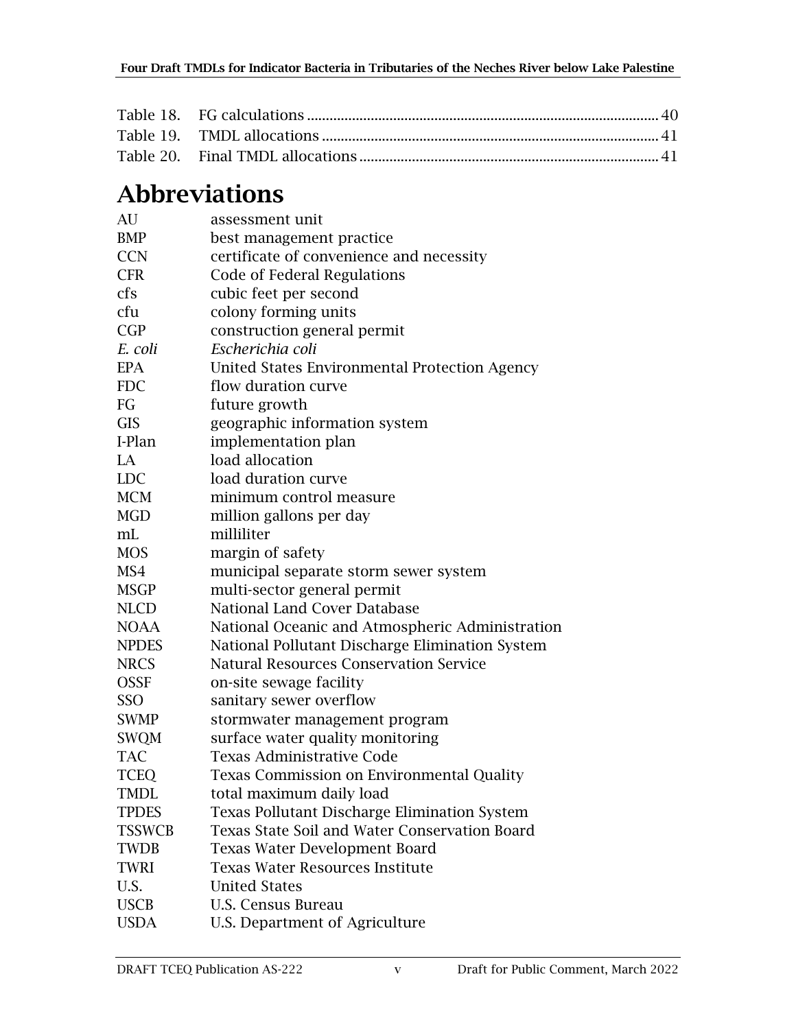Table 18. FG calculations ............................................................................................ 40
Table 19. TMDL allocations ........................................................................................ 41
Table 20. Final TMDL allocations .............................................................................. 41

# Abbreviations

| | |
|---|---|
| AU | assessment unit |
| BMP | best management practice |
| CCN | certificate of convenience and necessity |
| CFR | Code of Federal Regulations |
| cfs | cubic feet per second |
| cfu | colony forming units |
| CGP | construction general permit |
| *E. coli* | *Escherichia coli* |
| EPA | United States Environmental Protection Agency |
| FDC | flow duration curve |
| FG | future growth |
| GIS | geographic information system |
| I-Plan | implementation plan |
| LA | load allocation |
| LDC | load duration curve |
| MCM | minimum control measure |
| MGD | million gallons per day |
| mL | milliliter |
| MOS | margin of safety |
| MS4 | municipal separate storm sewer system |
| MSGP | multi-sector general permit |
| NLCD | National Land Cover Database |
| NOAA | National Oceanic and Atmospheric Administration |
| NPDES | National Pollutant Discharge Elimination System |
| NRCS | Natural Resources Conservation Service |
| OSSF | on-site sewage facility |
| SSO | sanitary sewer overflow |
| SWMP | stormwater management program |
| SWQM | surface water quality monitoring |
| TAC | Texas Administrative Code |
| TCEQ | Texas Commission on Environmental Quality |
| TMDL | total maximum daily load |
| TPDES | Texas Pollutant Discharge Elimination System |
| TSSWCB | Texas State Soil and Water Conservation Board |
| TWDB | Texas Water Development Board |
| TWRI | Texas Water Resources Institute |
| U.S. | United States |
| USCB | U.S. Census Bureau |
| USDA | U.S. Department of Agriculture |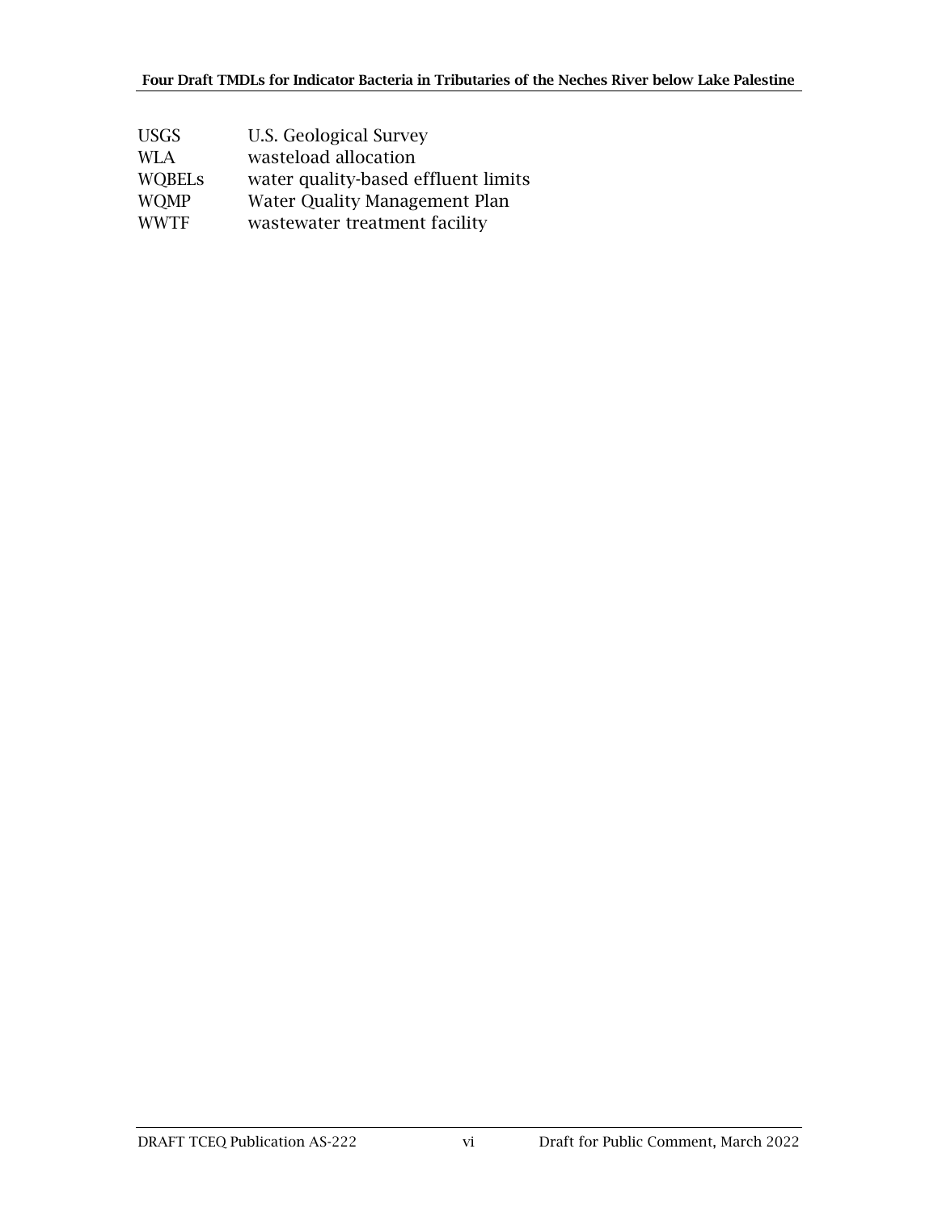| | |
|---|---|
| USGS | U.S. Geological Survey |
| WLA | wasteload allocation |
| WQBELs | water quality-based effluent limits |
| WQMP | Water Quality Management Plan |
| WWTF | wastewater treatment facility |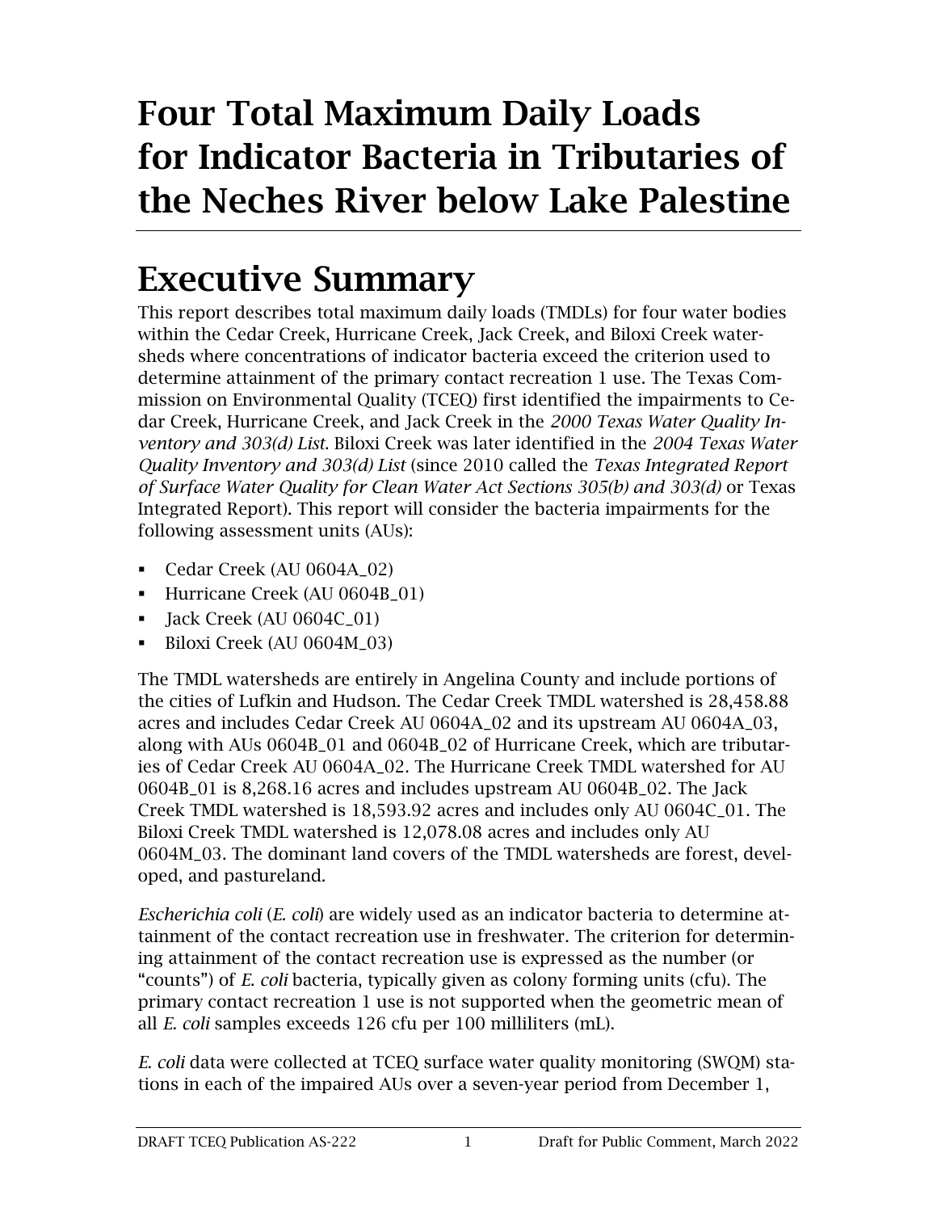# Four Total Maximum Daily Loads for Indicator Bacteria in Tributaries of the Neches River below Lake Palestine

# Executive Summary

This report describes total maximum daily loads (TMDLs) for four water bodies within the Cedar Creek, Hurricane Creek, Jack Creek, and Biloxi Creek watersheds where concentrations of indicator bacteria exceed the criterion used to determine attainment of the primary contact recreation 1 use. The Texas Commission on Environmental Quality (TCEQ) first identified the impairments to Cedar Creek, Hurricane Creek, and Jack Creek in the *2000 Texas Water Quality Inventory and 303(d) List*. Biloxi Creek was later identified in the *2004 Texas Water Quality Inventory and 303(d) List* (since 2010 called the *Texas Integrated Report of Surface Water Quality for Clean Water Act Sections 305(b) and 303(d)* or Texas Integrated Report). This report will consider the bacteria impairments for the following assessment units (AUs):

- Cedar Creek (AU 0604A_02)
- Hurricane Creek (AU 0604B_01)
- Jack Creek (AU 0604C_01)
- Biloxi Creek (AU 0604M_03)

The TMDL watersheds are entirely in Angelina County and include portions of the cities of Lufkin and Hudson. The Cedar Creek TMDL watershed is 28,458.88 acres and includes Cedar Creek AU 0604A_02 and its upstream AU 0604A_03, along with AUs 0604B_01 and 0604B_02 of Hurricane Creek, which are tributaries of Cedar Creek AU 0604A_02. The Hurricane Creek TMDL watershed for AU 0604B_01 is 8,268.16 acres and includes upstream AU 0604B_02. The Jack Creek TMDL watershed is 18,593.92 acres and includes only AU 0604C_01. The Biloxi Creek TMDL watershed is 12,078.08 acres and includes only AU 0604M_03. The dominant land covers of the TMDL watersheds are forest, developed, and pastureland.

*Escherichia coli* (*E. coli*) are widely used as an indicator bacteria to determine attainment of the contact recreation use in freshwater. The criterion for determining attainment of the contact recreation use is expressed as the number (or "counts") of *E. coli* bacteria, typically given as colony forming units (cfu). The primary contact recreation 1 use is not supported when the geometric mean of all *E. coli* samples exceeds 126 cfu per 100 milliliters (mL).

*E. coli* data were collected at TCEQ surface water quality monitoring (SWQM) stations in each of the impaired AUs over a seven-year period from December 1,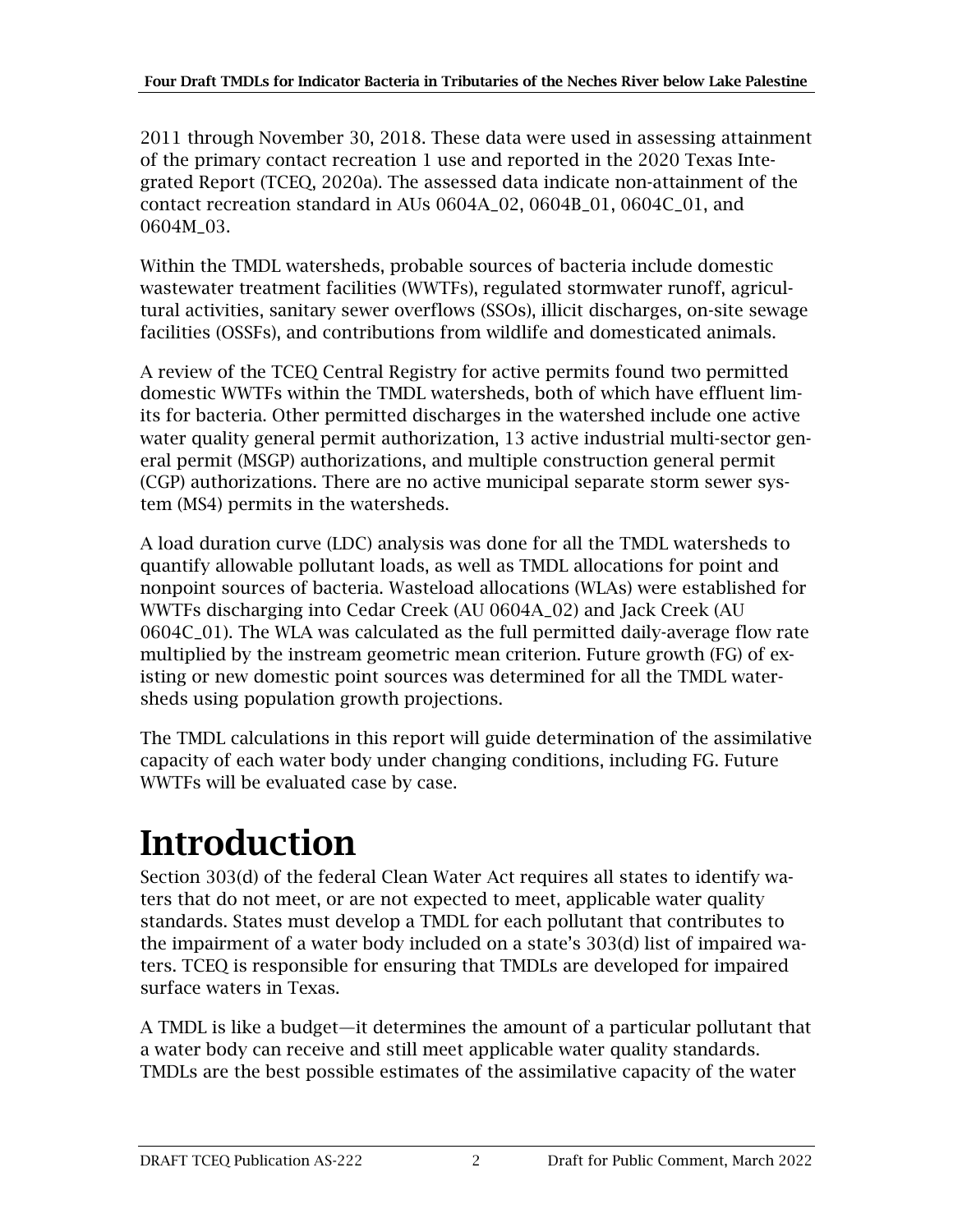2011 through November 30, 2018. These data were used in assessing attainment of the primary contact recreation 1 use and reported in the 2020 Texas Integrated Report (TCEQ, 2020a). The assessed data indicate non-attainment of the contact recreation standard in AUs 0604A_02, 0604B_01, 0604C_01, and 0604M_03.

Within the TMDL watersheds, probable sources of bacteria include domestic wastewater treatment facilities (WWTFs), regulated stormwater runoff, agricultural activities, sanitary sewer overflows (SSOs), illicit discharges, on-site sewage facilities (OSSFs), and contributions from wildlife and domesticated animals.

A review of the TCEQ Central Registry for active permits found two permitted domestic WWTFs within the TMDL watersheds, both of which have effluent limits for bacteria. Other permitted discharges in the watershed include one active water quality general permit authorization, 13 active industrial multi-sector general permit (MSGP) authorizations, and multiple construction general permit (CGP) authorizations. There are no active municipal separate storm sewer system (MS4) permits in the watersheds.

A load duration curve (LDC) analysis was done for all the TMDL watersheds to quantify allowable pollutant loads, as well as TMDL allocations for point and nonpoint sources of bacteria. Wasteload allocations (WLAs) were established for WWTFs discharging into Cedar Creek (AU 0604A_02) and Jack Creek (AU 0604C_01). The WLA was calculated as the full permitted daily-average flow rate multiplied by the instream geometric mean criterion. Future growth (FG) of existing or new domestic point sources was determined for all the TMDL watersheds using population growth projections.

The TMDL calculations in this report will guide determination of the assimilative capacity of each water body under changing conditions, including FG. Future WWTFs will be evaluated case by case.

# Introduction

Section 303(d) of the federal Clean Water Act requires all states to identify waters that do not meet, or are not expected to meet, applicable water quality standards. States must develop a TMDL for each pollutant that contributes to the impairment of a water body included on a state's 303(d) list of impaired waters. TCEQ is responsible for ensuring that TMDLs are developed for impaired surface waters in Texas.

A TMDL is like a budget—it determines the amount of a particular pollutant that a water body can receive and still meet applicable water quality standards. TMDLs are the best possible estimates of the assimilative capacity of the water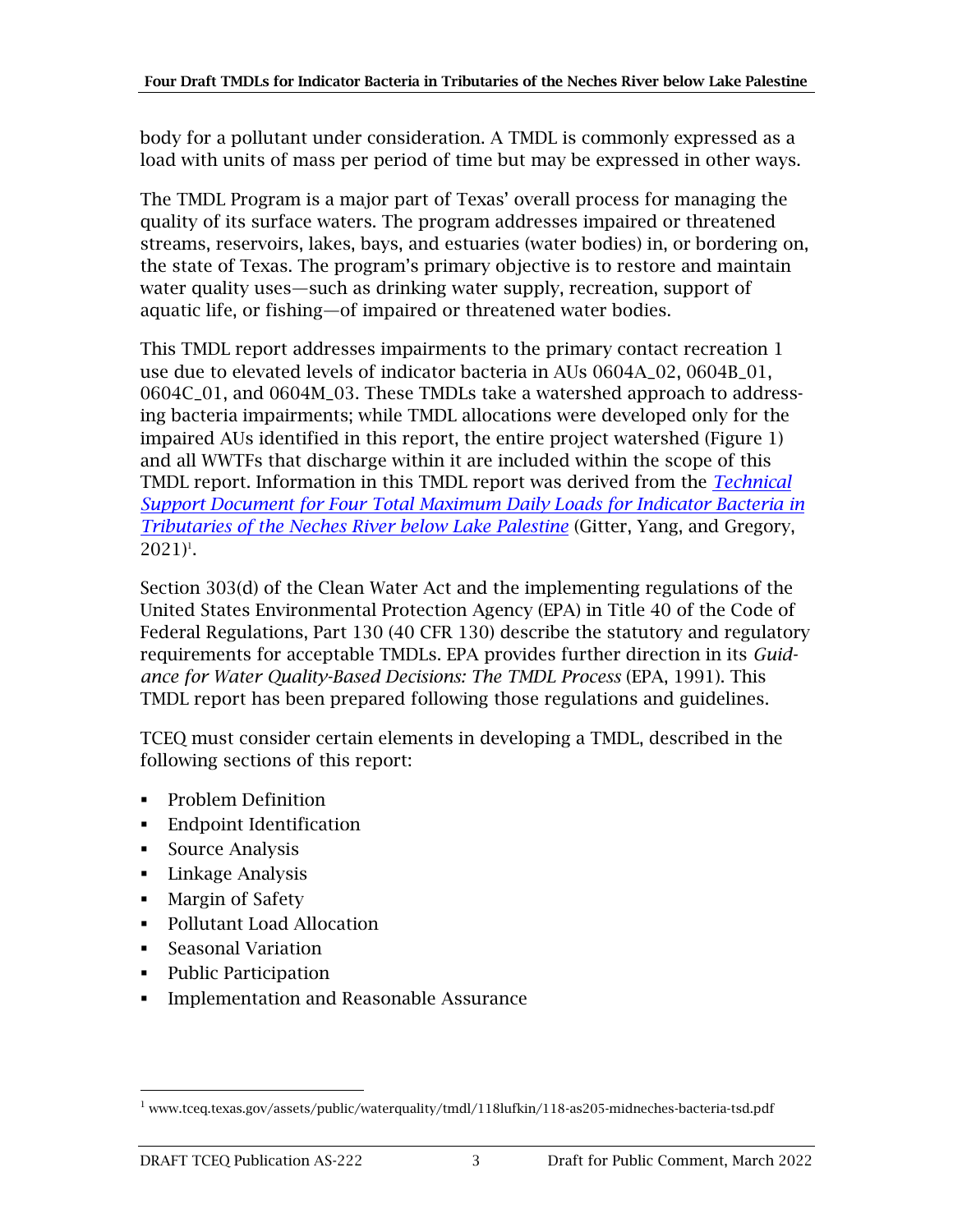body for a pollutant under consideration. A TMDL is commonly expressed as a load with units of mass per period of time but may be expressed in other ways.

The TMDL Program is a major part of Texas' overall process for managing the quality of its surface waters. The program addresses impaired or threatened streams, reservoirs, lakes, bays, and estuaries (water bodies) in, or bordering on, the state of Texas. The program's primary objective is to restore and maintain water quality uses—such as drinking water supply, recreation, support of aquatic life, or fishing—of impaired or threatened water bodies.

This TMDL report addresses impairments to the primary contact recreation 1 use due to elevated levels of indicator bacteria in AUs 0604A_02, 0604B_01, 0604C_01, and 0604M_03. These TMDLs take a watershed approach to addressing bacteria impairments; while TMDL allocations were developed only for the impaired AUs identified in this report, the entire project watershed (Figure 1) and all WWTFs that discharge within it are included within the scope of this TMDL report. Information in this TMDL report was derived from the *Technical Support Document for Four Total Maximum Daily Loads for Indicator Bacteria in Tributaries of the Neches River below Lake Palestine* (Gitter, Yang, and Gregory, 2021)[1].

Section 303(d) of the Clean Water Act and the implementing regulations of the United States Environmental Protection Agency (EPA) in Title 40 of the Code of Federal Regulations, Part 130 (40 CFR 130) describe the statutory and regulatory requirements for acceptable TMDLs. EPA provides further direction in its *Guidance for Water Quality-Based Decisions: The TMDL Process* (EPA, 1991). This TMDL report has been prepared following those regulations and guidelines.

TCEQ must consider certain elements in developing a TMDL, described in the following sections of this report:

- Problem Definition
- Endpoint Identification
- Source Analysis
- Linkage Analysis
- Margin of Safety
- Pollutant Load Allocation
- Seasonal Variation
- Public Participation
- Implementation and Reasonable Assurance

[1] www.tceq.texas.gov/assets/public/waterquality/tmdl/118lufkin/118-as205-midneches-bacteria-tsd.pdf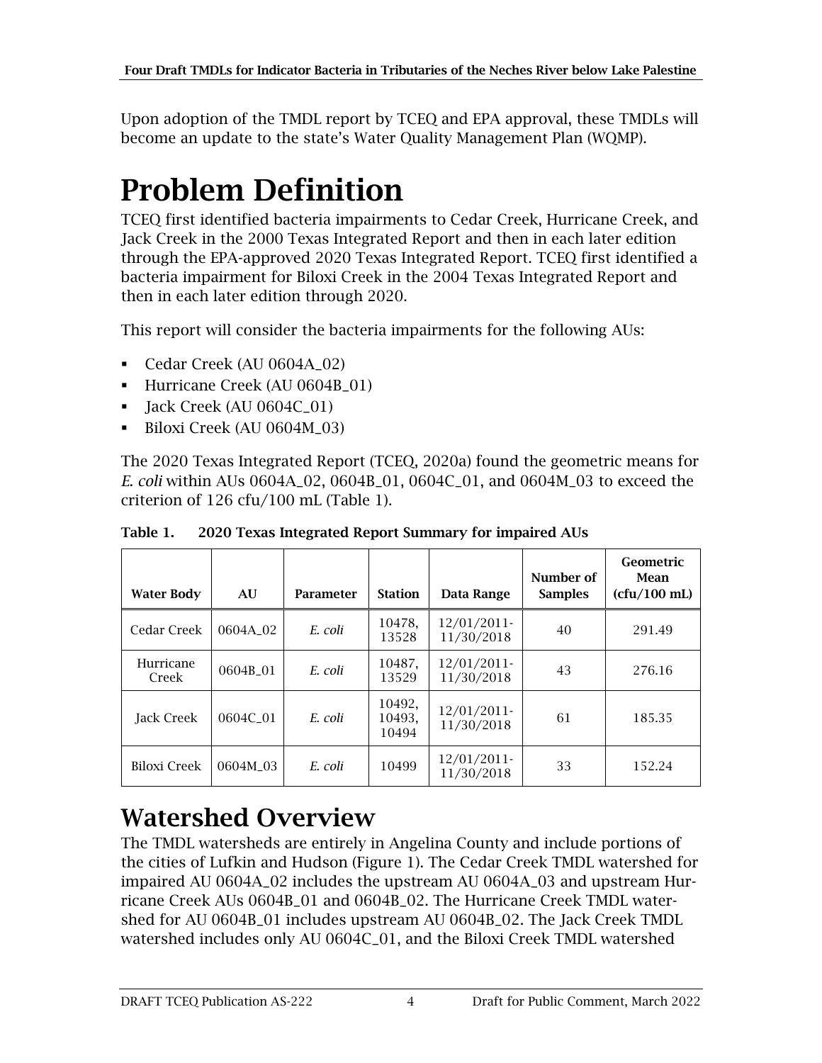Upon adoption of the TMDL report by TCEQ and EPA approval, these TMDLs will become an update to the state's Water Quality Management Plan (WQMP).

# Problem Definition

TCEQ first identified bacteria impairments to Cedar Creek, Hurricane Creek, and Jack Creek in the 2000 Texas Integrated Report and then in each later edition through the EPA-approved 2020 Texas Integrated Report. TCEQ first identified a bacteria impairment for Biloxi Creek in the 2004 Texas Integrated Report and then in each later edition through 2020.

This report will consider the bacteria impairments for the following AUs:

- Cedar Creek (AU 0604A_02)
- Hurricane Creek (AU 0604B_01)
- Jack Creek (AU 0604C_01)
- Biloxi Creek (AU 0604M_03)

The 2020 Texas Integrated Report (TCEQ, 2020a) found the geometric means for *E. coli* within AUs 0604A_02, 0604B_01, 0604C_01, and 0604M_03 to exceed the criterion of 126 cfu/100 mL (Table 1).

**Table 1. 2020 Texas Integrated Report Summary for impaired AUs**

| Water Body | AU | Parameter | Station | Data Range | Number of Samples | Geometric Mean (cfu/100 mL) |
|---|---|---|---|---|---|---|
| Cedar Creek | 0604A_02 | *E. coli* | 10478, 13528 | 12/01/2011-11/30/2018 | 40 | 291.49 |
| Hurricane Creek | 0604B_01 | *E. coli* | 10487, 13529 | 12/01/2011-11/30/2018 | 43 | 276.16 |
| Jack Creek | 0604C_01 | *E. coli* | 10492, 10493, 10494 | 12/01/2011-11/30/2018 | 61 | 185.35 |
| Biloxi Creek | 0604M_03 | *E. coli* | 10499 | 12/01/2011-11/30/2018 | 33 | 152.24 |

## Watershed Overview

The TMDL watersheds are entirely in Angelina County and include portions of the cities of Lufkin and Hudson (Figure 1). The Cedar Creek TMDL watershed for impaired AU 0604A_02 includes the upstream AU 0604A_03 and upstream Hurricane Creek AUs 0604B_01 and 0604B_02. The Hurricane Creek TMDL watershed for AU 0604B_01 includes upstream AU 0604B_02. The Jack Creek TMDL watershed includes only AU 0604C_01, and the Biloxi Creek TMDL watershed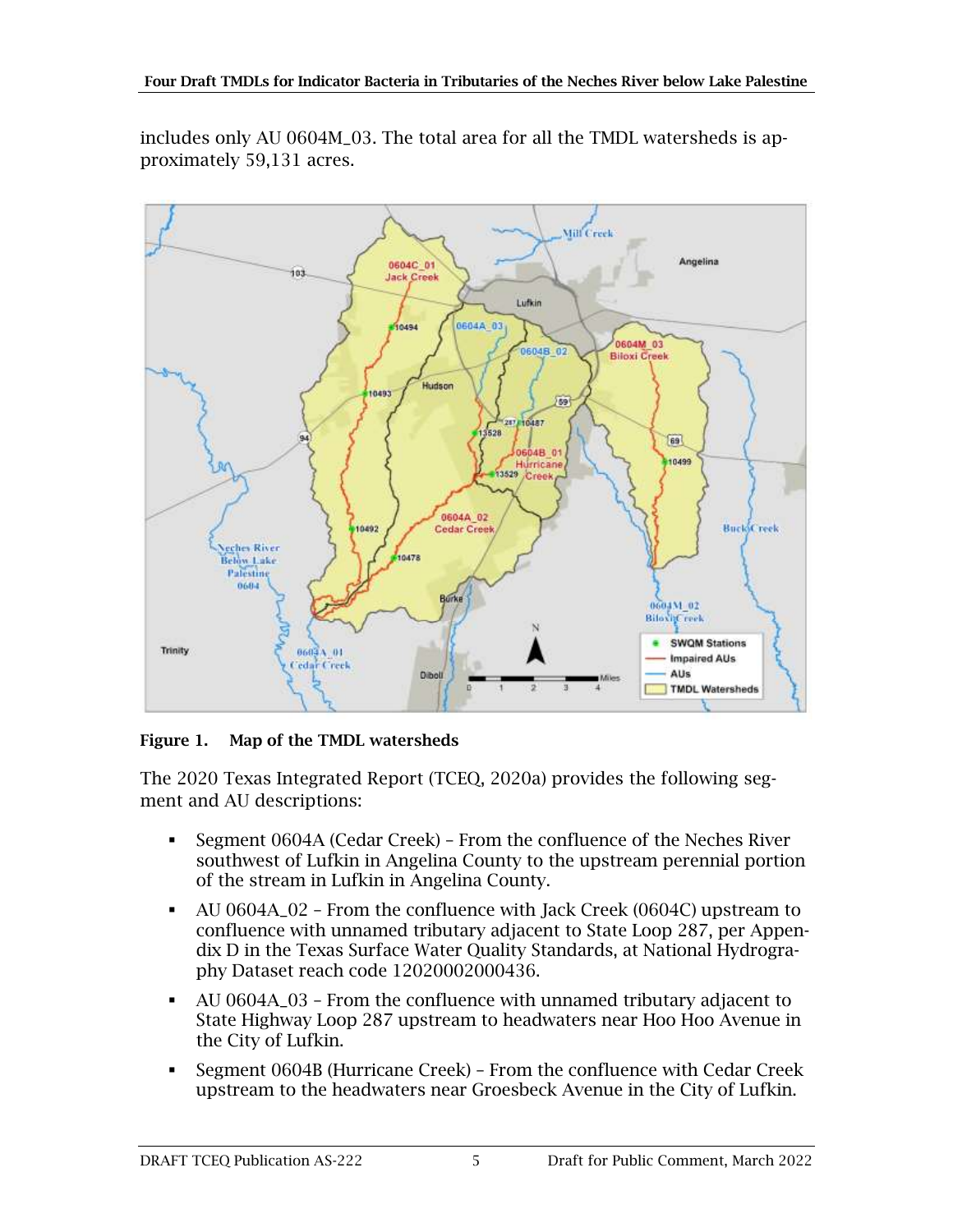includes only AU 0604M_03. The total area for all the TMDL watersheds is approximately 59,131 acres.

**Figure 1. Map of the TMDL watersheds**

The 2020 Texas Integrated Report (TCEQ, 2020a) provides the following segment and AU descriptions:

- Segment 0604A (Cedar Creek) – From the confluence of the Neches River southwest of Lufkin in Angelina County to the upstream perennial portion of the stream in Lufkin in Angelina County.
- AU 0604A_02 – From the confluence with Jack Creek (0604C) upstream to confluence with unnamed tributary adjacent to State Loop 287, per Appendix D in the Texas Surface Water Quality Standards, at National Hydrography Dataset reach code 12020002000436.
- AU 0604A_03 – From the confluence with unnamed tributary adjacent to State Highway Loop 287 upstream to headwaters near Hoo Hoo Avenue in the City of Lufkin.
- Segment 0604B (Hurricane Creek) – From the confluence with Cedar Creek upstream to the headwaters near Groesbeck Avenue in the City of Lufkin.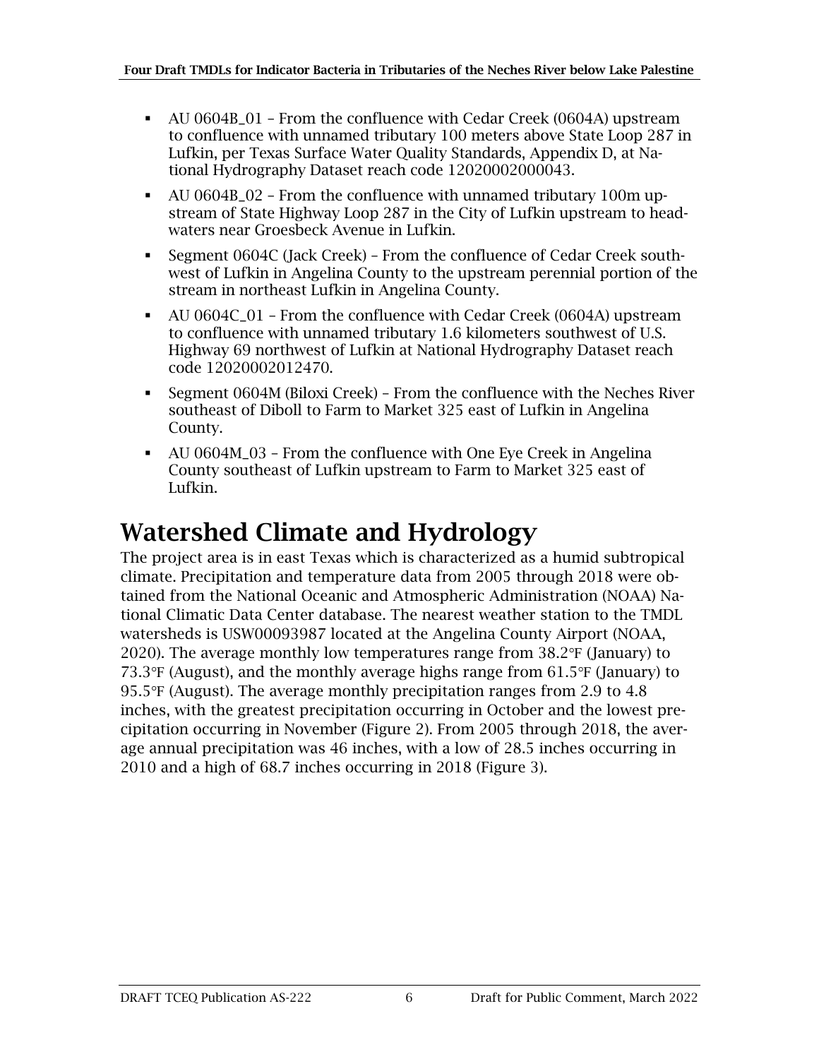- AU 0604B_01 – From the confluence with Cedar Creek (0604A) upstream to confluence with unnamed tributary 100 meters above State Loop 287 in Lufkin, per Texas Surface Water Quality Standards, Appendix D, at National Hydrography Dataset reach code 12020002000043.
- AU 0604B_02 – From the confluence with unnamed tributary 100m upstream of State Highway Loop 287 in the City of Lufkin upstream to headwaters near Groesbeck Avenue in Lufkin.
- Segment 0604C (Jack Creek) – From the confluence of Cedar Creek southwest of Lufkin in Angelina County to the upstream perennial portion of the stream in northeast Lufkin in Angelina County.
- AU 0604C_01 – From the confluence with Cedar Creek (0604A) upstream to confluence with unnamed tributary 1.6 kilometers southwest of U.S. Highway 69 northwest of Lufkin at National Hydrography Dataset reach code 12020002012470.
- Segment 0604M (Biloxi Creek) – From the confluence with the Neches River southeast of Diboll to Farm to Market 325 east of Lufkin in Angelina County.
- AU 0604M_03 – From the confluence with One Eye Creek in Angelina County southeast of Lufkin upstream to Farm to Market 325 east of Lufkin.

# Watershed Climate and Hydrology

The project area is in east Texas which is characterized as a humid subtropical climate. Precipitation and temperature data from 2005 through 2018 were obtained from the National Oceanic and Atmospheric Administration (NOAA) National Climatic Data Center database. The nearest weather station to the TMDL watersheds is USW00093987 located at the Angelina County Airport (NOAA, 2020). The average monthly low temperatures range from 38.2°F (January) to 73.3°F (August), and the monthly average highs range from 61.5°F (January) to 95.5°F (August). The average monthly precipitation ranges from 2.9 to 4.8 inches, with the greatest precipitation occurring in October and the lowest precipitation occurring in November (Figure 2). From 2005 through 2018, the average annual precipitation was 46 inches, with a low of 28.5 inches occurring in 2010 and a high of 68.7 inches occurring in 2018 (Figure 3).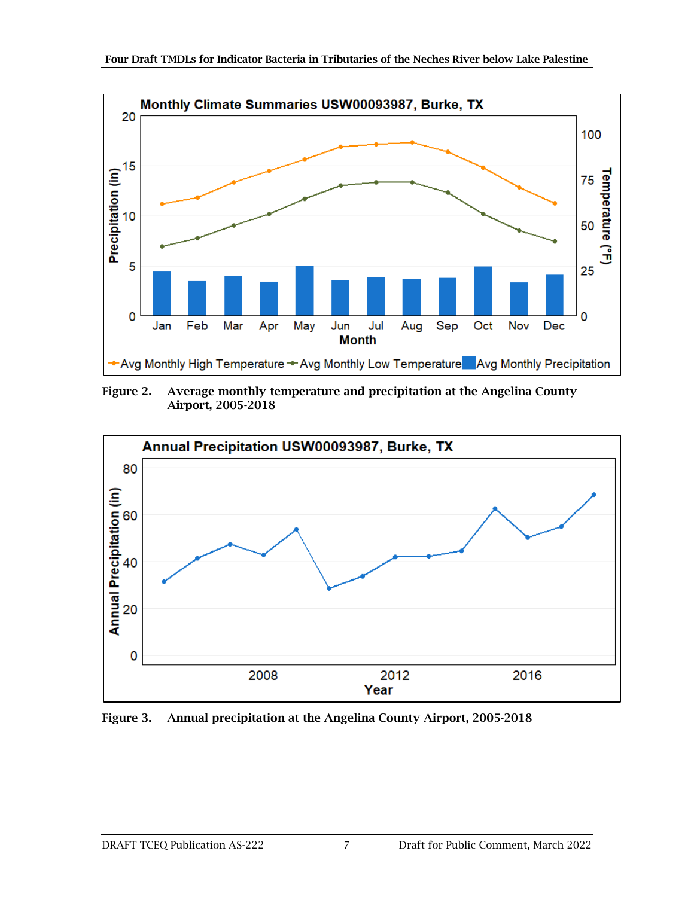Figure 2. Average monthly temperature and precipitation at the Angelina County Airport, 2005-2018

Figure 3. Annual precipitation at the Angelina County Airport, 2005-2018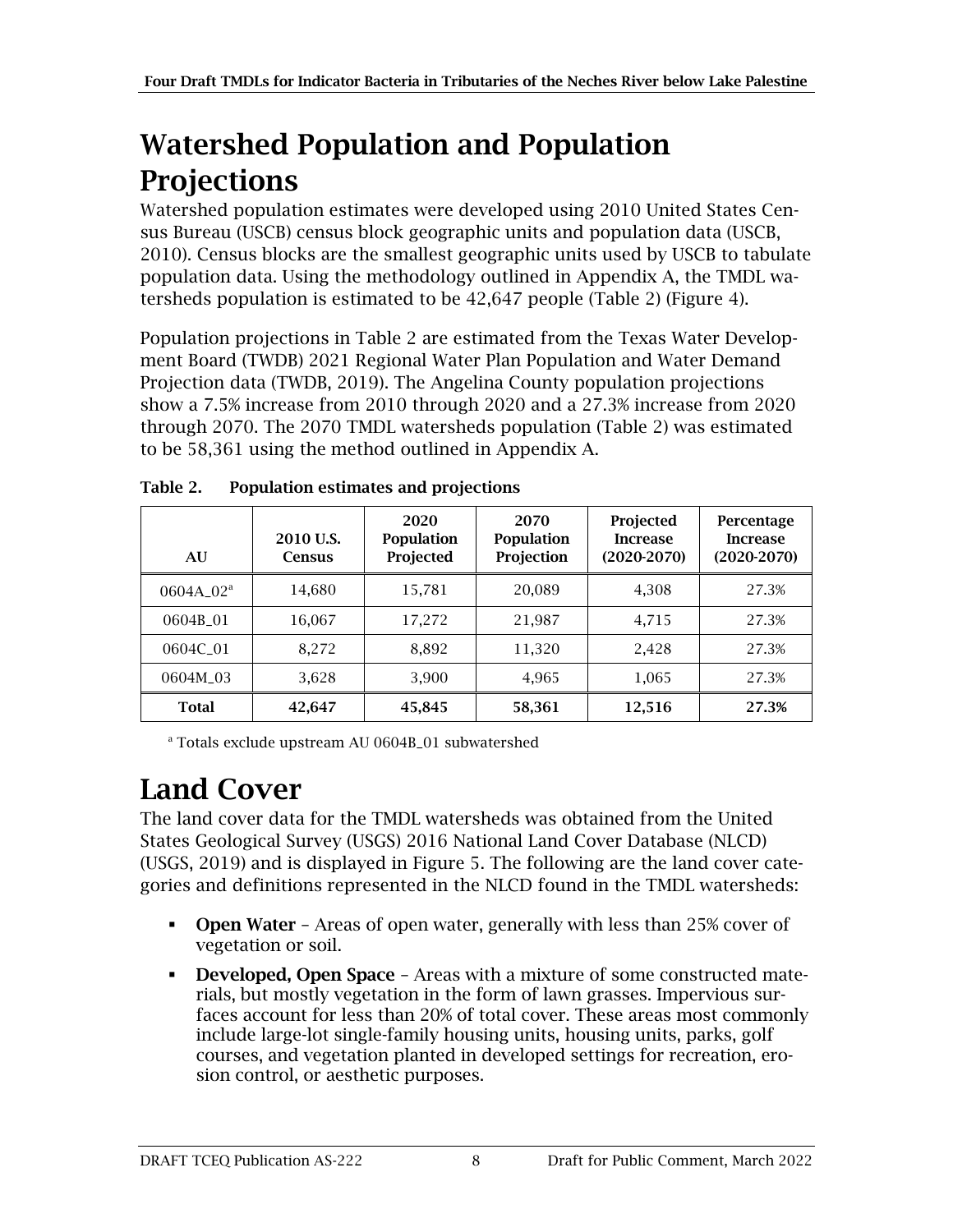# Watershed Population and Population Projections

Watershed population estimates were developed using 2010 United States Census Bureau (USCB) census block geographic units and population data (USCB, 2010). Census blocks are the smallest geographic units used by USCB to tabulate population data. Using the methodology outlined in Appendix A, the TMDL watersheds population is estimated to be 42,647 people (Table 2) (Figure 4).

Population projections in Table 2 are estimated from the Texas Water Development Board (TWDB) 2021 Regional Water Plan Population and Water Demand Projection data (TWDB, 2019). The Angelina County population projections show a 7.5% increase from 2010 through 2020 and a 27.3% increase from 2020 through 2070. The 2070 TMDL watersheds population (Table 2) was estimated to be 58,361 using the method outlined in Appendix A.

**Table 2. Population estimates and projections**

| AU | 2010 U.S. Census | 2020 Population Projected | 2070 Population Projection | Projected Increase (2020-2070) | Percentage Increase (2020-2070) |
|---|---|---|---|---|---|
| 0604A_02[a] | 14,680 | 15,781 | 20,089 | 4,308 | 27.3% |
| 0604B_01 | 16,067 | 17,272 | 21,987 | 4,715 | 27.3% |
| 0604C_01 | 8,272 | 8,892 | 11,320 | 2,428 | 27.3% |
| 0604M_03 | 3,628 | 3,900 | 4,965 | 1,065 | 27.3% |
| **Total** | **42,647** | **45,845** | **58,361** | **12,516** | **27.3%** |

[a] Totals exclude upstream AU 0604B_01 subwatershed

# Land Cover

The land cover data for the TMDL watersheds was obtained from the United States Geological Survey (USGS) 2016 National Land Cover Database (NLCD) (USGS, 2019) and is displayed in Figure 5. The following are the land cover categories and definitions represented in the NLCD found in the TMDL watersheds:

- **Open Water** – Areas of open water, generally with less than 25% cover of vegetation or soil.
- **Developed, Open Space** – Areas with a mixture of some constructed materials, but mostly vegetation in the form of lawn grasses. Impervious surfaces account for less than 20% of total cover. These areas most commonly include large-lot single-family housing units, housing units, parks, golf courses, and vegetation planted in developed settings for recreation, erosion control, or aesthetic purposes.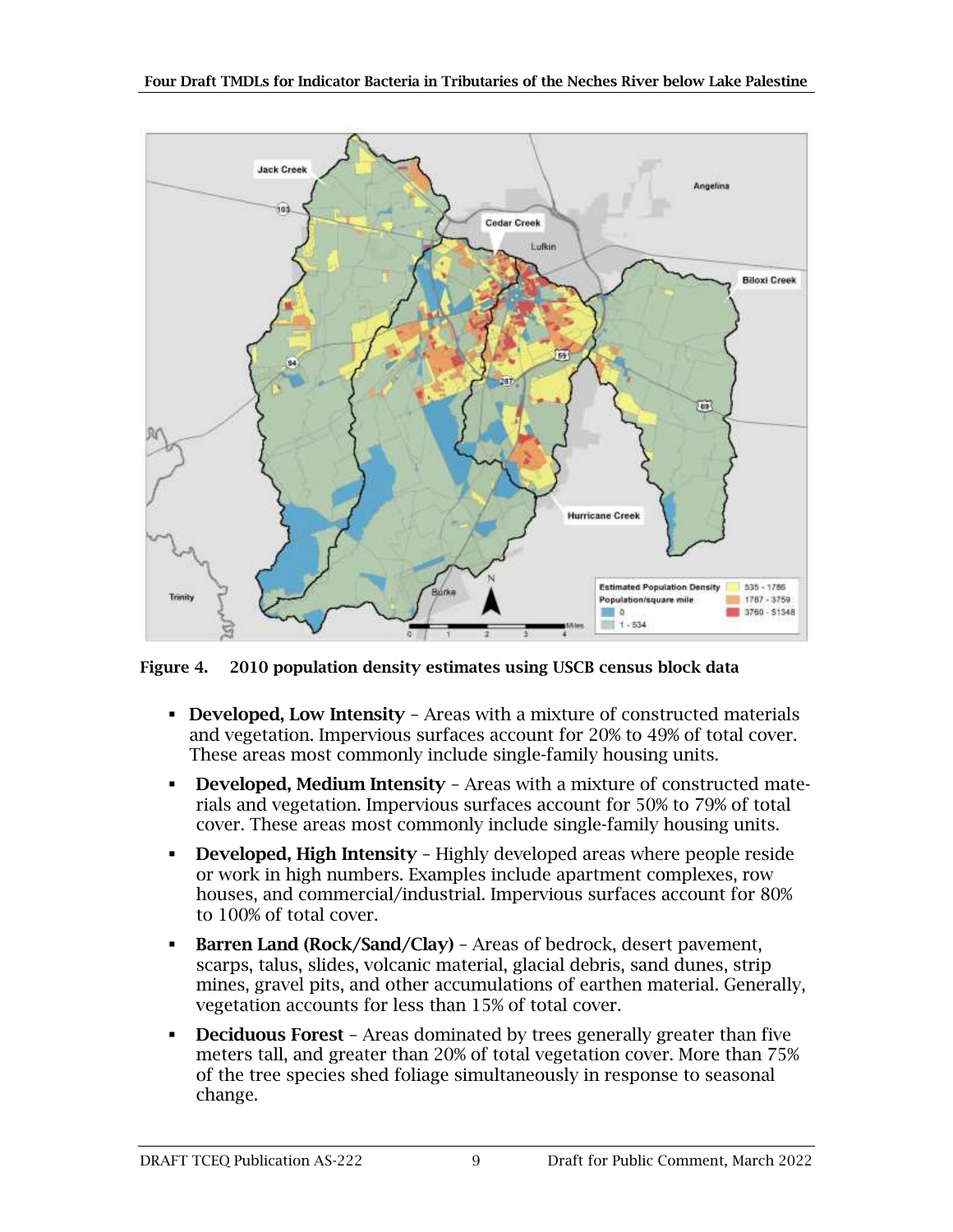Figure 4. 2010 population density estimates using USCB census block data

- **Developed, Low Intensity** – Areas with a mixture of constructed materials and vegetation. Impervious surfaces account for 20% to 49% of total cover. These areas most commonly include single-family housing units.
- **Developed, Medium Intensity** – Areas with a mixture of constructed materials and vegetation. Impervious surfaces account for 50% to 79% of total cover. These areas most commonly include single-family housing units.
- **Developed, High Intensity** – Highly developed areas where people reside or work in high numbers. Examples include apartment complexes, row houses, and commercial/industrial. Impervious surfaces account for 80% to 100% of total cover.
- **Barren Land (Rock/Sand/Clay)** – Areas of bedrock, desert pavement, scarps, talus, slides, volcanic material, glacial debris, sand dunes, strip mines, gravel pits, and other accumulations of earthen material. Generally, vegetation accounts for less than 15% of total cover.
- **Deciduous Forest** – Areas dominated by trees generally greater than five meters tall, and greater than 20% of total vegetation cover. More than 75% of the tree species shed foliage simultaneously in response to seasonal change.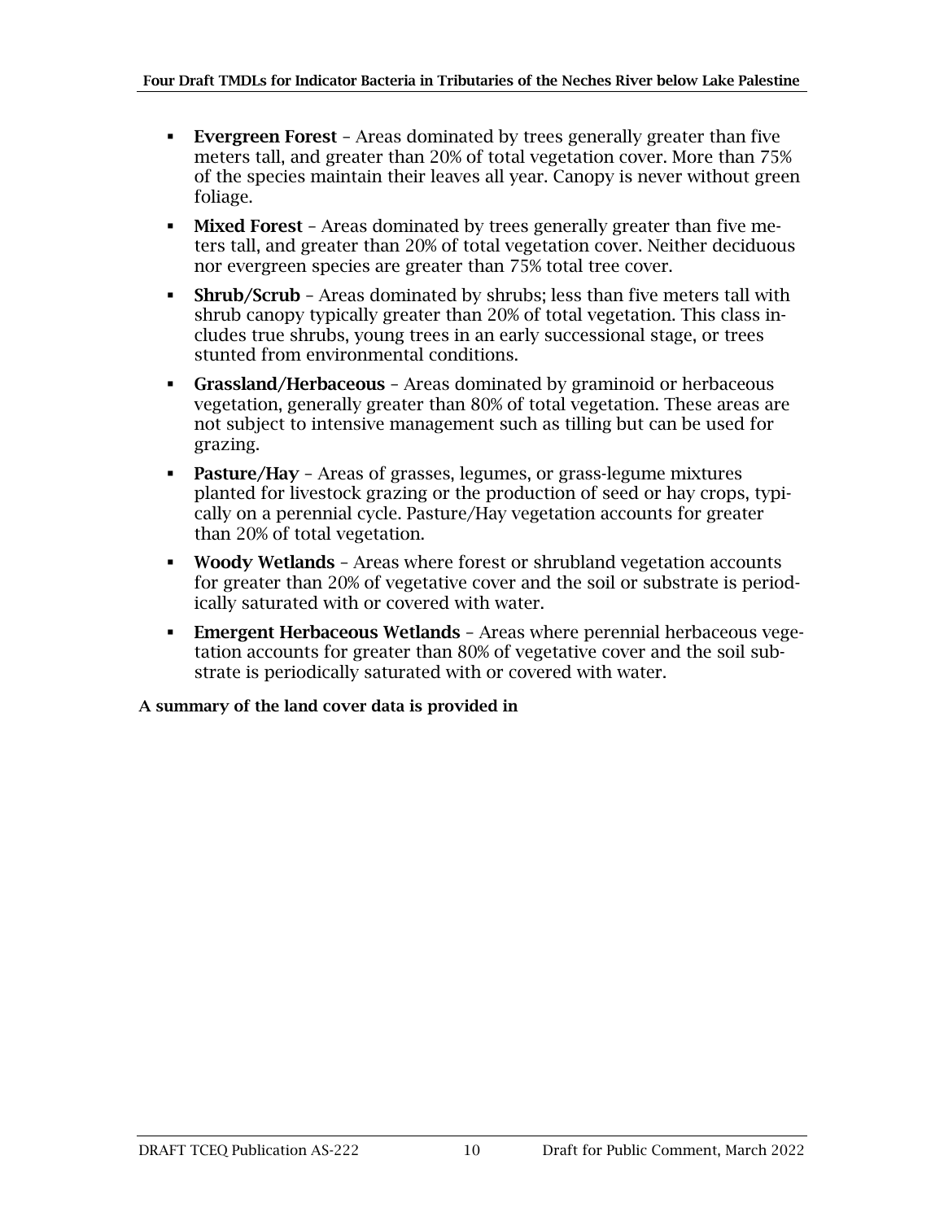- **Evergreen Forest** – Areas dominated by trees generally greater than five meters tall, and greater than 20% of total vegetation cover. More than 75% of the species maintain their leaves all year. Canopy is never without green foliage.
- **Mixed Forest** – Areas dominated by trees generally greater than five meters tall, and greater than 20% of total vegetation cover. Neither deciduous nor evergreen species are greater than 75% total tree cover.
- **Shrub/Scrub** – Areas dominated by shrubs; less than five meters tall with shrub canopy typically greater than 20% of total vegetation. This class includes true shrubs, young trees in an early successional stage, or trees stunted from environmental conditions.
- **Grassland/Herbaceous** – Areas dominated by graminoid or herbaceous vegetation, generally greater than 80% of total vegetation. These areas are not subject to intensive management such as tilling but can be used for grazing.
- **Pasture/Hay** – Areas of grasses, legumes, or grass-legume mixtures planted for livestock grazing or the production of seed or hay crops, typically on a perennial cycle. Pasture/Hay vegetation accounts for greater than 20% of total vegetation.
- **Woody Wetlands** – Areas where forest or shrubland vegetation accounts for greater than 20% of vegetative cover and the soil or substrate is periodically saturated with or covered with water.
- **Emergent Herbaceous Wetlands** – Areas where perennial herbaceous vegetation accounts for greater than 80% of vegetative cover and the soil substrate is periodically saturated with or covered with water.

**A summary of the land cover data is provided in**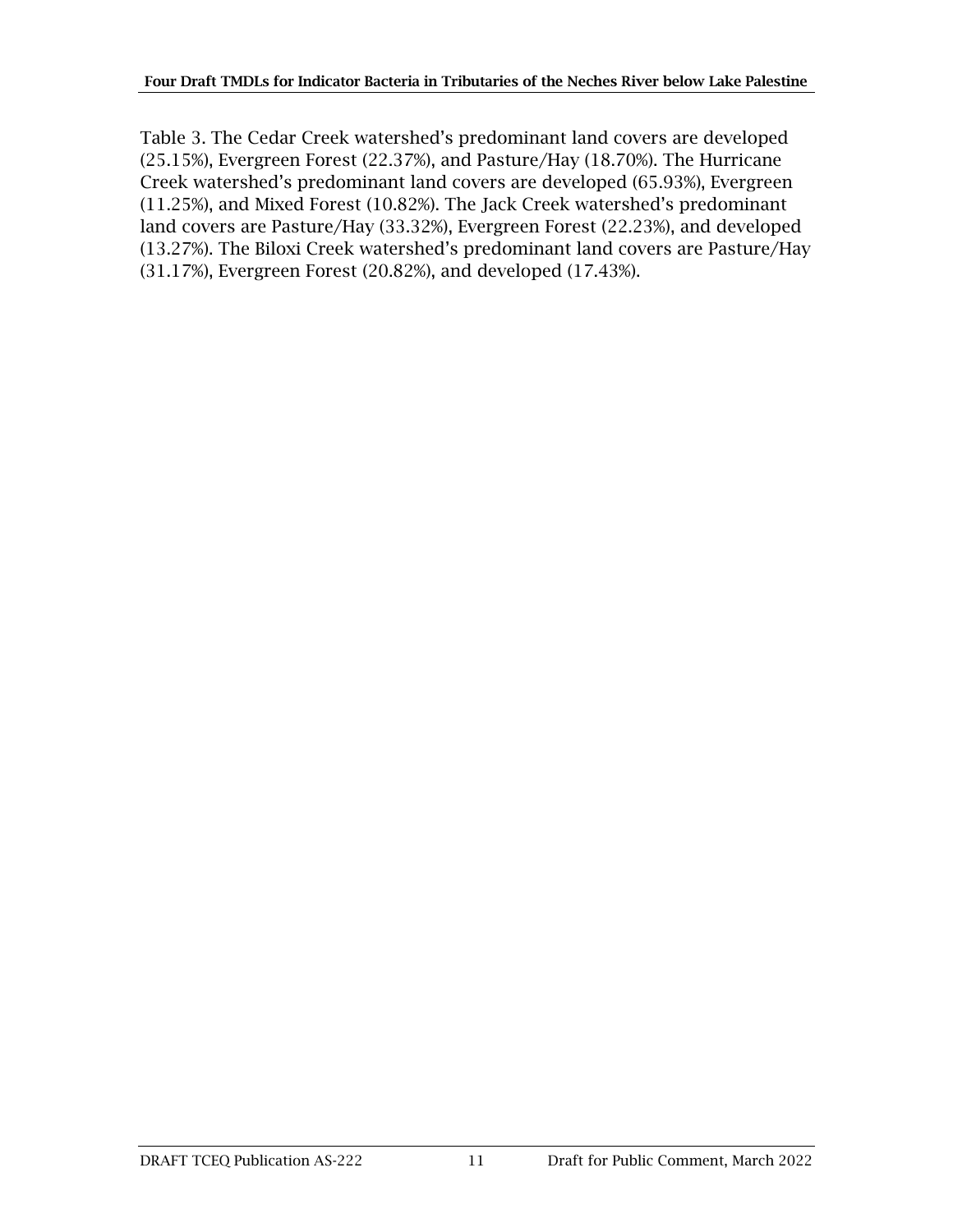Table 3. The Cedar Creek watershed’s predominant land covers are developed (25.15%), Evergreen Forest (22.37%), and Pasture/Hay (18.70%). The Hurricane Creek watershed’s predominant land covers are developed (65.93%), Evergreen (11.25%), and Mixed Forest (10.82%). The Jack Creek watershed’s predominant land covers are Pasture/Hay (33.32%), Evergreen Forest (22.23%), and developed (13.27%). The Biloxi Creek watershed’s predominant land covers are Pasture/Hay (31.17%), Evergreen Forest (20.82%), and developed (17.43%).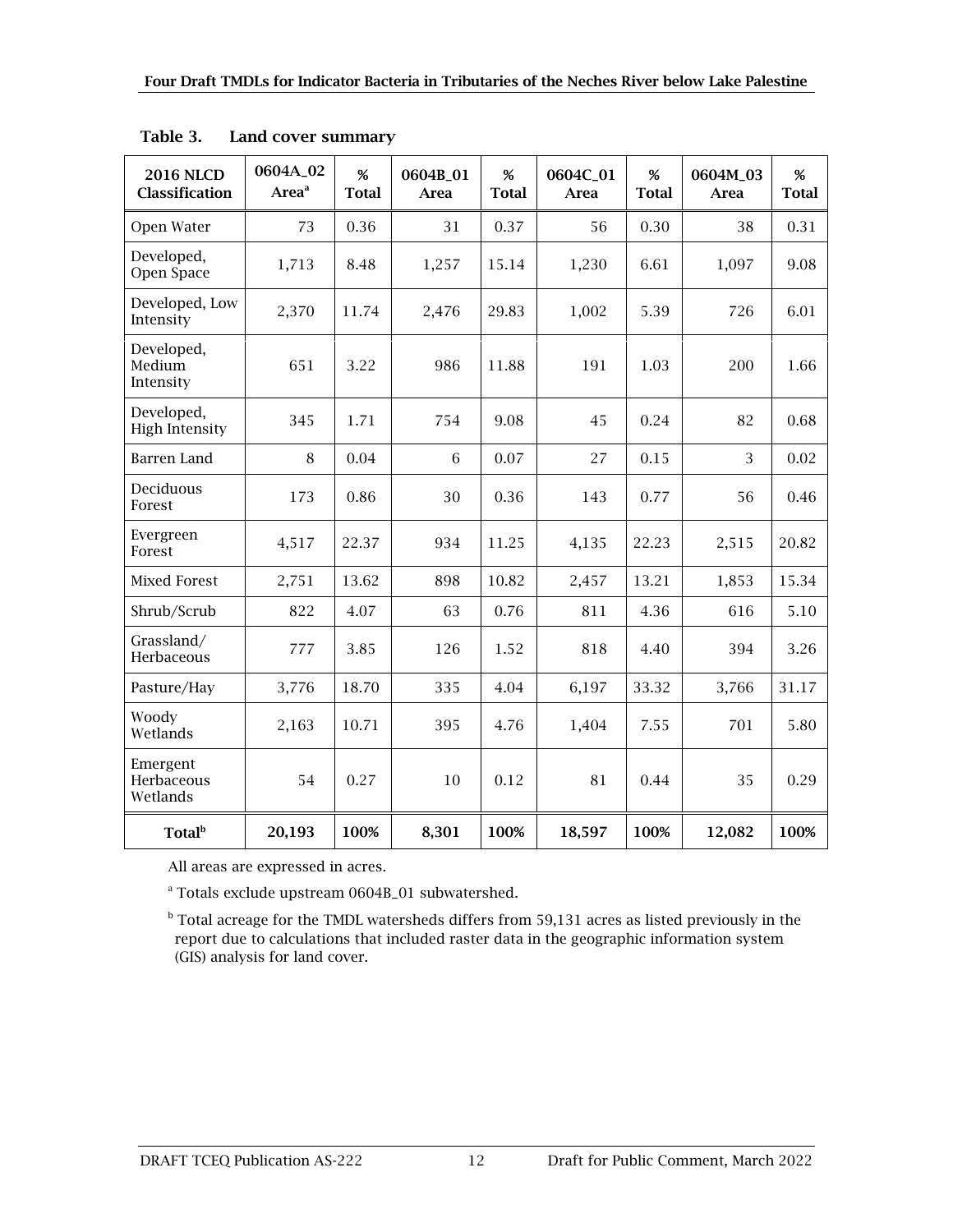Table 3. Land cover summary

| 2016 NLCD Classification | 0604A_02 Area[a] | % Total | 0604B_01 Area | % Total | 0604C_01 Area | % Total | 0604M_03 Area | % Total |
|---|---|---|---|---|---|---|---|---|
| Open Water | 73 | 0.36 | 31 | 0.37 | 56 | 0.30 | 38 | 0.31 |
| Developed, Open Space | 1,713 | 8.48 | 1,257 | 15.14 | 1,230 | 6.61 | 1,097 | 9.08 |
| Developed, Low Intensity | 2,370 | 11.74 | 2,476 | 29.83 | 1,002 | 5.39 | 726 | 6.01 |
| Developed, Medium Intensity | 651 | 3.22 | 986 | 11.88 | 191 | 1.03 | 200 | 1.66 |
| Developed, High Intensity | 345 | 1.71 | 754 | 9.08 | 45 | 0.24 | 82 | 0.68 |
| Barren Land | 8 | 0.04 | 6 | 0.07 | 27 | 0.15 | 3 | 0.02 |
| Deciduous Forest | 173 | 0.86 | 30 | 0.36 | 143 | 0.77 | 56 | 0.46 |
| Evergreen Forest | 4,517 | 22.37 | 934 | 11.25 | 4,135 | 22.23 | 2,515 | 20.82 |
| Mixed Forest | 2,751 | 13.62 | 898 | 10.82 | 2,457 | 13.21 | 1,853 | 15.34 |
| Shrub/Scrub | 822 | 4.07 | 63 | 0.76 | 811 | 4.36 | 616 | 5.10 |
| Grassland/ Herbaceous | 777 | 3.85 | 126 | 1.52 | 818 | 4.40 | 394 | 3.26 |
| Pasture/Hay | 3,776 | 18.70 | 335 | 4.04 | 6,197 | 33.32 | 3,766 | 31.17 |
| Woody Wetlands | 2,163 | 10.71 | 395 | 4.76 | 1,404 | 7.55 | 701 | 5.80 |
| Emergent Herbaceous Wetlands | 54 | 0.27 | 10 | 0.12 | 81 | 0.44 | 35 | 0.29 |
| **Total[b]** | **20,193** | **100%** | **8,301** | **100%** | **18,597** | **100%** | **12,082** | **100%** |

All areas are expressed in acres.

[a] Totals exclude upstream 0604B_01 subwatershed.

[b] Total acreage for the TMDL watersheds differs from 59,131 acres as listed previously in the report due to calculations that included raster data in the geographic information system (GIS) analysis for land cover.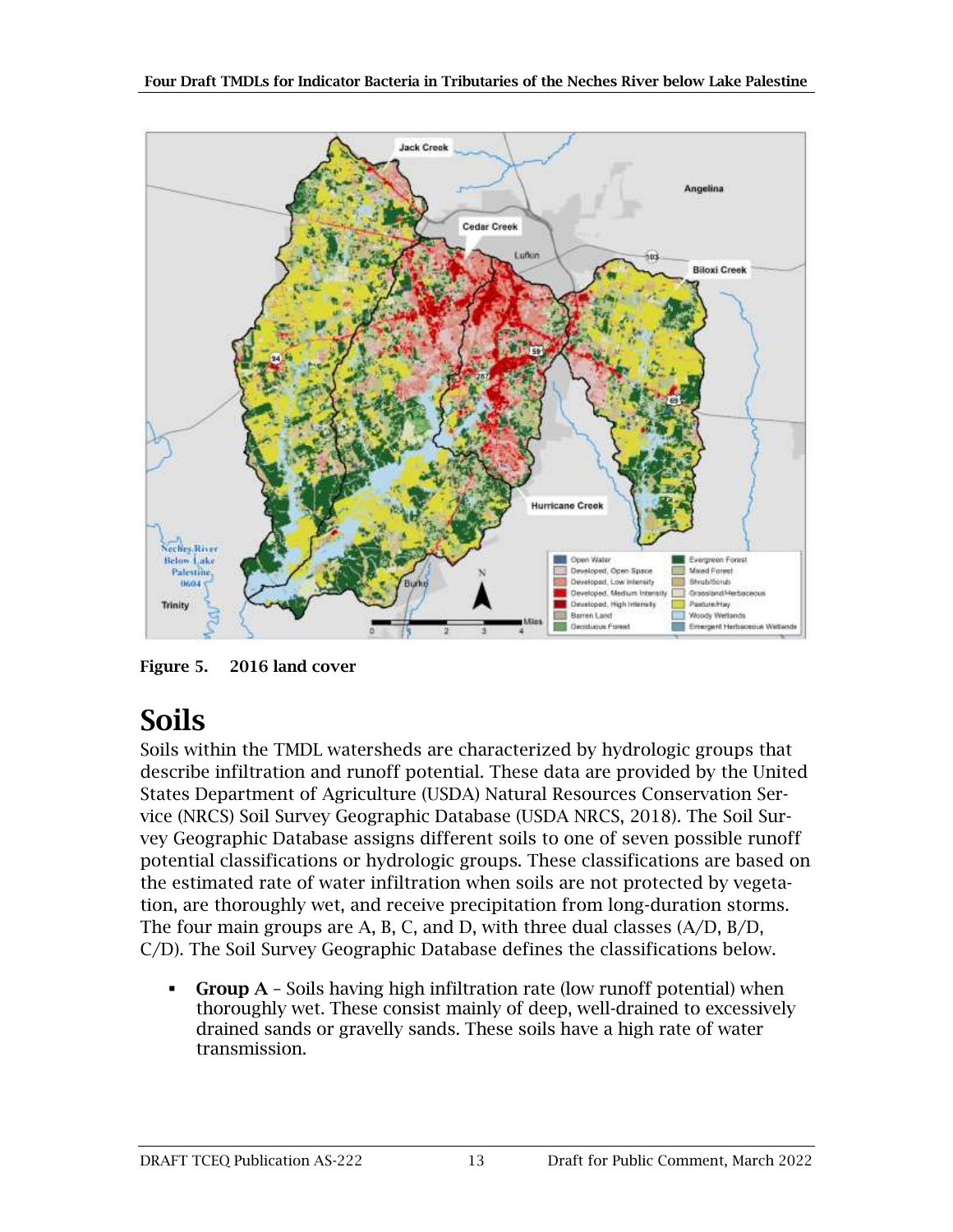Figure 5. 2016 land cover

## Soils

Soils within the TMDL watersheds are characterized by hydrologic groups that describe infiltration and runoff potential. These data are provided by the United States Department of Agriculture (USDA) Natural Resources Conservation Service (NRCS) Soil Survey Geographic Database (USDA NRCS, 2018). The Soil Survey Geographic Database assigns different soils to one of seven possible runoff potential classifications or hydrologic groups. These classifications are based on the estimated rate of water infiltration when soils are not protected by vegetation, are thoroughly wet, and receive precipitation from long-duration storms. The four main groups are A, B, C, and D, with three dual classes (A/D, B/D, C/D). The Soil Survey Geographic Database defines the classifications below.

- **Group A** – Soils having high infiltration rate (low runoff potential) when thoroughly wet. These consist mainly of deep, well-drained to excessively drained sands or gravelly sands. These soils have a high rate of water transmission.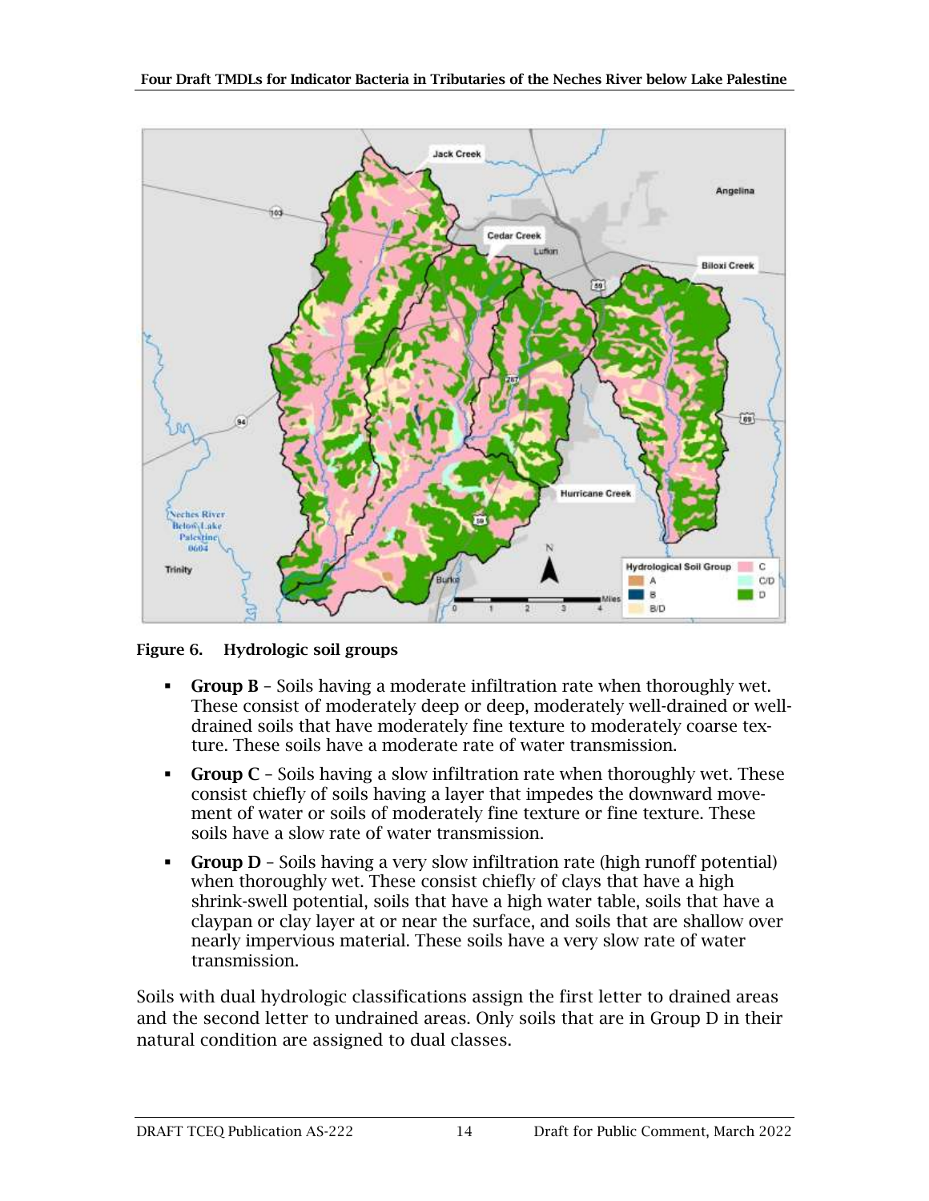**Figure 6. Hydrologic soil groups**

- **Group B** – Soils having a moderate infiltration rate when thoroughly wet. These consist of moderately deep or deep, moderately well-drained or well-drained soils that have moderately fine texture to moderately coarse texture. These soils have a moderate rate of water transmission.
- **Group C** – Soils having a slow infiltration rate when thoroughly wet. These consist chiefly of soils having a layer that impedes the downward movement of water or soils of moderately fine texture or fine texture. These soils have a slow rate of water transmission.
- **Group D** – Soils having a very slow infiltration rate (high runoff potential) when thoroughly wet. These consist chiefly of clays that have a high shrink-swell potential, soils that have a high water table, soils that have a claypan or clay layer at or near the surface, and soils that are shallow over nearly impervious material. These soils have a very slow rate of water transmission.

Soils with dual hydrologic classifications assign the first letter to drained areas and the second letter to undrained areas. Only soils that are in Group D in their natural condition are assigned to dual classes.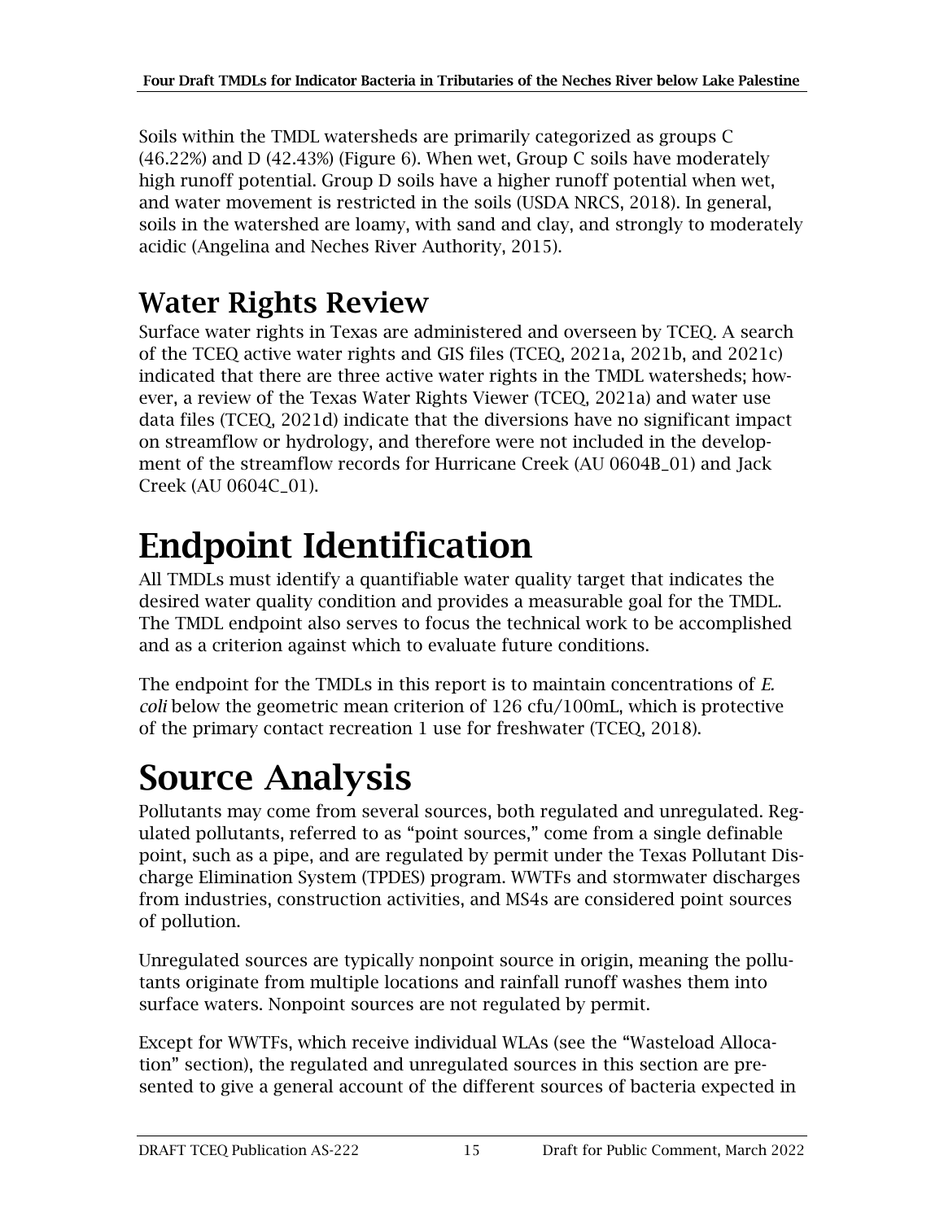Soils within the TMDL watersheds are primarily categorized as groups C (46.22%) and D (42.43%) (Figure 6). When wet, Group C soils have moderately high runoff potential. Group D soils have a higher runoff potential when wet, and water movement is restricted in the soils (USDA NRCS, 2018). In general, soils in the watershed are loamy, with sand and clay, and strongly to moderately acidic (Angelina and Neches River Authority, 2015).

## Water Rights Review

Surface water rights in Texas are administered and overseen by TCEQ. A search of the TCEQ active water rights and GIS files (TCEQ, 2021a, 2021b, and 2021c) indicated that there are three active water rights in the TMDL watersheds; however, a review of the Texas Water Rights Viewer (TCEQ, 2021a) and water use data files (TCEQ, 2021d) indicate that the diversions have no significant impact on streamflow or hydrology, and therefore were not included in the development of the streamflow records for Hurricane Creek (AU 0604B_01) and Jack Creek (AU 0604C_01).

# Endpoint Identification

All TMDLs must identify a quantifiable water quality target that indicates the desired water quality condition and provides a measurable goal for the TMDL. The TMDL endpoint also serves to focus the technical work to be accomplished and as a criterion against which to evaluate future conditions.

The endpoint for the TMDLs in this report is to maintain concentrations of *E. coli* below the geometric mean criterion of 126 cfu/100mL, which is protective of the primary contact recreation 1 use for freshwater (TCEQ, 2018).

# Source Analysis

Pollutants may come from several sources, both regulated and unregulated. Regulated pollutants, referred to as “point sources,” come from a single definable point, such as a pipe, and are regulated by permit under the Texas Pollutant Discharge Elimination System (TPDES) program. WWTFs and stormwater discharges from industries, construction activities, and MS4s are considered point sources of pollution.

Unregulated sources are typically nonpoint source in origin, meaning the pollutants originate from multiple locations and rainfall runoff washes them into surface waters. Nonpoint sources are not regulated by permit.

Except for WWTFs, which receive individual WLAs (see the “Wasteload Allocation” section), the regulated and unregulated sources in this section are presented to give a general account of the different sources of bacteria expected in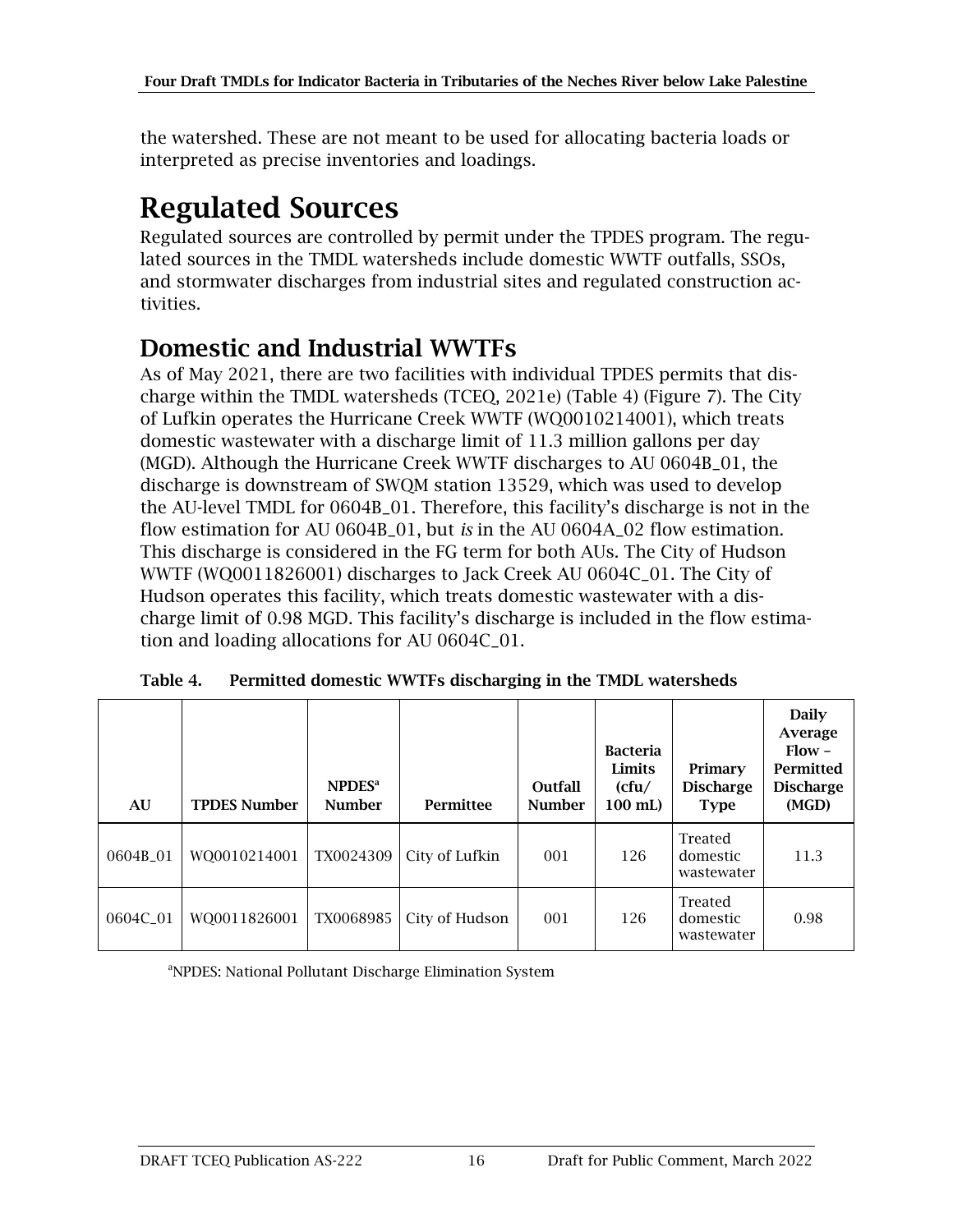the watershed. These are not meant to be used for allocating bacteria loads or interpreted as precise inventories and loadings.

# Regulated Sources

Regulated sources are controlled by permit under the TPDES program. The regulated sources in the TMDL watersheds include domestic WWTF outfalls, SSOs, and stormwater discharges from industrial sites and regulated construction activities.

## Domestic and Industrial WWTFs

As of May 2021, there are two facilities with individual TPDES permits that discharge within the TMDL watersheds (TCEQ, 2021e) (Table 4) (Figure 7). The City of Lufkin operates the Hurricane Creek WWTF (WQ0010214001), which treats domestic wastewater with a discharge limit of 11.3 million gallons per day (MGD). Although the Hurricane Creek WWTF discharges to AU 0604B_01, the discharge is downstream of SWQM station 13529, which was used to develop the AU-level TMDL for 0604B_01. Therefore, this facility's discharge is not in the flow estimation for AU 0604B_01, but *is* in the AU 0604A_02 flow estimation. This discharge is considered in the FG term for both AUs. The City of Hudson WWTF (WQ0011826001) discharges to Jack Creek AU 0604C_01. The City of Hudson operates this facility, which treats domestic wastewater with a discharge limit of 0.98 MGD. This facility's discharge is included in the flow estimation and loading allocations for AU 0604C_01.

**Table 4. Permitted domestic WWTFs discharging in the TMDL watersheds**

| AU | TPDES Number | NPDES[a] Number | Permittee | Outfall Number | Bacteria Limits (cfu/ 100 mL) | Primary Discharge Type | Daily Average Flow – Permitted Discharge (MGD) |
|---|---|---|---|---|---|---|---|
| 0604B_01 | WQ0010214001 | TX0024309 | City of Lufkin | 001 | 126 | Treated domestic wastewater | 11.3 |
| 0604C_01 | WQ0011826001 | TX0068985 | City of Hudson | 001 | 126 | Treated domestic wastewater | 0.98 |

[a]NPDES: National Pollutant Discharge Elimination System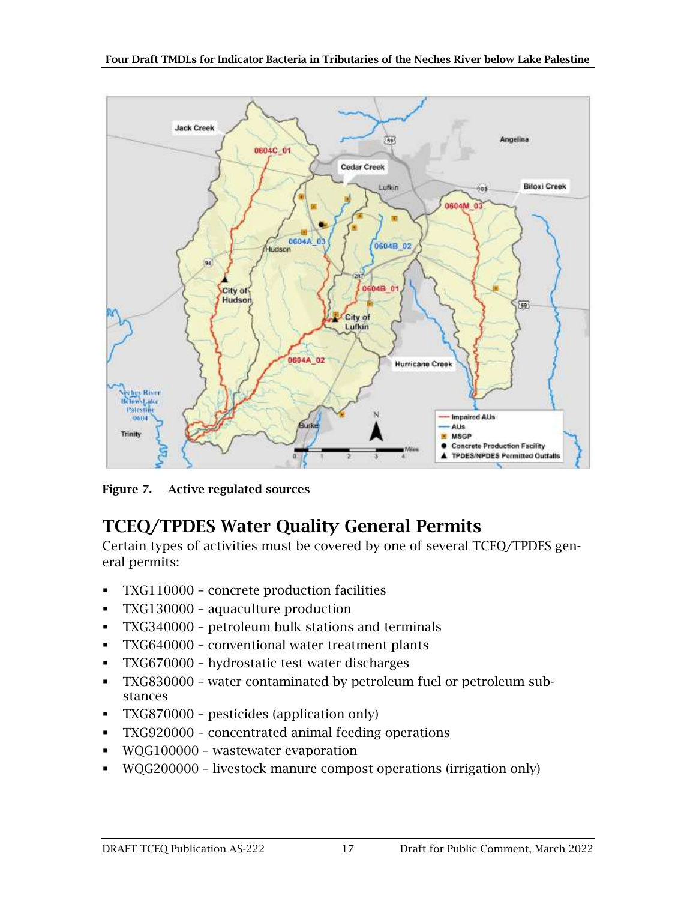Figure 7.  Active regulated sources

## TCEQ/TPDES Water Quality General Permits

Certain types of activities must be covered by one of several TCEQ/TPDES general permits:

- TXG110000 – concrete production facilities
- TXG130000 – aquaculture production
- TXG340000 – petroleum bulk stations and terminals
- TXG640000 – conventional water treatment plants
- TXG670000 – hydrostatic test water discharges
- TXG830000 – water contaminated by petroleum fuel or petroleum substances
- TXG870000 – pesticides (application only)
- TXG920000 – concentrated animal feeding operations
- WQG100000 – wastewater evaporation
- WQG200000 – livestock manure compost operations (irrigation only)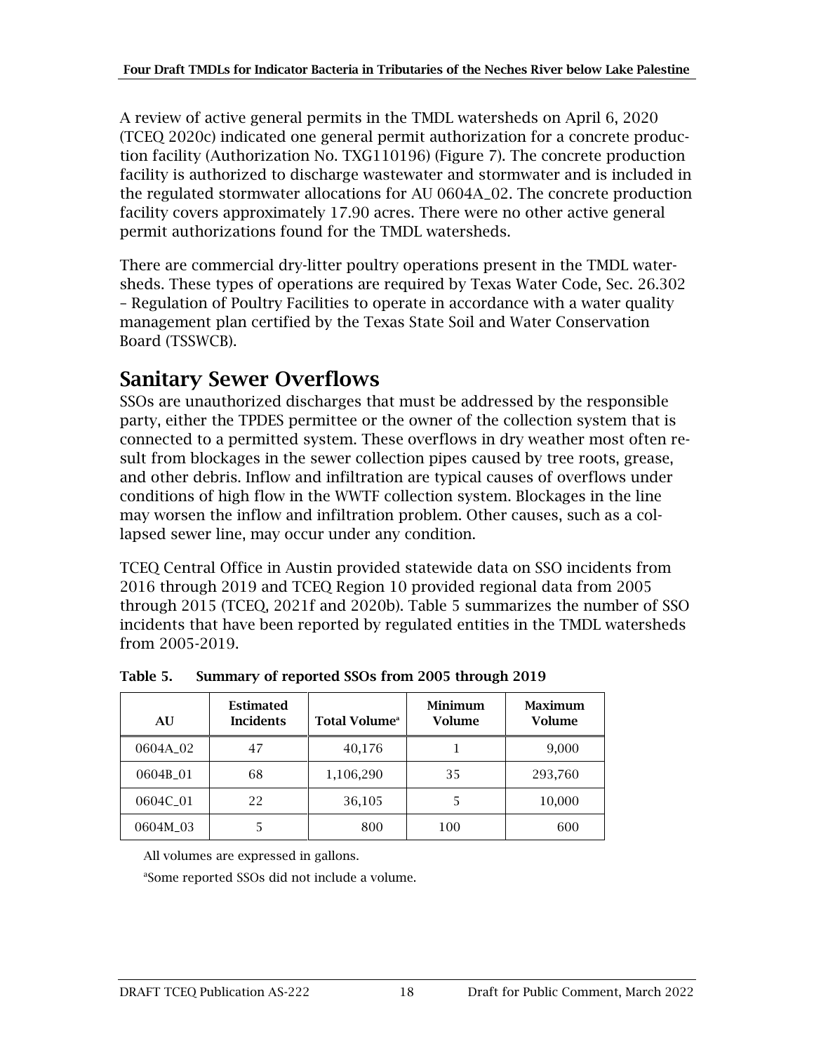A review of active general permits in the TMDL watersheds on April 6, 2020 (TCEQ 2020c) indicated one general permit authorization for a concrete production facility (Authorization No. TXG110196) (Figure 7). The concrete production facility is authorized to discharge wastewater and stormwater and is included in the regulated stormwater allocations for AU 0604A_02. The concrete production facility covers approximately 17.90 acres. There were no other active general permit authorizations found for the TMDL watersheds.

There are commercial dry-litter poultry operations present in the TMDL watersheds. These types of operations are required by Texas Water Code, Sec. 26.302 – Regulation of Poultry Facilities to operate in accordance with a water quality management plan certified by the Texas State Soil and Water Conservation Board (TSSWCB).

## Sanitary Sewer Overflows

SSOs are unauthorized discharges that must be addressed by the responsible party, either the TPDES permittee or the owner of the collection system that is connected to a permitted system. These overflows in dry weather most often result from blockages in the sewer collection pipes caused by tree roots, grease, and other debris. Inflow and infiltration are typical causes of overflows under conditions of high flow in the WWTF collection system. Blockages in the line may worsen the inflow and infiltration problem. Other causes, such as a collapsed sewer line, may occur under any condition.

TCEQ Central Office in Austin provided statewide data on SSO incidents from 2016 through 2019 and TCEQ Region 10 provided regional data from 2005 through 2015 (TCEQ, 2021f and 2020b). Table 5 summarizes the number of SSO incidents that have been reported by regulated entities in the TMDL watersheds from 2005-2019.

**Table 5. Summary of reported SSOs from 2005 through 2019**

| AU | Estimated Incidents | Total Volume[a] | Minimum Volume | Maximum Volume |
|---|---|---|---|---|
| 0604A_02 | 47 | 40,176 | 1 | 9,000 |
| 0604B_01 | 68 | 1,106,290 | 35 | 293,760 |
| 0604C_01 | 22 | 36,105 | 5 | 10,000 |
| 0604M_03 | 5 | 800 | 100 | 600 |

All volumes are expressed in gallons.

[a]Some reported SSOs did not include a volume.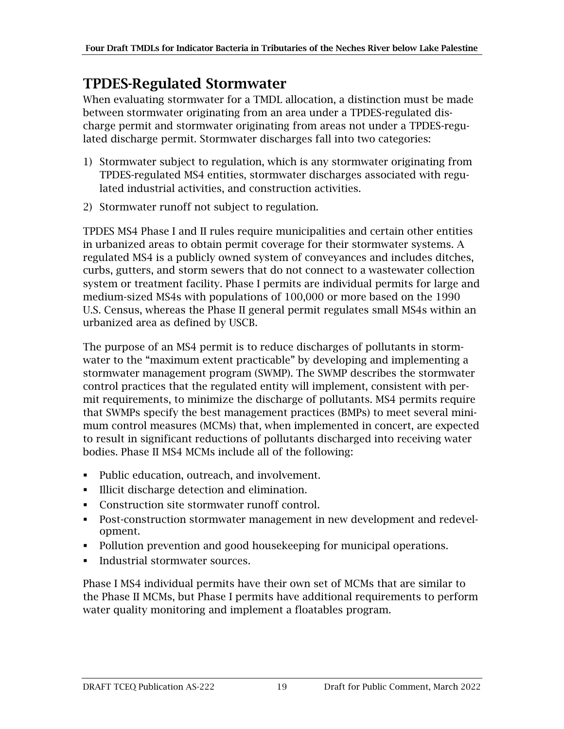## TPDES-Regulated Stormwater

When evaluating stormwater for a TMDL allocation, a distinction must be made between stormwater originating from an area under a TPDES-regulated discharge permit and stormwater originating from areas not under a TPDES-regulated discharge permit. Stormwater discharges fall into two categories:

1) Stormwater subject to regulation, which is any stormwater originating from TPDES-regulated MS4 entities, stormwater discharges associated with regulated industrial activities, and construction activities.
2) Stormwater runoff not subject to regulation.

TPDES MS4 Phase I and II rules require municipalities and certain other entities in urbanized areas to obtain permit coverage for their stormwater systems. A regulated MS4 is a publicly owned system of conveyances and includes ditches, curbs, gutters, and storm sewers that do not connect to a wastewater collection system or treatment facility. Phase I permits are individual permits for large and medium-sized MS4s with populations of 100,000 or more based on the 1990 U.S. Census, whereas the Phase II general permit regulates small MS4s within an urbanized area as defined by USCB.

The purpose of an MS4 permit is to reduce discharges of pollutants in stormwater to the "maximum extent practicable" by developing and implementing a stormwater management program (SWMP). The SWMP describes the stormwater control practices that the regulated entity will implement, consistent with permit requirements, to minimize the discharge of pollutants. MS4 permits require that SWMPs specify the best management practices (BMPs) to meet several minimum control measures (MCMs) that, when implemented in concert, are expected to result in significant reductions of pollutants discharged into receiving water bodies. Phase II MS4 MCMs include all of the following:

- Public education, outreach, and involvement.
- Illicit discharge detection and elimination.
- Construction site stormwater runoff control.
- Post-construction stormwater management in new development and redevelopment.
- Pollution prevention and good housekeeping for municipal operations.
- Industrial stormwater sources.

Phase I MS4 individual permits have their own set of MCMs that are similar to the Phase II MCMs, but Phase I permits have additional requirements to perform water quality monitoring and implement a floatables program.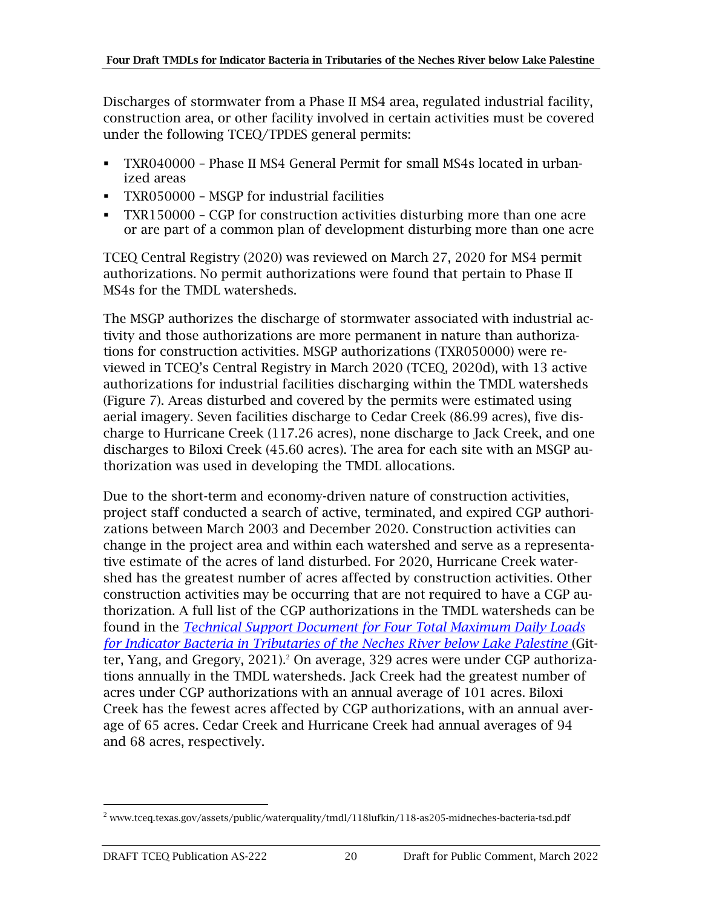Discharges of stormwater from a Phase II MS4 area, regulated industrial facility, construction area, or other facility involved in certain activities must be covered under the following TCEQ/TPDES general permits:

- TXR040000 – Phase II MS4 General Permit for small MS4s located in urbanized areas
- TXR050000 – MSGP for industrial facilities
- TXR150000 – CGP for construction activities disturbing more than one acre or are part of a common plan of development disturbing more than one acre

TCEQ Central Registry (2020) was reviewed on March 27, 2020 for MS4 permit authorizations. No permit authorizations were found that pertain to Phase II MS4s for the TMDL watersheds.

The MSGP authorizes the discharge of stormwater associated with industrial activity and those authorizations are more permanent in nature than authorizations for construction activities. MSGP authorizations (TXR050000) were reviewed in TCEQ's Central Registry in March 2020 (TCEQ, 2020d), with 13 active authorizations for industrial facilities discharging within the TMDL watersheds (Figure 7). Areas disturbed and covered by the permits were estimated using aerial imagery. Seven facilities discharge to Cedar Creek (86.99 acres), five discharge to Hurricane Creek (117.26 acres), none discharge to Jack Creek, and one discharges to Biloxi Creek (45.60 acres). The area for each site with an MSGP authorization was used in developing the TMDL allocations.

Due to the short-term and economy-driven nature of construction activities, project staff conducted a search of active, terminated, and expired CGP authorizations between March 2003 and December 2020. Construction activities can change in the project area and within each watershed and serve as a representative estimate of the acres of land disturbed. For 2020, Hurricane Creek watershed has the greatest number of acres affected by construction activities. Other construction activities may be occurring that are not required to have a CGP authorization. A full list of the CGP authorizations in the TMDL watersheds can be found in the *Technical Support Document for Four Total Maximum Daily Loads for Indicator Bacteria in Tributaries of the Neches River below Lake Palestine* (Gitter, Yang, and Gregory, 2021).[2] On average, 329 acres were under CGP authorizations annually in the TMDL watersheds. Jack Creek had the greatest number of acres under CGP authorizations with an annual average of 101 acres. Biloxi Creek has the fewest acres affected by CGP authorizations, with an annual average of 65 acres. Cedar Creek and Hurricane Creek had annual averages of 94 and 68 acres, respectively.

[2] www.tceq.texas.gov/assets/public/waterquality/tmdl/118lufkin/118-as205-midneches-bacteria-tsd.pdf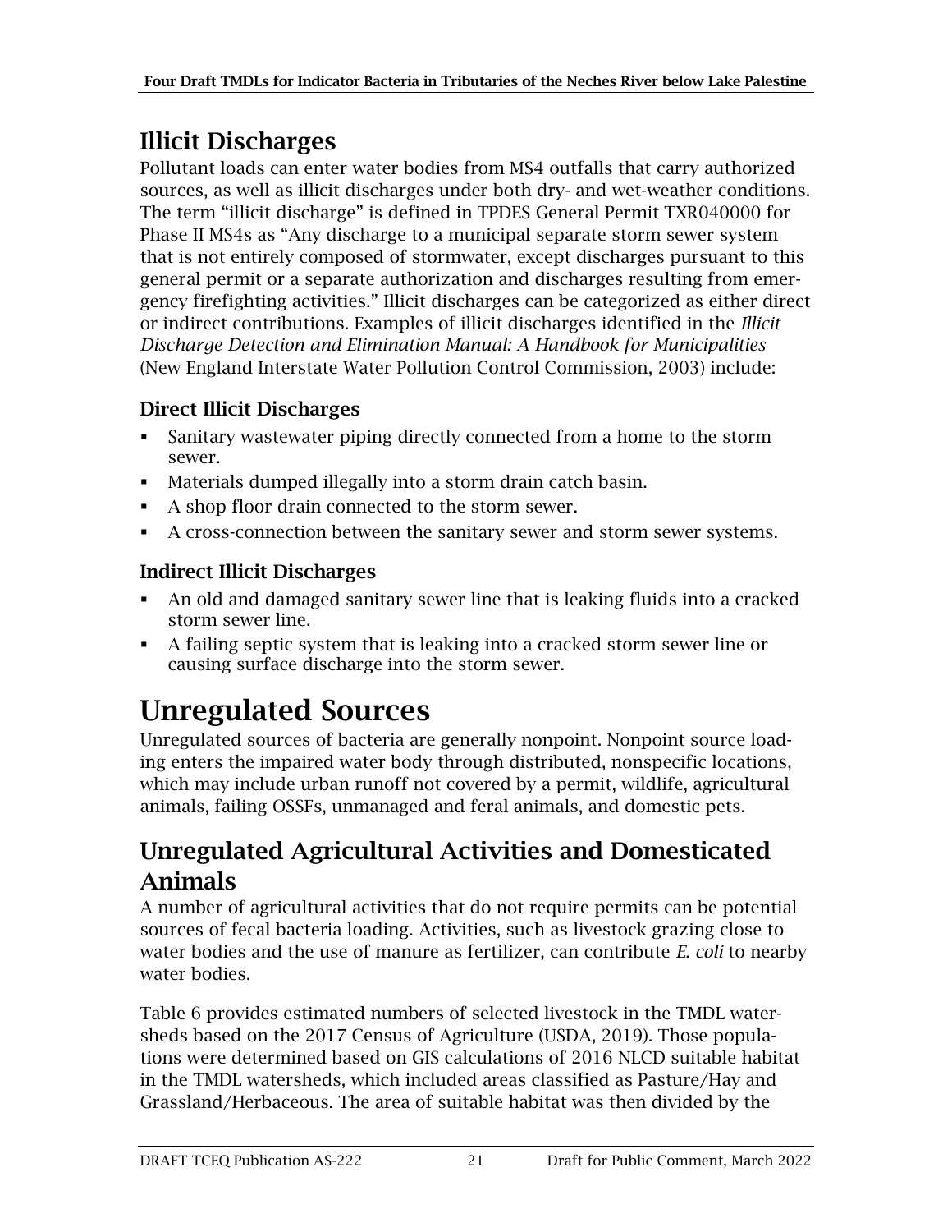## Illicit Discharges

Pollutant loads can enter water bodies from MS4 outfalls that carry authorized sources, as well as illicit discharges under both dry- and wet-weather conditions. The term "illicit discharge" is defined in TPDES General Permit TXR040000 for Phase II MS4s as "Any discharge to a municipal separate storm sewer system that is not entirely composed of stormwater, except discharges pursuant to this general permit or a separate authorization and discharges resulting from emergency firefighting activities." Illicit discharges can be categorized as either direct or indirect contributions. Examples of illicit discharges identified in the *Illicit Discharge Detection and Elimination Manual: A Handbook for Municipalities* (New England Interstate Water Pollution Control Commission, 2003) include:

### Direct Illicit Discharges

- Sanitary wastewater piping directly connected from a home to the storm sewer.
- Materials dumped illegally into a storm drain catch basin.
- A shop floor drain connected to the storm sewer.
- A cross-connection between the sanitary sewer and storm sewer systems.

### Indirect Illicit Discharges

- An old and damaged sanitary sewer line that is leaking fluids into a cracked storm sewer line.
- A failing septic system that is leaking into a cracked storm sewer line or causing surface discharge into the storm sewer.

# Unregulated Sources

Unregulated sources of bacteria are generally nonpoint. Nonpoint source loading enters the impaired water body through distributed, nonspecific locations, which may include urban runoff not covered by a permit, wildlife, agricultural animals, failing OSSFs, unmanaged and feral animals, and domestic pets.

## Unregulated Agricultural Activities and Domesticated Animals

A number of agricultural activities that do not require permits can be potential sources of fecal bacteria loading. Activities, such as livestock grazing close to water bodies and the use of manure as fertilizer, can contribute *E. coli* to nearby water bodies.

Table 6 provides estimated numbers of selected livestock in the TMDL watersheds based on the 2017 Census of Agriculture (USDA, 2019). Those populations were determined based on GIS calculations of 2016 NLCD suitable habitat in the TMDL watersheds, which included areas classified as Pasture/Hay and Grassland/Herbaceous. The area of suitable habitat was then divided by the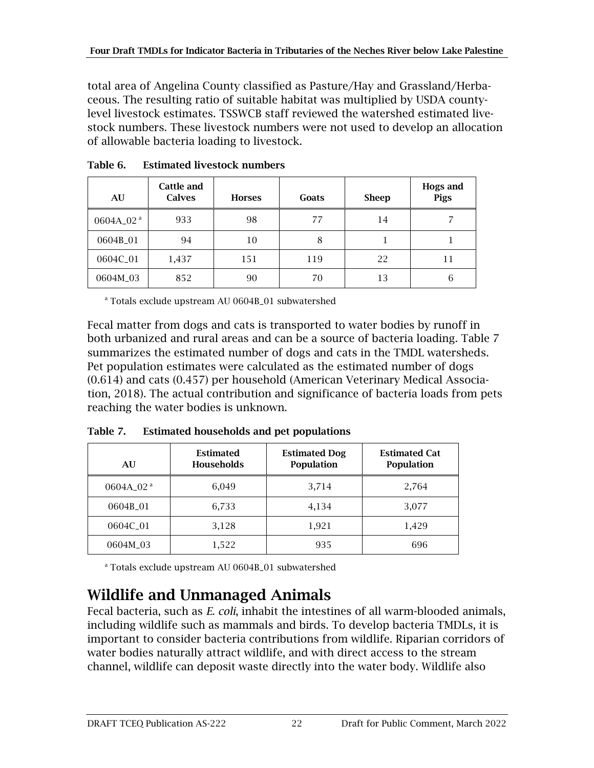total area of Angelina County classified as Pasture/Hay and Grassland/Herbaceous. The resulting ratio of suitable habitat was multiplied by USDA county-level livestock estimates. TSSWCB staff reviewed the watershed estimated livestock numbers. These livestock numbers were not used to develop an allocation of allowable bacteria loading to livestock.

**Table 6. Estimated livestock numbers**

| AU | Cattle and Calves | Horses | Goats | Sheep | Hogs and Pigs |
|---|---|---|---|---|---|
| 0604A_02 [a] | 933 | 98 | 77 | 14 | 7 |
| 0604B_01 | 94 | 10 | 8 | 1 | 1 |
| 0604C_01 | 1,437 | 151 | 119 | 22 | 11 |
| 0604M_03 | 852 | 90 | 70 | 13 | 6 |

[a] Totals exclude upstream AU 0604B_01 subwatershed

Fecal matter from dogs and cats is transported to water bodies by runoff in both urbanized and rural areas and can be a source of bacteria loading. Table 7 summarizes the estimated number of dogs and cats in the TMDL watersheds. Pet population estimates were calculated as the estimated number of dogs (0.614) and cats (0.457) per household (American Veterinary Medical Association, 2018). The actual contribution and significance of bacteria loads from pets reaching the water bodies is unknown.

**Table 7. Estimated households and pet populations**

| AU | Estimated Households | Estimated Dog Population | Estimated Cat Population |
|---|---|---|---|
| 0604A_02 [a] | 6,049 | 3,714 | 2,764 |
| 0604B_01 | 6,733 | 4,134 | 3,077 |
| 0604C_01 | 3,128 | 1,921 | 1,429 |
| 0604M_03 | 1,522 | 935 | 696 |

[a] Totals exclude upstream AU 0604B_01 subwatershed

## Wildlife and Unmanaged Animals

Fecal bacteria, such as *E. coli*, inhabit the intestines of all warm-blooded animals, including wildlife such as mammals and birds. To develop bacteria TMDLs, it is important to consider bacteria contributions from wildlife. Riparian corridors of water bodies naturally attract wildlife, and with direct access to the stream channel, wildlife can deposit waste directly into the water body. Wildlife also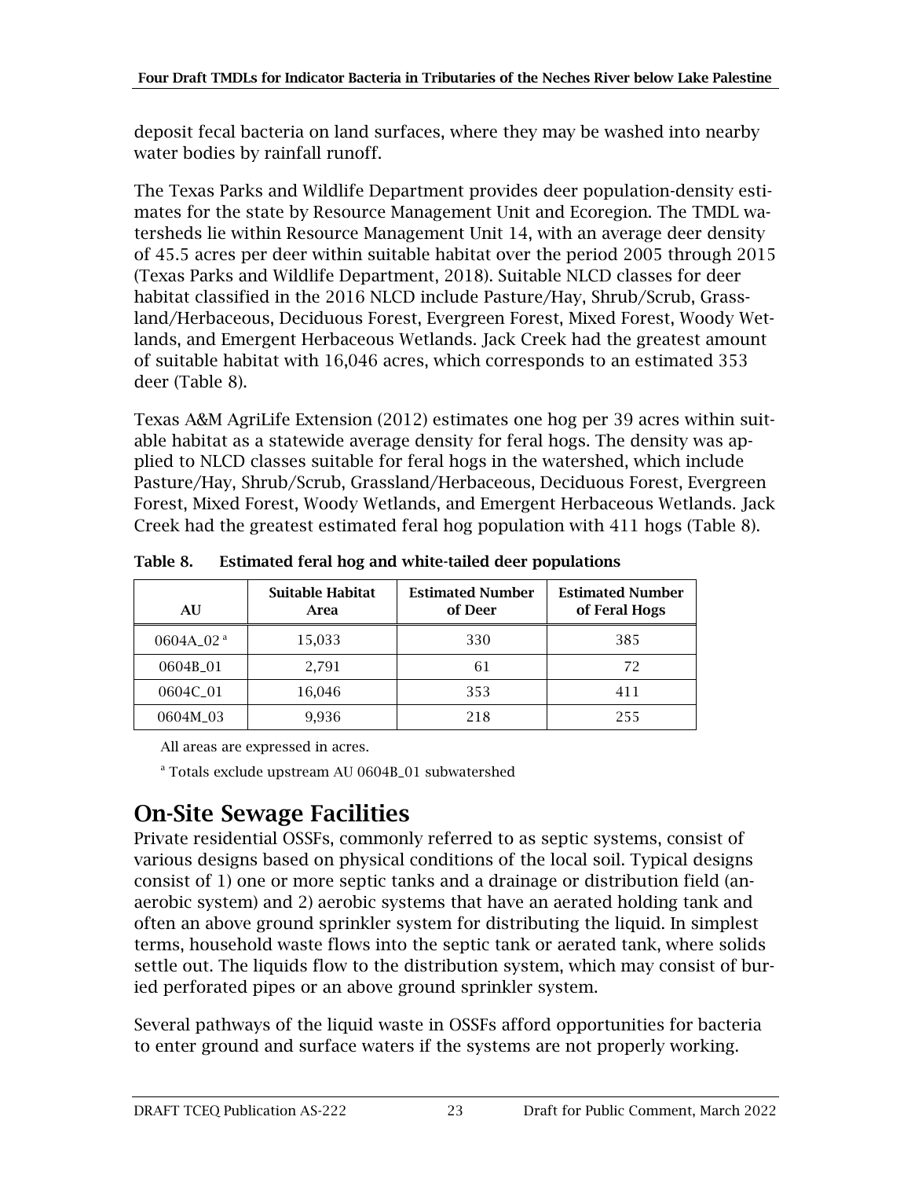deposit fecal bacteria on land surfaces, where they may be washed into nearby water bodies by rainfall runoff.

The Texas Parks and Wildlife Department provides deer population-density estimates for the state by Resource Management Unit and Ecoregion. The TMDL watersheds lie within Resource Management Unit 14, with an average deer density of 45.5 acres per deer within suitable habitat over the period 2005 through 2015 (Texas Parks and Wildlife Department, 2018). Suitable NLCD classes for deer habitat classified in the 2016 NLCD include Pasture/Hay, Shrub/Scrub, Grassland/Herbaceous, Deciduous Forest, Evergreen Forest, Mixed Forest, Woody Wetlands, and Emergent Herbaceous Wetlands. Jack Creek had the greatest amount of suitable habitat with 16,046 acres, which corresponds to an estimated 353 deer (Table 8).

Texas A&M AgriLife Extension (2012) estimates one hog per 39 acres within suitable habitat as a statewide average density for feral hogs. The density was applied to NLCD classes suitable for feral hogs in the watershed, which include Pasture/Hay, Shrub/Scrub, Grassland/Herbaceous, Deciduous Forest, Evergreen Forest, Mixed Forest, Woody Wetlands, and Emergent Herbaceous Wetlands. Jack Creek had the greatest estimated feral hog population with 411 hogs (Table 8).

**Table 8. Estimated feral hog and white-tailed deer populations**

| AU | Suitable Habitat Area | Estimated Number of Deer | Estimated Number of Feral Hogs |
|---|---|---|---|
| 0604A_02 [a] | 15,033 | 330 | 385 |
| 0604B_01 | 2,791 | 61 | 72 |
| 0604C_01 | 16,046 | 353 | 411 |
| 0604M_03 | 9,936 | 218 | 255 |

All areas are expressed in acres.

[a] Totals exclude upstream AU 0604B_01 subwatershed

# On-Site Sewage Facilities

Private residential OSSFs, commonly referred to as septic systems, consist of various designs based on physical conditions of the local soil. Typical designs consist of 1) one or more septic tanks and a drainage or distribution field (anaerobic system) and 2) aerobic systems that have an aerated holding tank and often an above ground sprinkler system for distributing the liquid. In simplest terms, household waste flows into the septic tank or aerated tank, where solids settle out. The liquids flow to the distribution system, which may consist of buried perforated pipes or an above ground sprinkler system.

Several pathways of the liquid waste in OSSFs afford opportunities for bacteria to enter ground and surface waters if the systems are not properly working.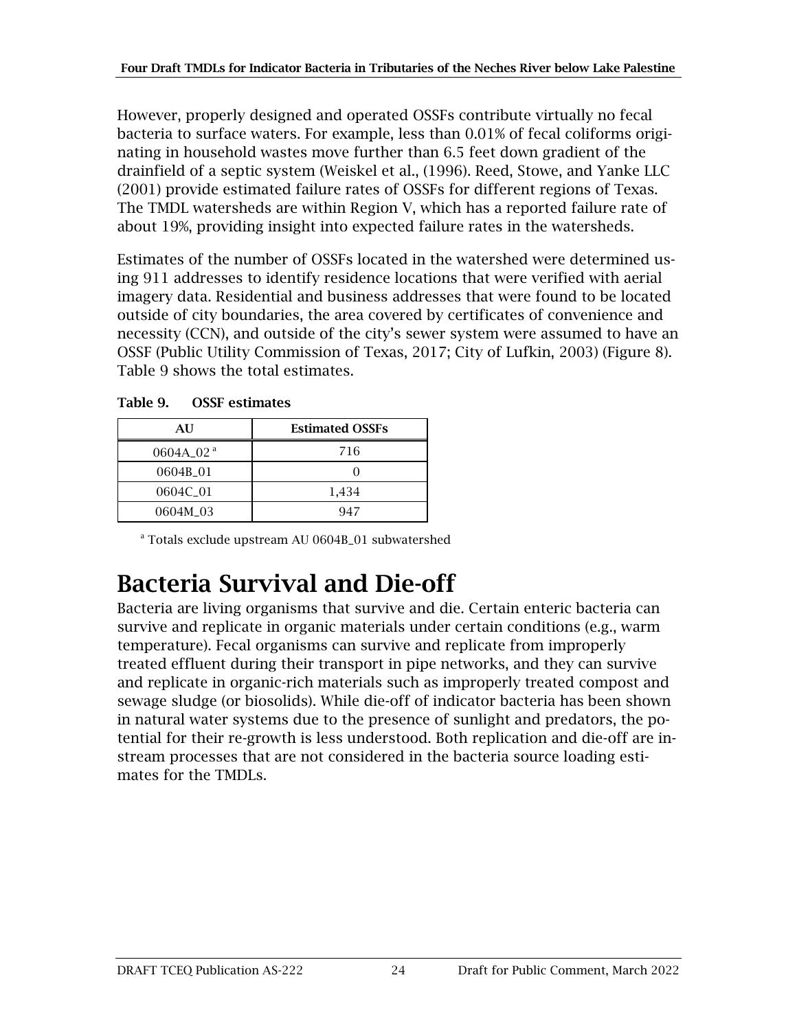However, properly designed and operated OSSFs contribute virtually no fecal bacteria to surface waters. For example, less than 0.01% of fecal coliforms originating in household wastes move further than 6.5 feet down gradient of the drainfield of a septic system (Weiskel et al., (1996). Reed, Stowe, and Yanke LLC (2001) provide estimated failure rates of OSSFs for different regions of Texas. The TMDL watersheds are within Region V, which has a reported failure rate of about 19%, providing insight into expected failure rates in the watersheds.

Estimates of the number of OSSFs located in the watershed were determined using 911 addresses to identify residence locations that were verified with aerial imagery data. Residential and business addresses that were found to be located outside of city boundaries, the area covered by certificates of convenience and necessity (CCN), and outside of the city's sewer system were assumed to have an OSSF (Public Utility Commission of Texas, 2017; City of Lufkin, 2003) (Figure 8). Table 9 shows the total estimates.

**Table 9. OSSF estimates**

| AU | Estimated OSSFs |
|---|---|
| 0604A_02 [a] | 716 |
| 0604B_01 | 0 |
| 0604C_01 | 1,434 |
| 0604M_03 | 947 |

[a] Totals exclude upstream AU 0604B_01 subwatershed

# Bacteria Survival and Die-off

Bacteria are living organisms that survive and die. Certain enteric bacteria can survive and replicate in organic materials under certain conditions (e.g., warm temperature). Fecal organisms can survive and replicate from improperly treated effluent during their transport in pipe networks, and they can survive and replicate in organic-rich materials such as improperly treated compost and sewage sludge (or biosolids). While die-off of indicator bacteria has been shown in natural water systems due to the presence of sunlight and predators, the potential for their re-growth is less understood. Both replication and die-off are instream processes that are not considered in the bacteria source loading estimates for the TMDLs.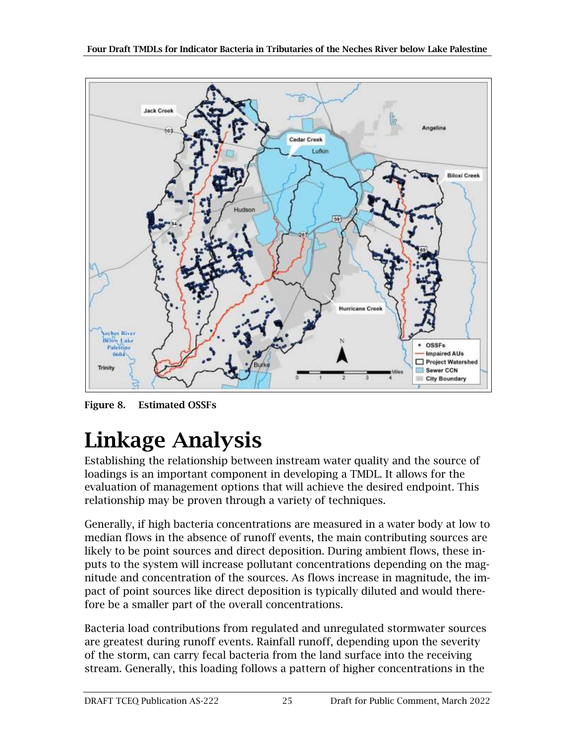Figure 8. Estimated OSSFs

# Linkage Analysis

Establishing the relationship between instream water quality and the source of loadings is an important component in developing a TMDL. It allows for the evaluation of management options that will achieve the desired endpoint. This relationship may be proven through a variety of techniques.

Generally, if high bacteria concentrations are measured in a water body at low to median flows in the absence of runoff events, the main contributing sources are likely to be point sources and direct deposition. During ambient flows, these inputs to the system will increase pollutant concentrations depending on the magnitude and concentration of the sources. As flows increase in magnitude, the impact of point sources like direct deposition is typically diluted and would therefore be a smaller part of the overall concentrations.

Bacteria load contributions from regulated and unregulated stormwater sources are greatest during runoff events. Rainfall runoff, depending upon the severity of the storm, can carry fecal bacteria from the land surface into the receiving stream. Generally, this loading follows a pattern of higher concentrations in the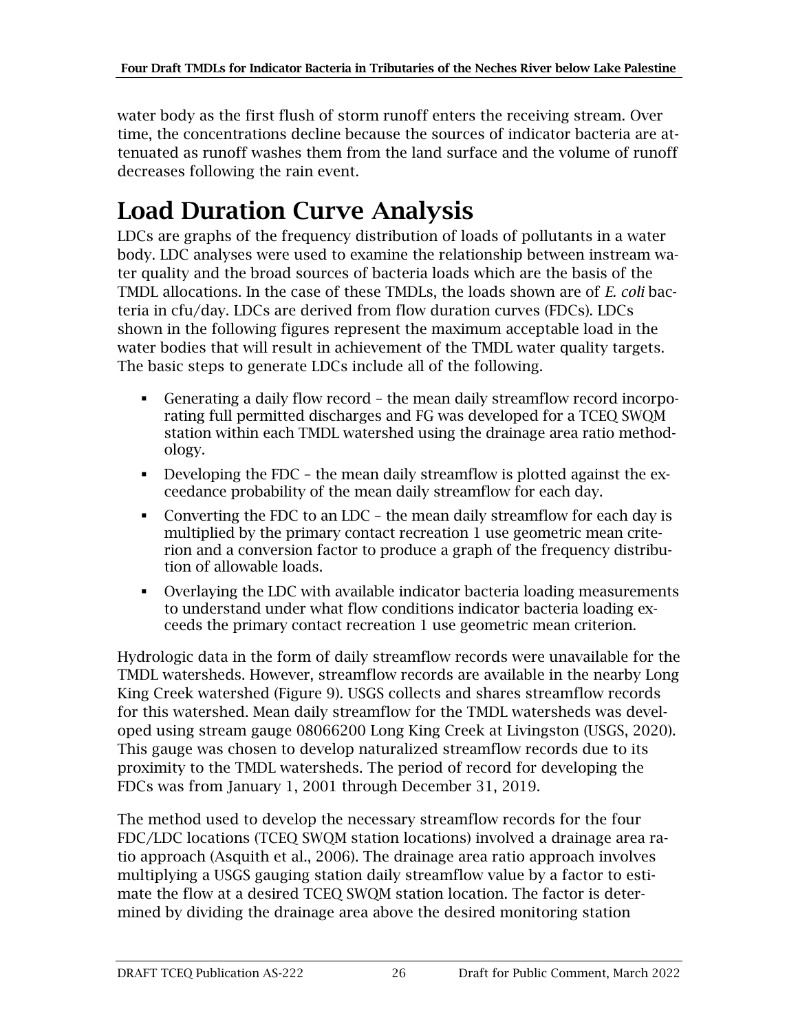water body as the first flush of storm runoff enters the receiving stream. Over time, the concentrations decline because the sources of indicator bacteria are attenuated as runoff washes them from the land surface and the volume of runoff decreases following the rain event.

# Load Duration Curve Analysis

LDCs are graphs of the frequency distribution of loads of pollutants in a water body. LDC analyses were used to examine the relationship between instream water quality and the broad sources of bacteria loads which are the basis of the TMDL allocations. In the case of these TMDLs, the loads shown are of *E. coli* bacteria in cfu/day. LDCs are derived from flow duration curves (FDCs). LDCs shown in the following figures represent the maximum acceptable load in the water bodies that will result in achievement of the TMDL water quality targets. The basic steps to generate LDCs include all of the following.

- Generating a daily flow record – the mean daily streamflow record incorporating full permitted discharges and FG was developed for a TCEQ SWQM station within each TMDL watershed using the drainage area ratio methodology.
- Developing the FDC – the mean daily streamflow is plotted against the exceedance probability of the mean daily streamflow for each day.
- Converting the FDC to an LDC – the mean daily streamflow for each day is multiplied by the primary contact recreation 1 use geometric mean criterion and a conversion factor to produce a graph of the frequency distribution of allowable loads.
- Overlaying the LDC with available indicator bacteria loading measurements to understand under what flow conditions indicator bacteria loading exceeds the primary contact recreation 1 use geometric mean criterion.

Hydrologic data in the form of daily streamflow records were unavailable for the TMDL watersheds. However, streamflow records are available in the nearby Long King Creek watershed (Figure 9). USGS collects and shares streamflow records for this watershed. Mean daily streamflow for the TMDL watersheds was developed using stream gauge 08066200 Long King Creek at Livingston (USGS, 2020). This gauge was chosen to develop naturalized streamflow records due to its proximity to the TMDL watersheds. The period of record for developing the FDCs was from January 1, 2001 through December 31, 2019.

The method used to develop the necessary streamflow records for the four FDC/LDC locations (TCEQ SWQM station locations) involved a drainage area ratio approach (Asquith et al., 2006). The drainage area ratio approach involves multiplying a USGS gauging station daily streamflow value by a factor to estimate the flow at a desired TCEQ SWQM station location. The factor is determined by dividing the drainage area above the desired monitoring station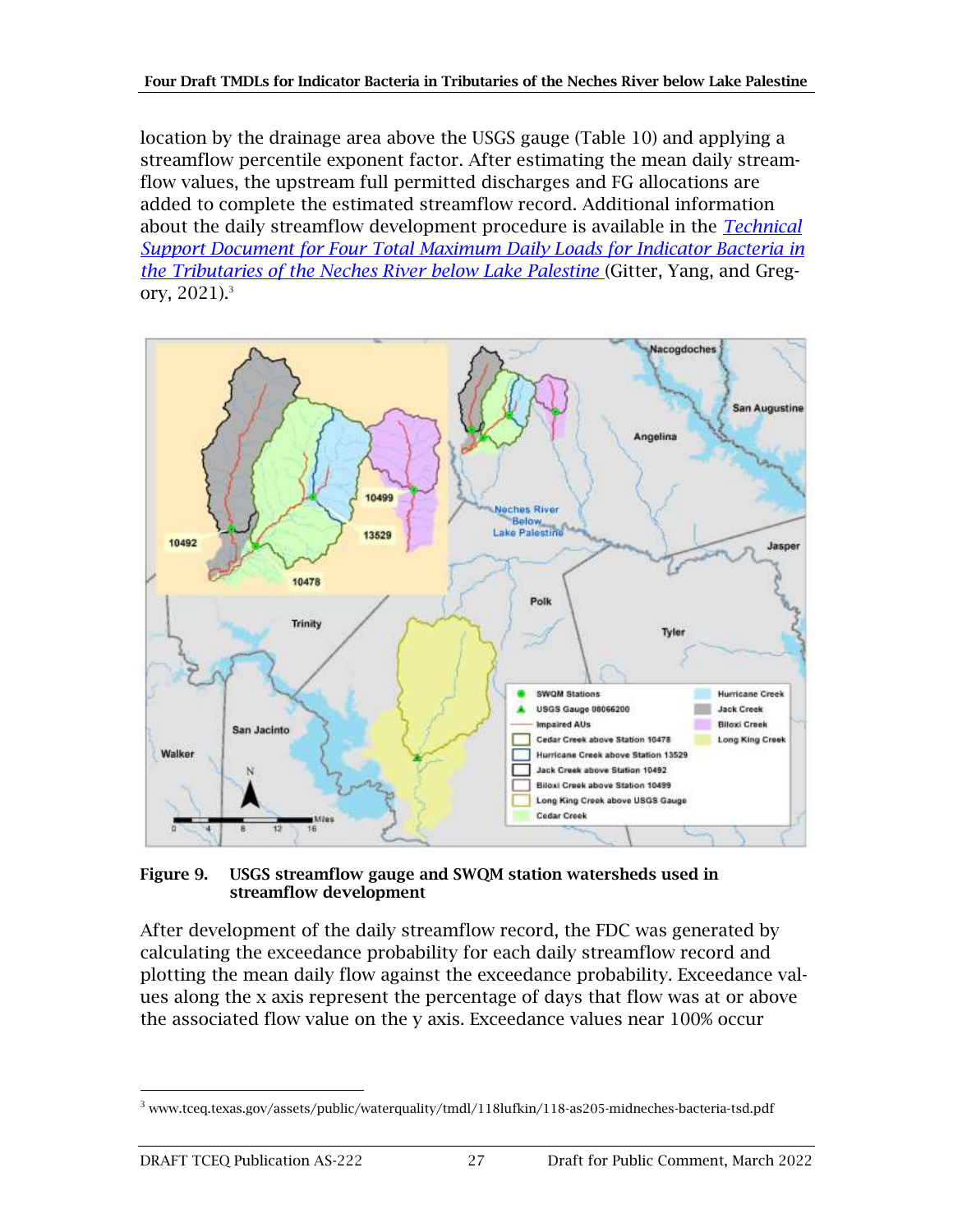location by the drainage area above the USGS gauge (Table 10) and applying a streamflow percentile exponent factor. After estimating the mean daily streamflow values, the upstream full permitted discharges and FG allocations are added to complete the estimated streamflow record. Additional information about the daily streamflow development procedure is available in the *Technical Support Document for Four Total Maximum Daily Loads for Indicator Bacteria in the Tributaries of the Neches River below Lake Palestine* (Gitter, Yang, and Gregory, 2021).[3]

**Figure 9. USGS streamflow gauge and SWQM station watersheds used in streamflow development**

After development of the daily streamflow record, the FDC was generated by calculating the exceedance probability for each daily streamflow record and plotting the mean daily flow against the exceedance probability. Exceedance values along the x axis represent the percentage of days that flow was at or above the associated flow value on the y axis. Exceedance values near 100% occur

[3] www.tceq.texas.gov/assets/public/waterquality/tmdl/118lufkin/118-as205-midneches-bacteria-tsd.pdf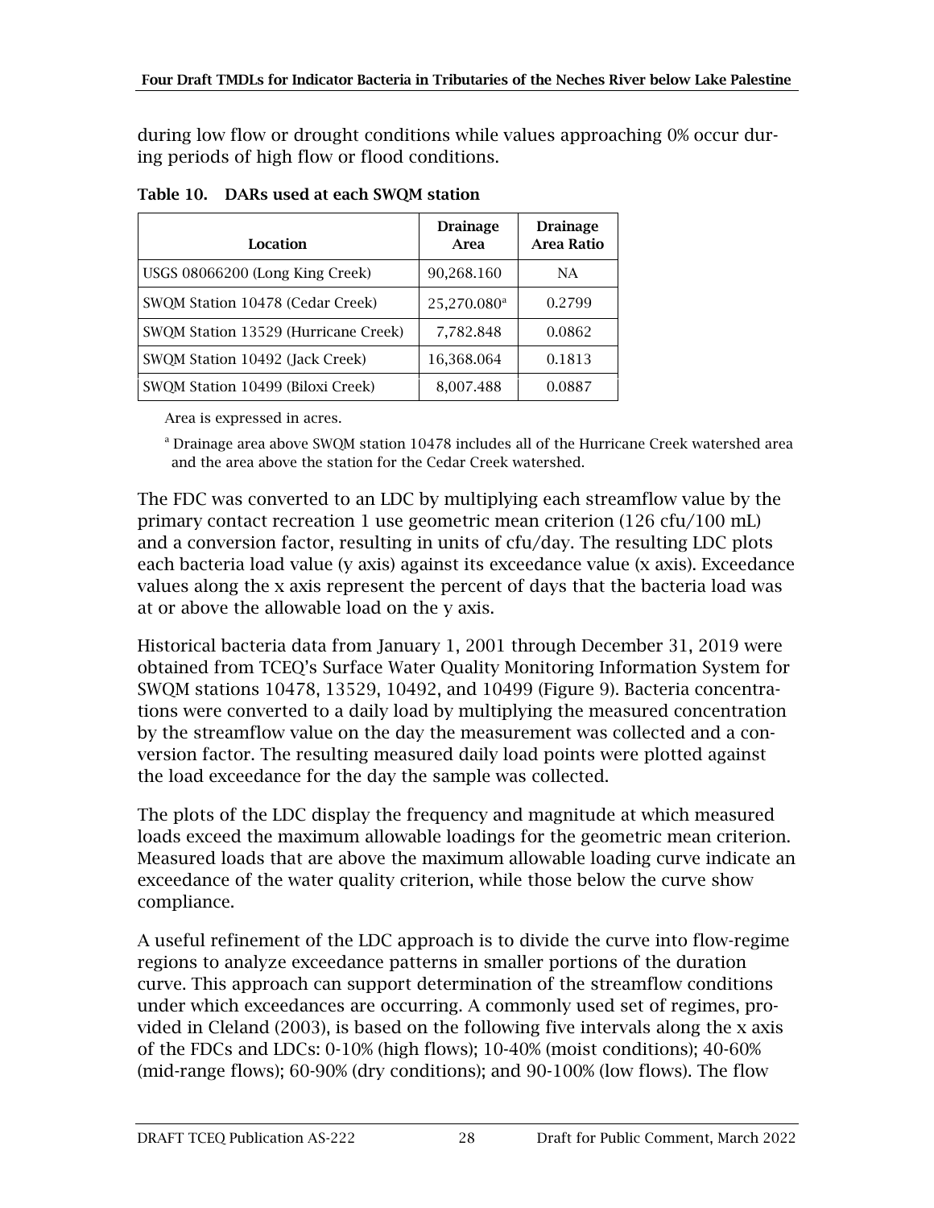during low flow or drought conditions while values approaching 0% occur during periods of high flow or flood conditions.

**Table 10. DARs used at each SWQM station**

| Location | Drainage Area | Drainage Area Ratio |
|---|---|---|
| USGS 08066200 (Long King Creek) | 90,268.160 | NA |
| SWQM Station 10478 (Cedar Creek) | 25,270.080[a] | 0.2799 |
| SWQM Station 13529 (Hurricane Creek) | 7,782.848 | 0.0862 |
| SWQM Station 10492 (Jack Creek) | 16,368.064 | 0.1813 |
| SWQM Station 10499 (Biloxi Creek) | 8,007.488 | 0.0887 |

Area is expressed in acres.

[a] Drainage area above SWQM station 10478 includes all of the Hurricane Creek watershed area and the area above the station for the Cedar Creek watershed.

The FDC was converted to an LDC by multiplying each streamflow value by the primary contact recreation 1 use geometric mean criterion (126 cfu/100 mL) and a conversion factor, resulting in units of cfu/day. The resulting LDC plots each bacteria load value (y axis) against its exceedance value (x axis). Exceedance values along the x axis represent the percent of days that the bacteria load was at or above the allowable load on the y axis.

Historical bacteria data from January 1, 2001 through December 31, 2019 were obtained from TCEQ's Surface Water Quality Monitoring Information System for SWQM stations 10478, 13529, 10492, and 10499 (Figure 9). Bacteria concentrations were converted to a daily load by multiplying the measured concentration by the streamflow value on the day the measurement was collected and a conversion factor. The resulting measured daily load points were plotted against the load exceedance for the day the sample was collected.

The plots of the LDC display the frequency and magnitude at which measured loads exceed the maximum allowable loadings for the geometric mean criterion. Measured loads that are above the maximum allowable loading curve indicate an exceedance of the water quality criterion, while those below the curve show compliance.

A useful refinement of the LDC approach is to divide the curve into flow-regime regions to analyze exceedance patterns in smaller portions of the duration curve. This approach can support determination of the streamflow conditions under which exceedances are occurring. A commonly used set of regimes, provided in Cleland (2003), is based on the following five intervals along the x axis of the FDCs and LDCs: 0-10% (high flows); 10-40% (moist conditions); 40-60% (mid-range flows); 60-90% (dry conditions); and 90-100% (low flows). The flow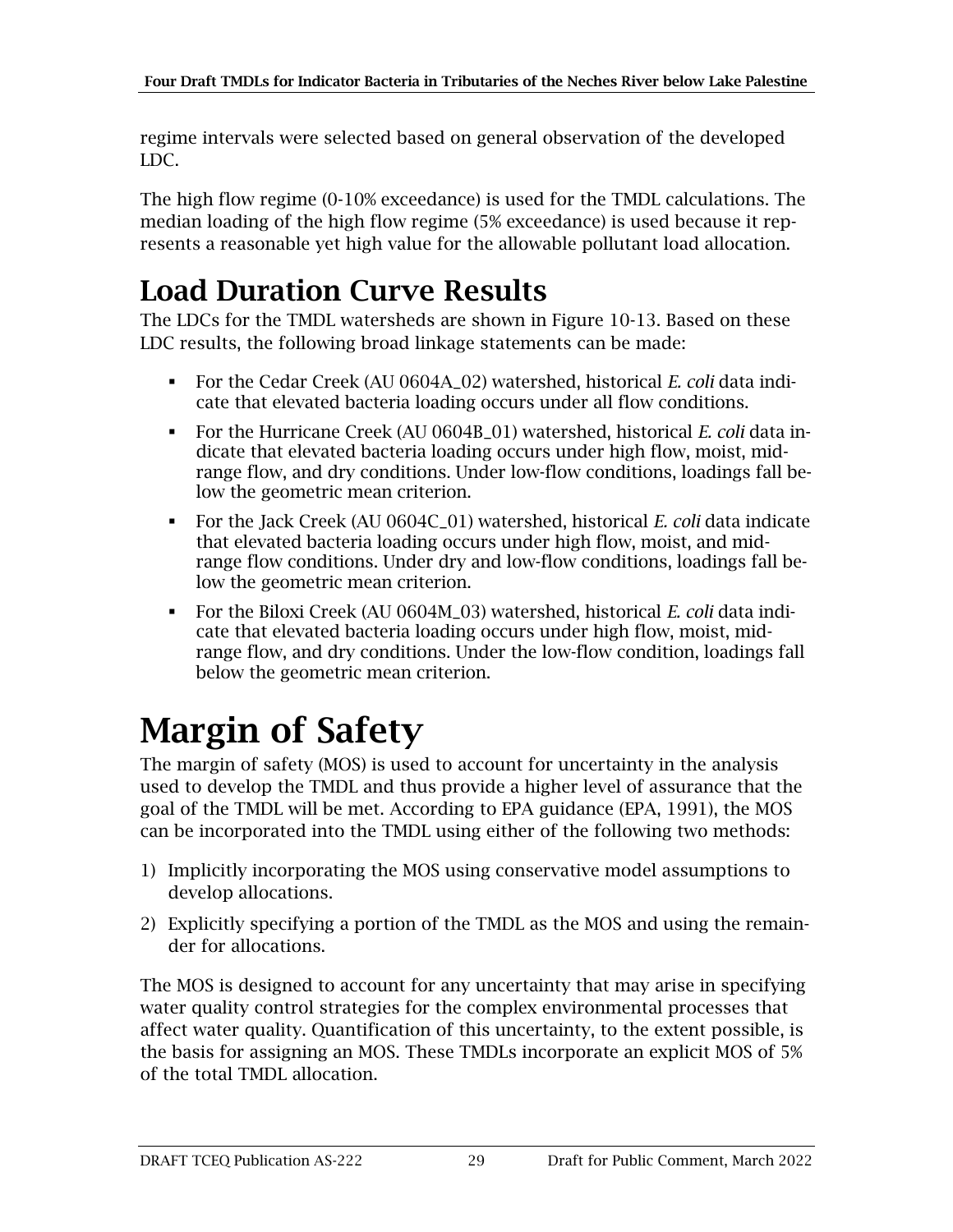regime intervals were selected based on general observation of the developed LDC.

The high flow regime (0-10% exceedance) is used for the TMDL calculations. The median loading of the high flow regime (5% exceedance) is used because it represents a reasonable yet high value for the allowable pollutant load allocation.

## Load Duration Curve Results

The LDCs for the TMDL watersheds are shown in Figure 10-13. Based on these LDC results, the following broad linkage statements can be made:

- For the Cedar Creek (AU 0604A_02) watershed, historical *E. coli* data indicate that elevated bacteria loading occurs under all flow conditions.
- For the Hurricane Creek (AU 0604B_01) watershed, historical *E. coli* data indicate that elevated bacteria loading occurs under high flow, moist, mid-range flow, and dry conditions. Under low-flow conditions, loadings fall below the geometric mean criterion.
- For the Jack Creek (AU 0604C_01) watershed, historical *E. coli* data indicate that elevated bacteria loading occurs under high flow, moist, and mid-range flow conditions. Under dry and low-flow conditions, loadings fall below the geometric mean criterion.
- For the Biloxi Creek (AU 0604M_03) watershed, historical *E. coli* data indicate that elevated bacteria loading occurs under high flow, moist, mid-range flow, and dry conditions. Under the low-flow condition, loadings fall below the geometric mean criterion.

# Margin of Safety

The margin of safety (MOS) is used to account for uncertainty in the analysis used to develop the TMDL and thus provide a higher level of assurance that the goal of the TMDL will be met. According to EPA guidance (EPA, 1991), the MOS can be incorporated into the TMDL using either of the following two methods:

1) Implicitly incorporating the MOS using conservative model assumptions to develop allocations.
2) Explicitly specifying a portion of the TMDL as the MOS and using the remainder for allocations.

The MOS is designed to account for any uncertainty that may arise in specifying water quality control strategies for the complex environmental processes that affect water quality. Quantification of this uncertainty, to the extent possible, is the basis for assigning an MOS. These TMDLs incorporate an explicit MOS of 5% of the total TMDL allocation.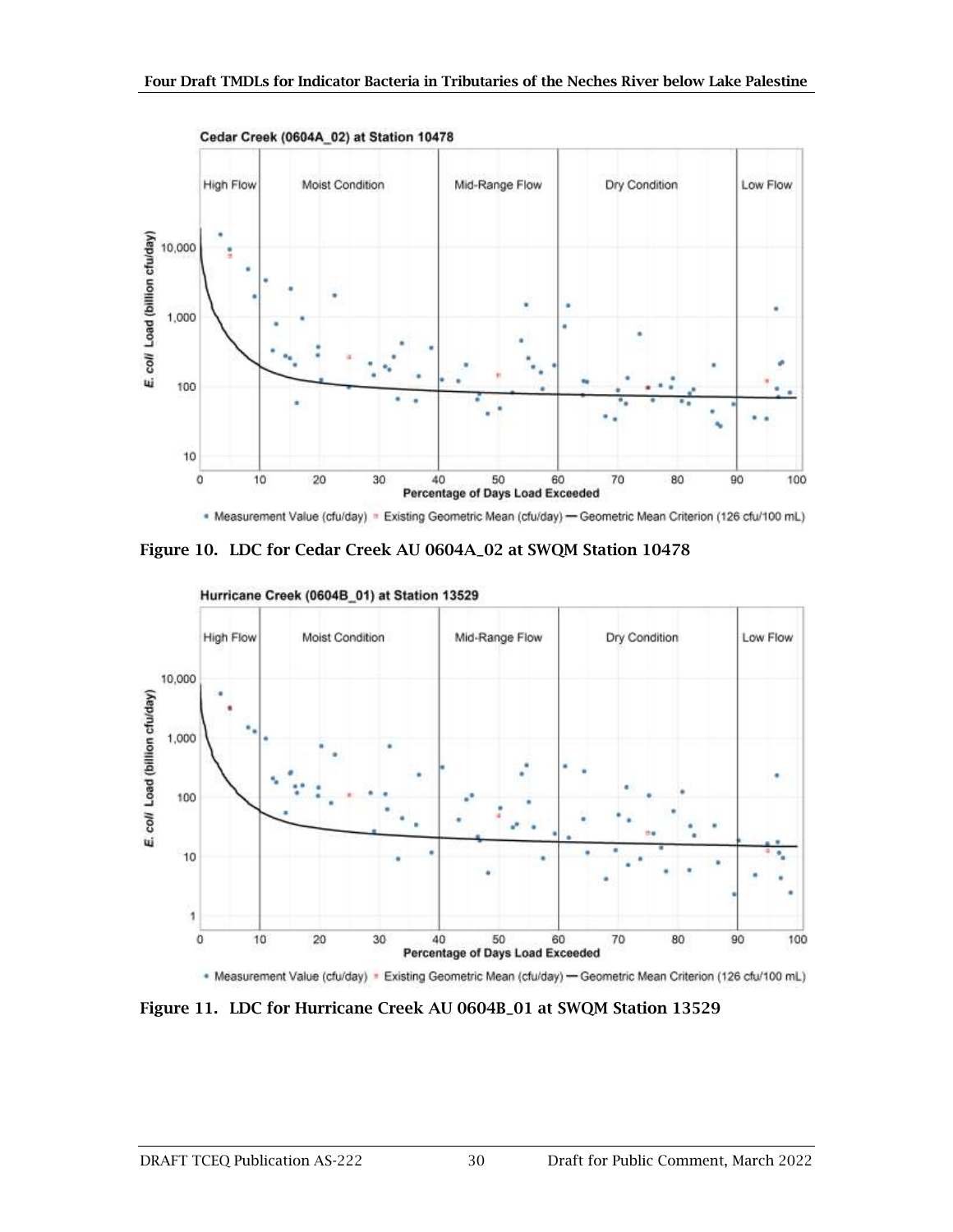Figure 10. LDC for Cedar Creek AU 0604A_02 at SWQM Station 10478

Figure 11. LDC for Hurricane Creek AU 0604B_01 at SWQM Station 13529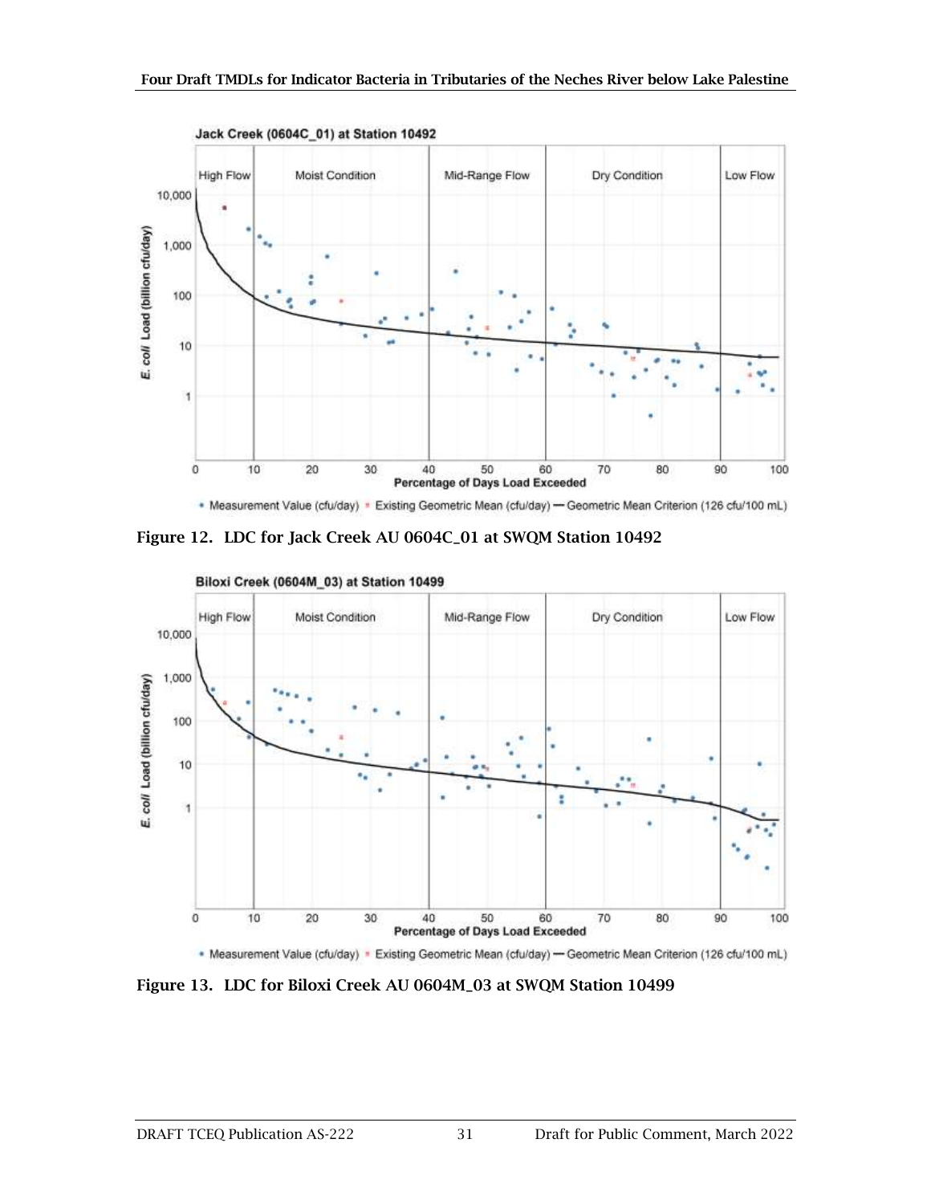**Figure 12. LDC for Jack Creek AU 0604C_01 at SWQM Station 10492**

**Figure 13. LDC for Biloxi Creek AU 0604M_03 at SWQM Station 10499**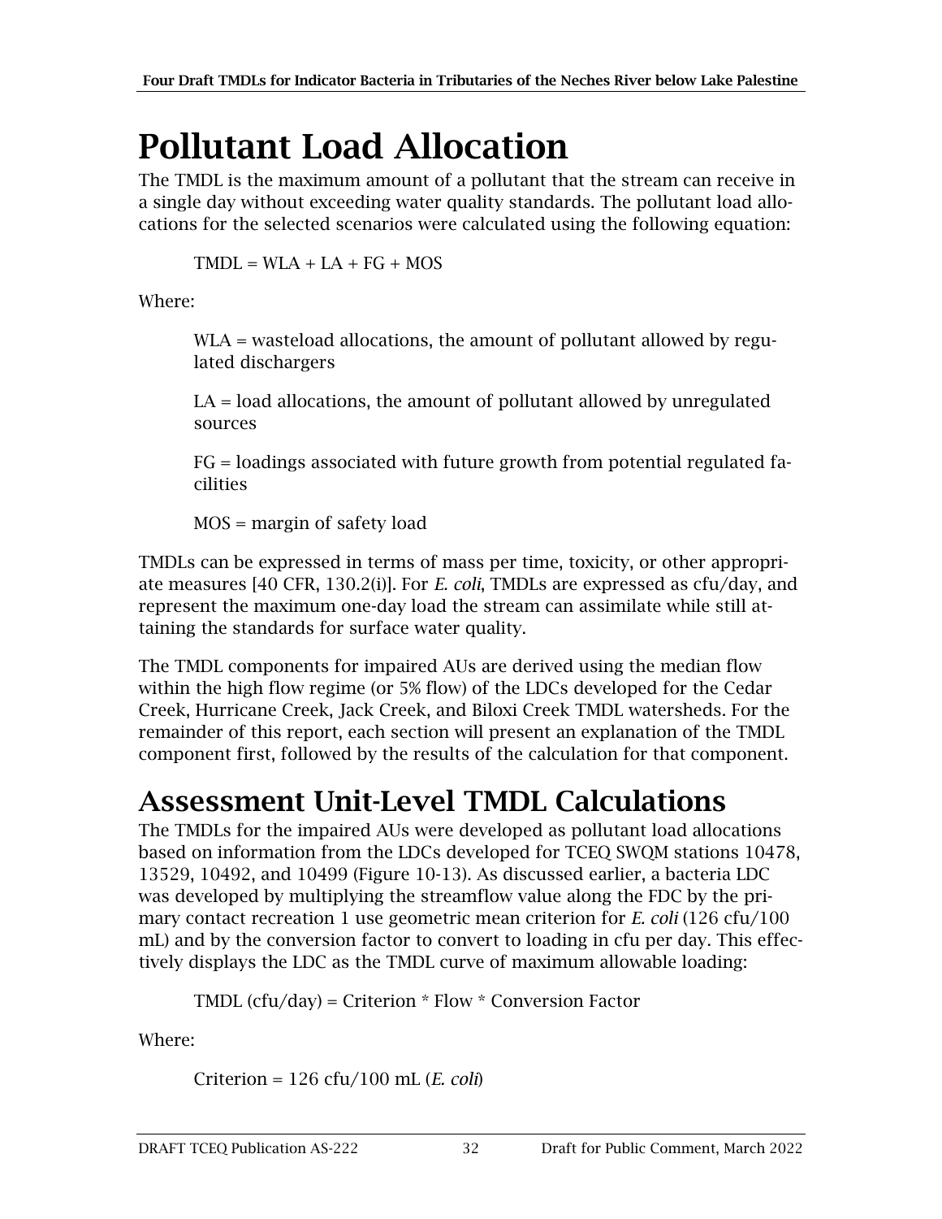# Pollutant Load Allocation

The TMDL is the maximum amount of a pollutant that the stream can receive in a single day without exceeding water quality standards. The pollutant load allocations for the selected scenarios were calculated using the following equation:

$$\text{TMDL} = \text{WLA} + \text{LA} + \text{FG} + \text{MOS}$$

Where:

> WLA = wasteload allocations, the amount of pollutant allowed by regulated dischargers
>
> LA = load allocations, the amount of pollutant allowed by unregulated sources
>
> FG = loadings associated with future growth from potential regulated facilities
>
> MOS = margin of safety load

TMDLs can be expressed in terms of mass per time, toxicity, or other appropriate measures [40 CFR, 130.2(i)]. For *E. coli*, TMDLs are expressed as cfu/day, and represent the maximum one-day load the stream can assimilate while still attaining the standards for surface water quality.

The TMDL components for impaired AUs are derived using the median flow within the high flow regime (or 5% flow) of the LDCs developed for the Cedar Creek, Hurricane Creek, Jack Creek, and Biloxi Creek TMDL watersheds. For the remainder of this report, each section will present an explanation of the TMDL component first, followed by the results of the calculation for that component.

## Assessment Unit-Level TMDL Calculations

The TMDLs for the impaired AUs were developed as pollutant load allocations based on information from the LDCs developed for TCEQ SWQM stations 10478, 13529, 10492, and 10499 (Figure 10-13). As discussed earlier, a bacteria LDC was developed by multiplying the streamflow value along the FDC by the primary contact recreation 1 use geometric mean criterion for *E. coli* (126 cfu/100 mL) and by the conversion factor to convert to loading in cfu per day. This effectively displays the LDC as the TMDL curve of maximum allowable loading:

$$\text{TMDL (cfu/day)} = \text{Criterion} * \text{Flow} * \text{Conversion Factor}$$

Where:

> Criterion = 126 cfu/100 mL (*E. coli*)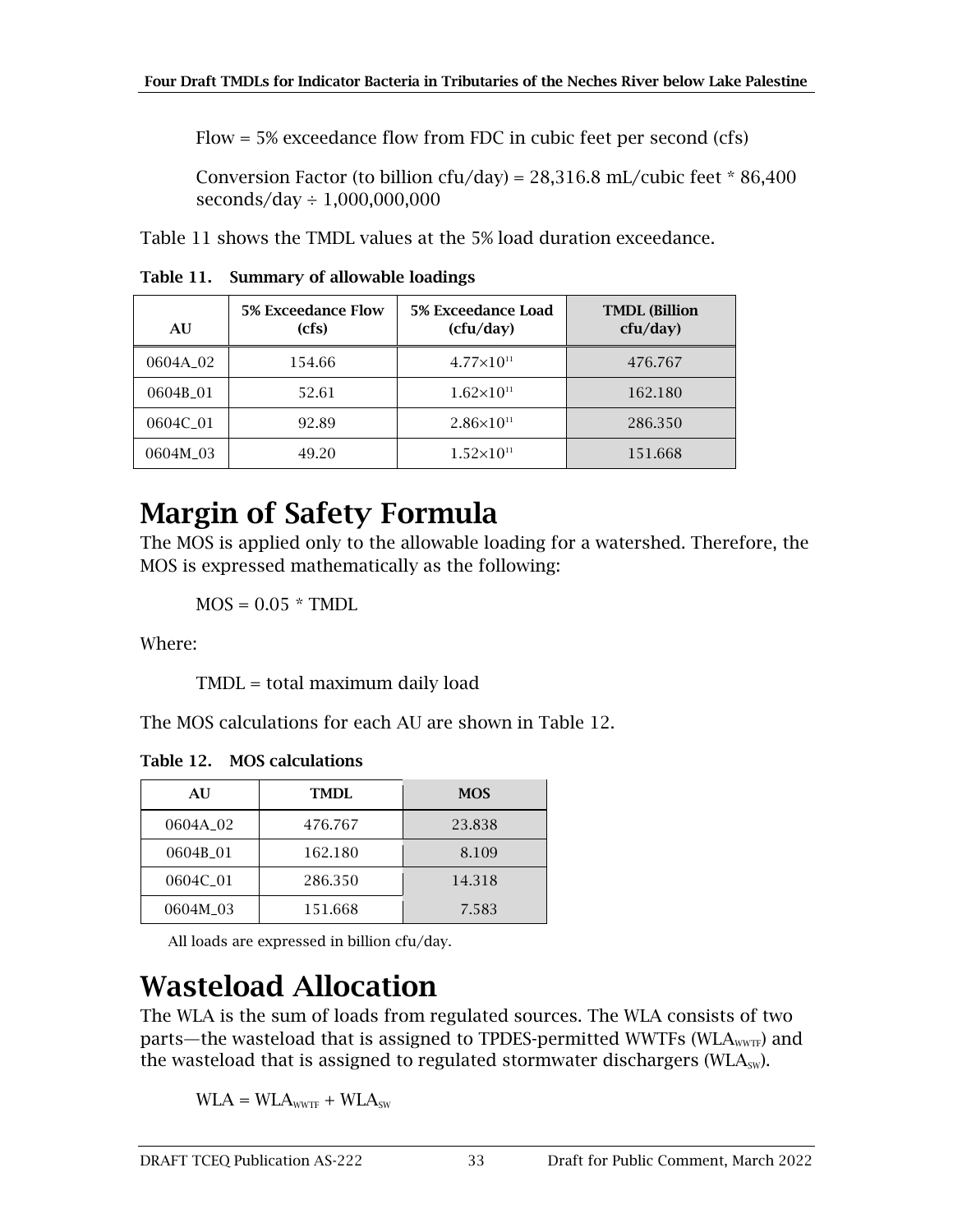Flow = 5% exceedance flow from FDC in cubic feet per second (cfs)

Conversion Factor (to billion cfu/day) = 28,316.8 mL/cubic feet * 86,400 seconds/day ÷ 1,000,000,000

Table 11 shows the TMDL values at the 5% load duration exceedance.

**Table 11. Summary of allowable loadings**

| AU | 5% Exceedance Flow (cfs) | 5% Exceedance Load (cfu/day) | TMDL (Billion cfu/day) |
|---|---|---|---|
| 0604A_02 | 154.66 | $4.77 \times 10^{11}$ | 476.767 |
| 0604B_01 | 52.61 | $1.62 \times 10^{11}$ | 162.180 |
| 0604C_01 | 92.89 | $2.86 \times 10^{11}$ | 286.350 |
| 0604M_03 | 49.20 | $1.52 \times 10^{11}$ | 151.668 |

# Margin of Safety Formula

The MOS is applied only to the allowable loading for a watershed. Therefore, the MOS is expressed mathematically as the following:

MOS = 0.05 * TMDL

Where:

TMDL = total maximum daily load

The MOS calculations for each AU are shown in Table 12.

**Table 12. MOS calculations**

| AU | TMDL | MOS |
|---|---|---|
| 0604A_02 | 476.767 | 23.838 |
| 0604B_01 | 162.180 | 8.109 |
| 0604C_01 | 286.350 | 14.318 |
| 0604M_03 | 151.668 | 7.583 |

All loads are expressed in billion cfu/day.

# Wasteload Allocation

The WLA is the sum of loads from regulated sources. The WLA consists of two parts—the wasteload that is assigned to TPDES-permitted WWTFs ($WLA_{WWTF}$) and the wasteload that is assigned to regulated stormwater dischargers ($WLA_{SW}$).

$$WLA = WLA_{WWTF} + WLA_{SW}$$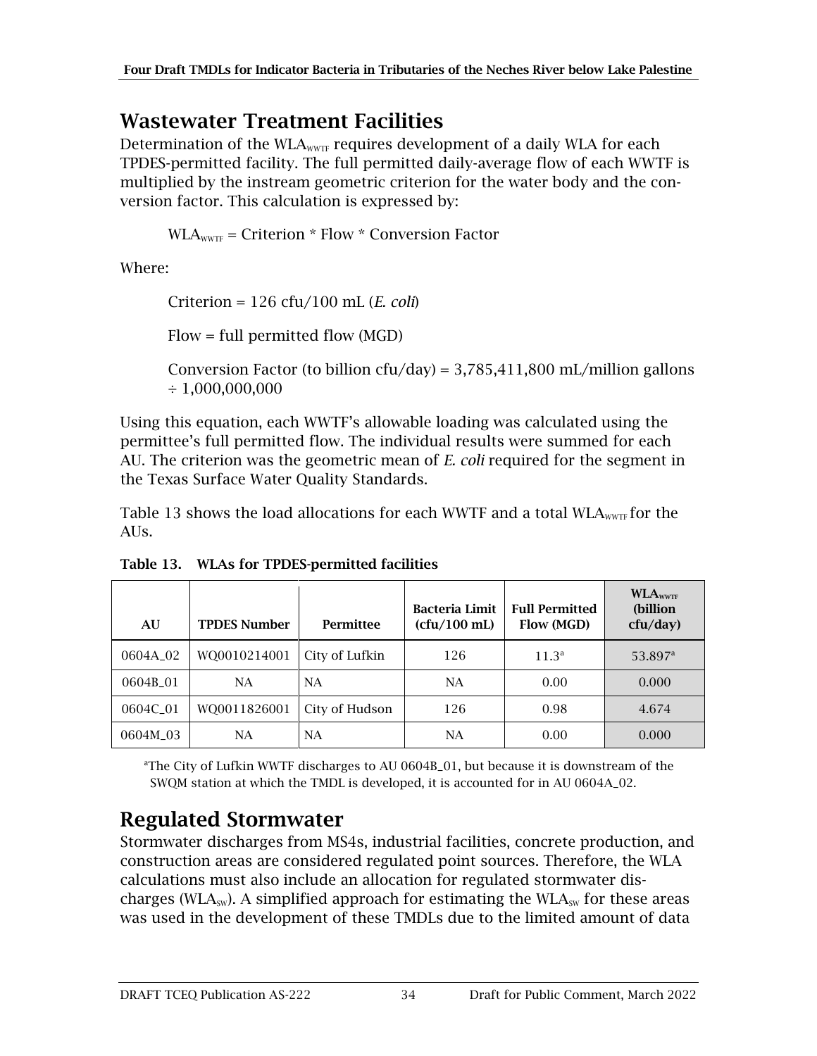## Wastewater Treatment Facilities

Determination of the $WLA_{WWTF}$ requires development of a daily WLA for each TPDES-permitted facility. The full permitted daily-average flow of each WWTF is multiplied by the instream geometric criterion for the water body and the conversion factor. This calculation is expressed by:

$$WLA_{WWTF} = \text{Criterion} * \text{Flow} * \text{Conversion Factor}$$

Where:

Criterion = 126 cfu/100 mL (*E. coli*)

Flow = full permitted flow (MGD)

Conversion Factor (to billion cfu/day) = 3,785,411,800 mL/million gallons ÷ 1,000,000,000

Using this equation, each WWTF's allowable loading was calculated using the permittee's full permitted flow. The individual results were summed for each AU. The criterion was the geometric mean of *E. coli* required for the segment in the Texas Surface Water Quality Standards.

Table 13 shows the load allocations for each WWTF and a total $WLA_{WWTF}$ for the AUs.

**Table 13. WLAs for TPDES-permitted facilities**

| AU | TPDES Number | Permittee | Bacteria Limit (cfu/100 mL) | Full Permitted Flow (MGD) | $WLA_{WWTF}$ (billion cfu/day) |
|---|---|---|---|---|---|
| 0604A_02 | WQ0010214001 | City of Lufkin | 126 | 11.3[a] | 53.897[a] |
| 0604B_01 | NA | NA | NA | 0.00 | 0.000 |
| 0604C_01 | WQ0011826001 | City of Hudson | 126 | 0.98 | 4.674 |
| 0604M_03 | NA | NA | NA | 0.00 | 0.000 |

[a]The City of Lufkin WWTF discharges to AU 0604B_01, but because it is downstream of the SWQM station at which the TMDL is developed, it is accounted for in AU 0604A_02.

## Regulated Stormwater

Stormwater discharges from MS4s, industrial facilities, concrete production, and construction areas are considered regulated point sources. Therefore, the WLA calculations must also include an allocation for regulated stormwater discharges ($WLA_{SW}$). A simplified approach for estimating the $WLA_{SW}$ for these areas was used in the development of these TMDLs due to the limited amount of data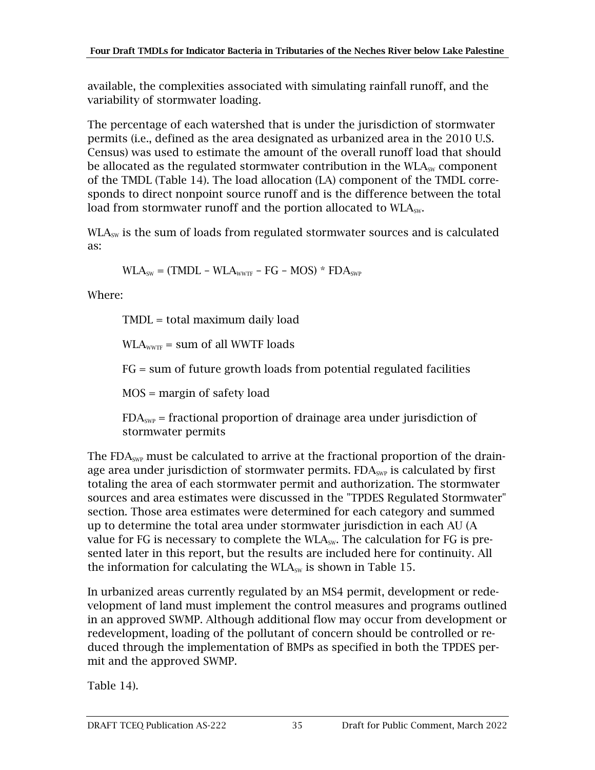available, the complexities associated with simulating rainfall runoff, and the variability of stormwater loading.

The percentage of each watershed that is under the jurisdiction of stormwater permits (i.e., defined as the area designated as urbanized area in the 2010 U.S. Census) was used to estimate the amount of the overall runoff load that should be allocated as the regulated stormwater contribution in the $WLA_{SW}$ component of the TMDL (Table 14). The load allocation (LA) component of the TMDL corresponds to direct nonpoint source runoff and is the difference between the total load from stormwater runoff and the portion allocated to $WLA_{SW}$.

$WLA_{SW}$ is the sum of loads from regulated stormwater sources and is calculated as:

$$WLA_{SW} = (TMDL - WLA_{WWTF} - FG - MOS) * FDA_{SWP}$$

Where:

TMDL = total maximum daily load

$WLA_{WWTF}$ = sum of all WWTF loads

FG = sum of future growth loads from potential regulated facilities

MOS = margin of safety load

$FDA_{SWP}$ = fractional proportion of drainage area under jurisdiction of stormwater permits

The $FDA_{SWP}$ must be calculated to arrive at the fractional proportion of the drainage area under jurisdiction of stormwater permits. $FDA_{SWP}$ is calculated by first totaling the area of each stormwater permit and authorization. The stormwater sources and area estimates were discussed in the "TPDES Regulated Stormwater" section. Those area estimates were determined for each category and summed up to determine the total area under stormwater jurisdiction in each AU (A value for FG is necessary to complete the $WLA_{SW}$. The calculation for FG is presented later in this report, but the results are included here for continuity. All the information for calculating the $WLA_{SW}$ is shown in Table 15.

In urbanized areas currently regulated by an MS4 permit, development or redevelopment of land must implement the control measures and programs outlined in an approved SWMP. Although additional flow may occur from development or redevelopment, loading of the pollutant of concern should be controlled or reduced through the implementation of BMPs as specified in both the TPDES permit and the approved SWMP.

Table 14).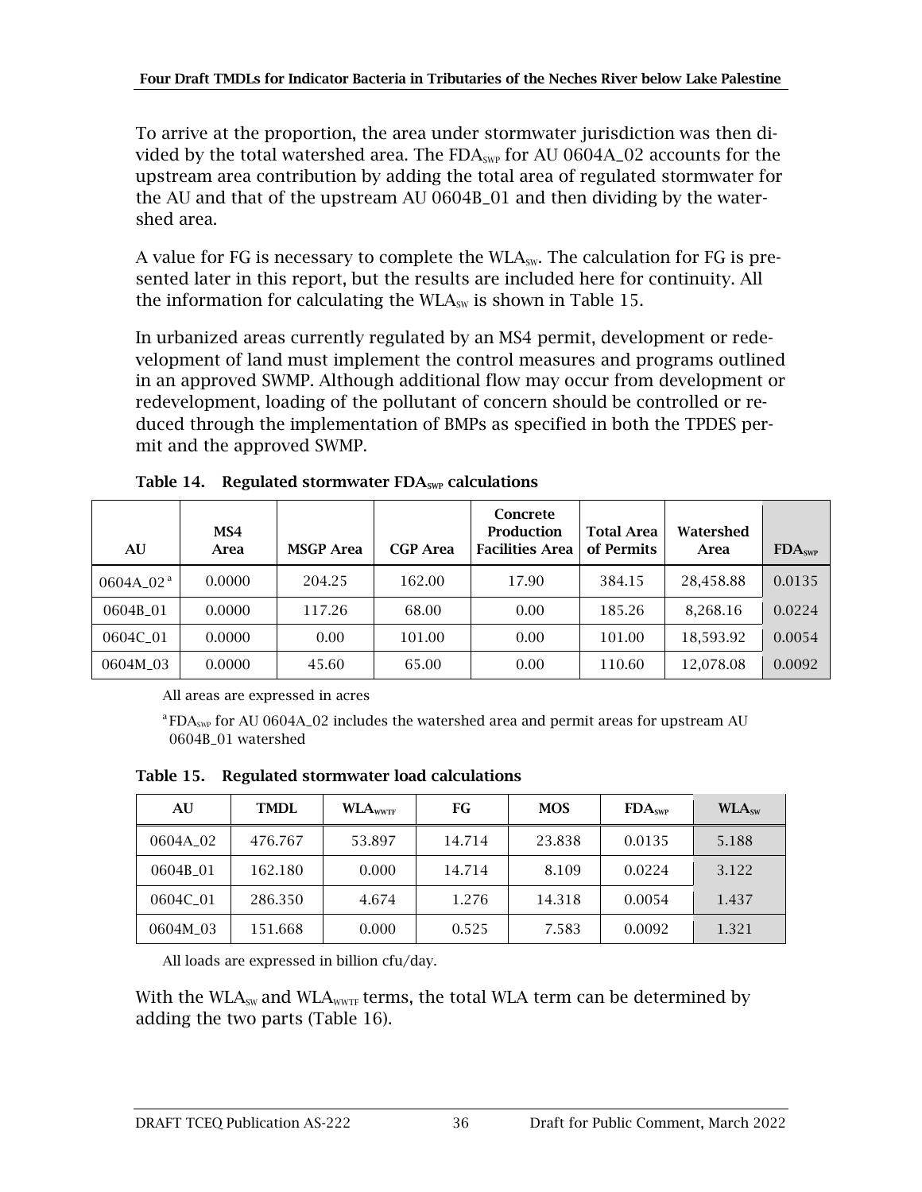To arrive at the proportion, the area under stormwater jurisdiction was then divided by the total watershed area. The $FDA_{SWP}$ for AU 0604A_02 accounts for the upstream area contribution by adding the total area of regulated stormwater for the AU and that of the upstream AU 0604B_01 and then dividing by the watershed area.

A value for FG is necessary to complete the $WLA_{SW}$. The calculation for FG is presented later in this report, but the results are included here for continuity. All the information for calculating the $WLA_{SW}$ is shown in Table 15.

In urbanized areas currently regulated by an MS4 permit, development or redevelopment of land must implement the control measures and programs outlined in an approved SWMP. Although additional flow may occur from development or redevelopment, loading of the pollutant of concern should be controlled or reduced through the implementation of BMPs as specified in both the TPDES permit and the approved SWMP.

**Table 14. Regulated stormwater $FDA_{SWP}$ calculations**

| AU | MS4 Area | MSGP Area | CGP Area | Concrete Production Facilities Area | Total Area of Permits | Watershed Area | $FDA_{SWP}$ |
|---|---|---|---|---|---|---|---|
| 0604A_02 [a] | 0.0000 | 204.25 | 162.00 | 17.90 | 384.15 | 28,458.88 | 0.0135 |
| 0604B_01 | 0.0000 | 117.26 | 68.00 | 0.00 | 185.26 | 8,268.16 | 0.0224 |
| 0604C_01 | 0.0000 | 0.00 | 101.00 | 0.00 | 101.00 | 18,593.92 | 0.0054 |
| 0604M_03 | 0.0000 | 45.60 | 65.00 | 0.00 | 110.60 | 12,078.08 | 0.0092 |

All areas are expressed in acres

[a] $FDA_{SWP}$ for AU 0604A_02 includes the watershed area and permit areas for upstream AU 0604B_01 watershed

**Table 15. Regulated stormwater load calculations**

| AU | TMDL | $WLA_{WWTF}$ | FG | MOS | $FDA_{SWP}$ | $WLA_{SW}$ |
|---|---|---|---|---|---|---|
| 0604A_02 | 476.767 | 53.897 | 14.714 | 23.838 | 0.0135 | 5.188 |
| 0604B_01 | 162.180 | 0.000 | 14.714 | 8.109 | 0.0224 | 3.122 |
| 0604C_01 | 286.350 | 4.674 | 1.276 | 14.318 | 0.0054 | 1.437 |
| 0604M_03 | 151.668 | 0.000 | 0.525 | 7.583 | 0.0092 | 1.321 |

All loads are expressed in billion cfu/day.

With the $WLA_{SW}$ and $WLA_{WWTF}$ terms, the total WLA term can be determined by adding the two parts (Table 16).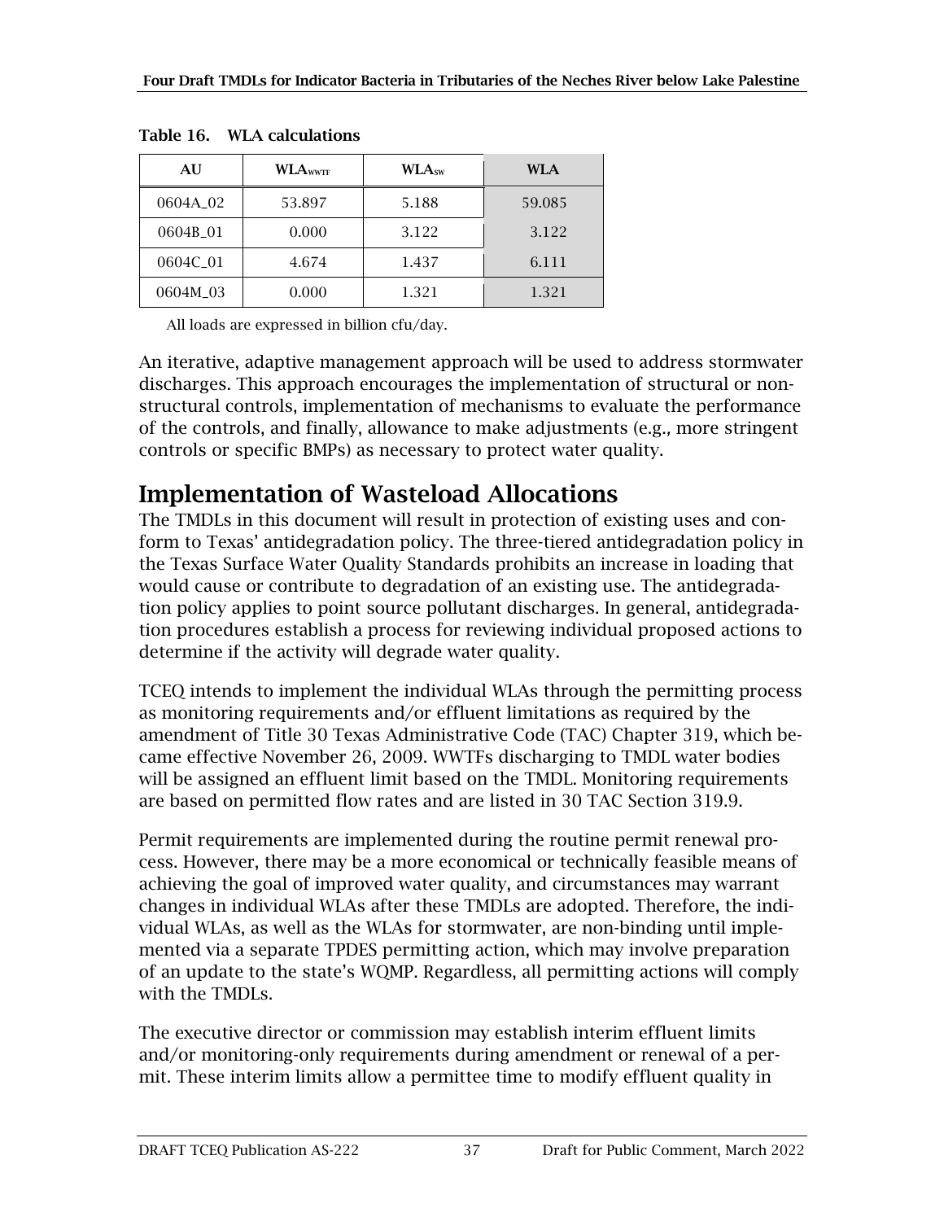**Table 16. WLA calculations**

| AU | $WLA_{WWTF}$ | $WLA_{SW}$ | WLA |
|---|---|---|---|
| 0604A_02 | 53.897 | 5.188 | 59.085 |
| 0604B_01 | 0.000 | 3.122 | 3.122 |
| 0604C_01 | 4.674 | 1.437 | 6.111 |
| 0604M_03 | 0.000 | 1.321 | 1.321 |

All loads are expressed in billion cfu/day.

An iterative, adaptive management approach will be used to address stormwater discharges. This approach encourages the implementation of structural or non-structural controls, implementation of mechanisms to evaluate the performance of the controls, and finally, allowance to make adjustments (e.g., more stringent controls or specific BMPs) as necessary to protect water quality.

## Implementation of Wasteload Allocations

The TMDLs in this document will result in protection of existing uses and conform to Texas' antidegradation policy. The three-tiered antidegradation policy in the Texas Surface Water Quality Standards prohibits an increase in loading that would cause or contribute to degradation of an existing use. The antidegradation policy applies to point source pollutant discharges. In general, antidegradation procedures establish a process for reviewing individual proposed actions to determine if the activity will degrade water quality.

TCEQ intends to implement the individual WLAs through the permitting process as monitoring requirements and/or effluent limitations as required by the amendment of Title 30 Texas Administrative Code (TAC) Chapter 319, which became effective November 26, 2009. WWTFs discharging to TMDL water bodies will be assigned an effluent limit based on the TMDL. Monitoring requirements are based on permitted flow rates and are listed in 30 TAC Section 319.9.

Permit requirements are implemented during the routine permit renewal process. However, there may be a more economical or technically feasible means of achieving the goal of improved water quality, and circumstances may warrant changes in individual WLAs after these TMDLs are adopted. Therefore, the individual WLAs, as well as the WLAs for stormwater, are non-binding until implemented via a separate TPDES permitting action, which may involve preparation of an update to the state's WQMP. Regardless, all permitting actions will comply with the TMDLs.

The executive director or commission may establish interim effluent limits and/or monitoring-only requirements during amendment or renewal of a permit. These interim limits allow a permittee time to modify effluent quality in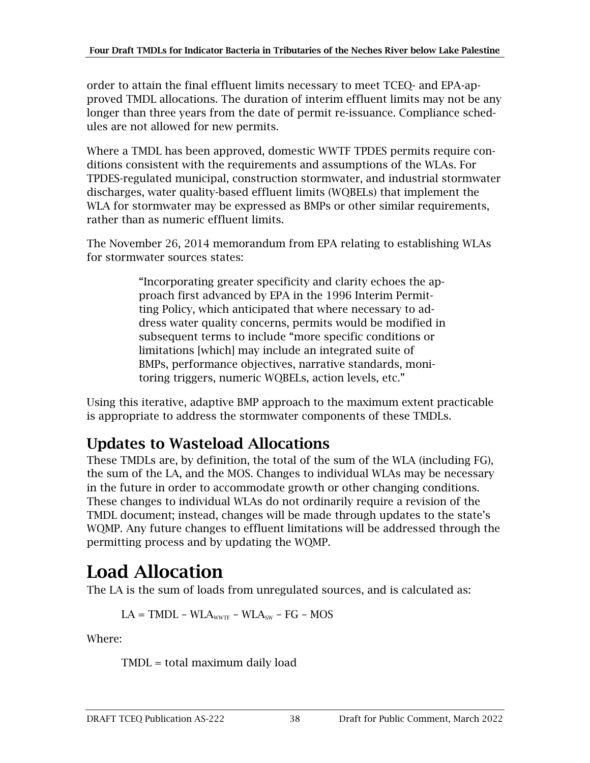order to attain the final effluent limits necessary to meet TCEQ- and EPA-approved TMDL allocations. The duration of interim effluent limits may not be any longer than three years from the date of permit re-issuance. Compliance schedules are not allowed for new permits.

Where a TMDL has been approved, domestic WWTF TPDES permits require conditions consistent with the requirements and assumptions of the WLAs. For TPDES-regulated municipal, construction stormwater, and industrial stormwater discharges, water quality-based effluent limits (WQBELs) that implement the WLA for stormwater may be expressed as BMPs or other similar requirements, rather than as numeric effluent limits.

The November 26, 2014 memorandum from EPA relating to establishing WLAs for stormwater sources states:

> "Incorporating greater specificity and clarity echoes the approach first advanced by EPA in the 1996 Interim Permitting Policy, which anticipated that where necessary to address water quality concerns, permits would be modified in subsequent terms to include "more specific conditions or limitations [which] may include an integrated suite of BMPs, performance objectives, narrative standards, monitoring triggers, numeric WQBELs, action levels, etc."

Using this iterative, adaptive BMP approach to the maximum extent practicable is appropriate to address the stormwater components of these TMDLs.

## Updates to Wasteload Allocations

These TMDLs are, by definition, the total of the sum of the WLA (including FG), the sum of the LA, and the MOS. Changes to individual WLAs may be necessary in the future in order to accommodate growth or other changing conditions. These changes to individual WLAs do not ordinarily require a revision of the TMDL document; instead, changes will be made through updates to the state's WQMP. Any future changes to effluent limitations will be addressed through the permitting process and by updating the WQMP.

# Load Allocation

The LA is the sum of loads from unregulated sources, and is calculated as:

$$LA = TMDL - WLA_{WWTF} - WLA_{SW} - FG - MOS$$

Where:

TMDL = total maximum daily load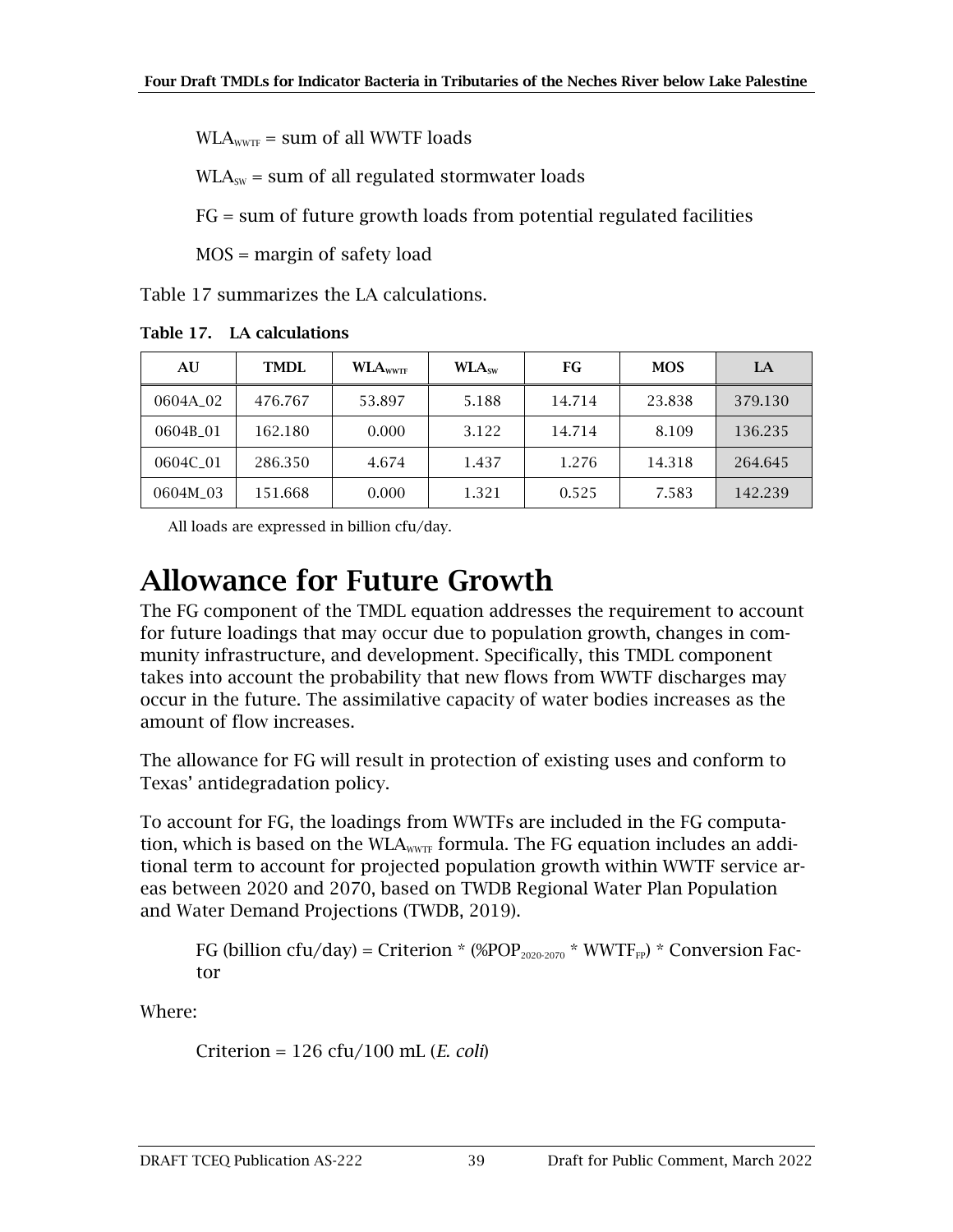$WLA_{WWTF}$ = sum of all WWTF loads

$WLA_{SW}$ = sum of all regulated stormwater loads

FG = sum of future growth loads from potential regulated facilities

MOS = margin of safety load

Table 17 summarizes the LA calculations.

**Table 17. LA calculations**

| AU | TMDL | $WLA_{WWTF}$ | $WLA_{SW}$ | FG | MOS | LA |
|---|---|---|---|---|---|---|
| 0604A_02 | 476.767 | 53.897 | 5.188 | 14.714 | 23.838 | 379.130 |
| 0604B_01 | 162.180 | 0.000 | 3.122 | 14.714 | 8.109 | 136.235 |
| 0604C_01 | 286.350 | 4.674 | 1.437 | 1.276 | 14.318 | 264.645 |
| 0604M_03 | 151.668 | 0.000 | 1.321 | 0.525 | 7.583 | 142.239 |

All loads are expressed in billion cfu/day.

# Allowance for Future Growth

The FG component of the TMDL equation addresses the requirement to account for future loadings that may occur due to population growth, changes in community infrastructure, and development. Specifically, this TMDL component takes into account the probability that new flows from WWTF discharges may occur in the future. The assimilative capacity of water bodies increases as the amount of flow increases.

The allowance for FG will result in protection of existing uses and conform to Texas' antidegradation policy.

To account for FG, the loadings from WWTFs are included in the FG computation, which is based on the $WLA_{WWTF}$ formula. The FG equation includes an additional term to account for projected population growth within WWTF service areas between 2020 and 2070, based on TWDB Regional Water Plan Population and Water Demand Projections (TWDB, 2019).

$$FG \text{ (billion cfu/day)} = Criterion * (\%POP_{2020\text{-}2070} * WWTF_{FP}) * Conversion\ Factor$$

Where:

Criterion = 126 cfu/100 mL (*E. coli*)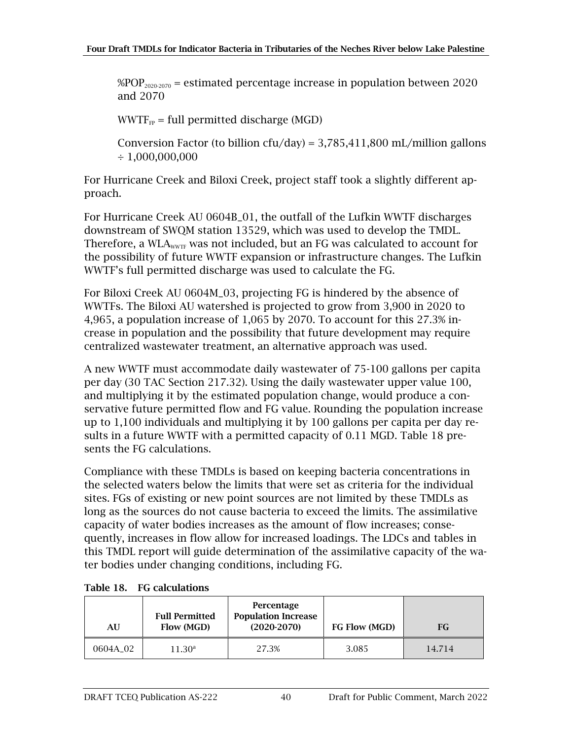$\%POP_{2020\text{-}2070}$ = estimated percentage increase in population between 2020 and 2070

$WWTF_{FP}$ = full permitted discharge (MGD)

Conversion Factor (to billion cfu/day) = 3,785,411,800 mL/million gallons ÷ 1,000,000,000

For Hurricane Creek and Biloxi Creek, project staff took a slightly different approach.

For Hurricane Creek AU 0604B_01, the outfall of the Lufkin WWTF discharges downstream of SWQM station 13529, which was used to develop the TMDL. Therefore, a $WLA_{WWTF}$ was not included, but an FG was calculated to account for the possibility of future WWTF expansion or infrastructure changes. The Lufkin WWTF's full permitted discharge was used to calculate the FG.

For Biloxi Creek AU 0604M_03, projecting FG is hindered by the absence of WWTFs. The Biloxi AU watershed is projected to grow from 3,900 in 2020 to 4,965, a population increase of 1,065 by 2070. To account for this 27.3% increase in population and the possibility that future development may require centralized wastewater treatment, an alternative approach was used.

A new WWTF must accommodate daily wastewater of 75-100 gallons per capita per day (30 TAC Section 217.32). Using the daily wastewater upper value 100, and multiplying it by the estimated population change, would produce a conservative future permitted flow and FG value. Rounding the population increase up to 1,100 individuals and multiplying it by 100 gallons per capita per day results in a future WWTF with a permitted capacity of 0.11 MGD. Table 18 presents the FG calculations.

Compliance with these TMDLs is based on keeping bacteria concentrations in the selected waters below the limits that were set as criteria for the individual sites. FGs of existing or new point sources are not limited by these TMDLs as long as the sources do not cause bacteria to exceed the limits. The assimilative capacity of water bodies increases as the amount of flow increases; consequently, increases in flow allow for increased loadings. The LDCs and tables in this TMDL report will guide determination of the assimilative capacity of the water bodies under changing conditions, including FG.

**Table 18. FG calculations**

| AU | Full Permitted Flow (MGD) | Percentage Population Increase (2020-2070) | FG Flow (MGD) | FG |
|---|---|---|---|---|
| 0604A_02 | 11.30[a] | 27.3% | 3.085 | 14.714 |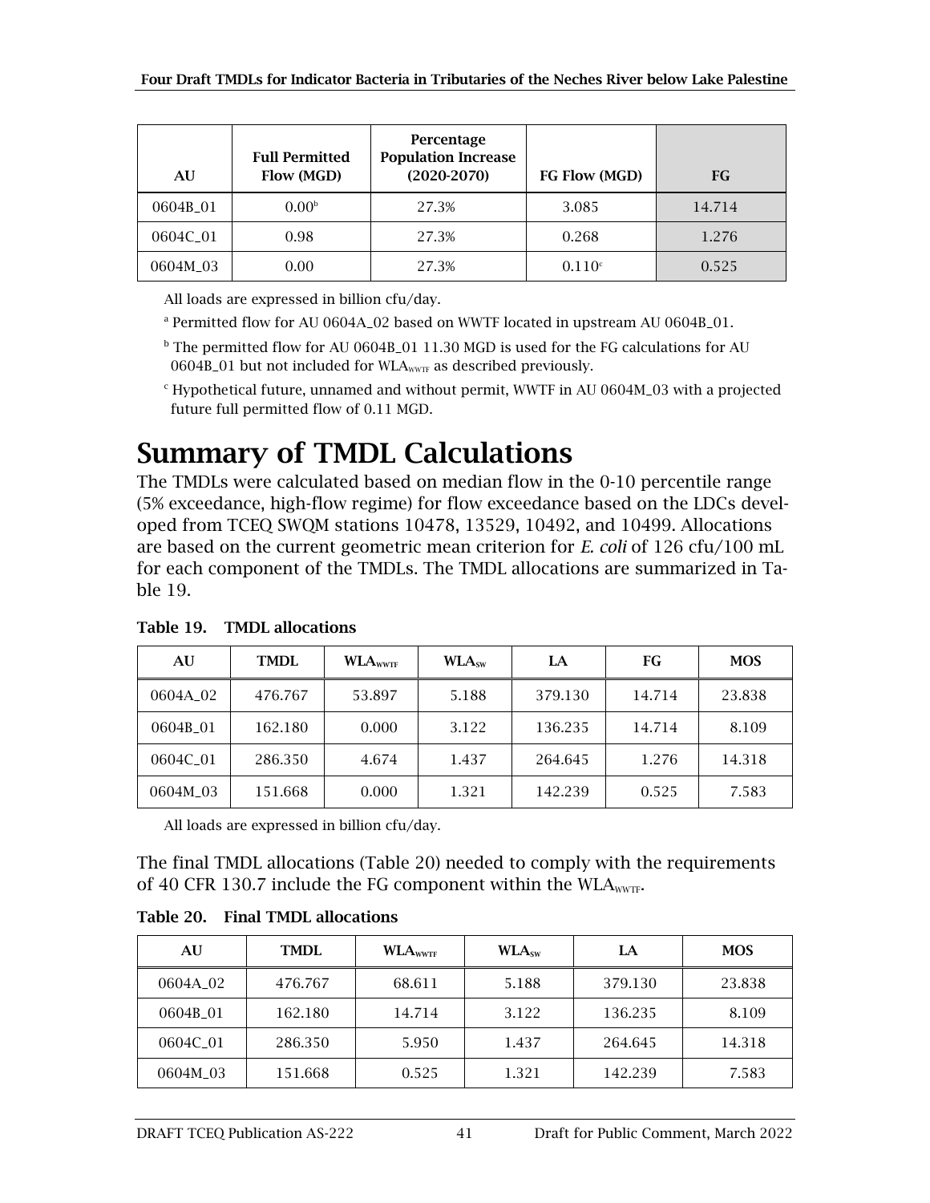| AU | Full Permitted Flow (MGD) | Percentage Population Increase (2020-2070) | FG Flow (MGD) | FG |
|---|---|---|---|---|
| 0604B_01 | 0.00[b] | 27.3% | 3.085 | 14.714 |
| 0604C_01 | 0.98 | 27.3% | 0.268 | 1.276 |
| 0604M_03 | 0.00 | 27.3% | 0.110[c] | 0.525 |

All loads are expressed in billion cfu/day.

[a] Permitted flow for AU 0604A_02 based on WWTF located in upstream AU 0604B_01.

[b] The permitted flow for AU 0604B_01 11.30 MGD is used for the FG calculations for AU 0604B_01 but not included for $WLA_{WWTF}$ as described previously.

[c] Hypothetical future, unnamed and without permit, WWTF in AU 0604M_03 with a projected future full permitted flow of 0.11 MGD.

# Summary of TMDL Calculations

The TMDLs were calculated based on median flow in the 0-10 percentile range (5% exceedance, high-flow regime) for flow exceedance based on the LDCs developed from TCEQ SWQM stations 10478, 13529, 10492, and 10499. Allocations are based on the current geometric mean criterion for *E. coli* of 126 cfu/100 mL for each component of the TMDLs. The TMDL allocations are summarized in Table 19.

**Table 19. TMDL allocations**

| AU | TMDL | $WLA_{WWTF}$ | $WLA_{SW}$ | LA | FG | MOS |
|---|---|---|---|---|---|---|
| 0604A_02 | 476.767 | 53.897 | 5.188 | 379.130 | 14.714 | 23.838 |
| 0604B_01 | 162.180 | 0.000 | 3.122 | 136.235 | 14.714 | 8.109 |
| 0604C_01 | 286.350 | 4.674 | 1.437 | 264.645 | 1.276 | 14.318 |
| 0604M_03 | 151.668 | 0.000 | 1.321 | 142.239 | 0.525 | 7.583 |

All loads are expressed in billion cfu/day.

The final TMDL allocations (Table 20) needed to comply with the requirements of 40 CFR 130.7 include the FG component within the $WLA_{WWTF}$.

**Table 20. Final TMDL allocations**

| AU | TMDL | $WLA_{WWTF}$ | $WLA_{SW}$ | LA | MOS |
|---|---|---|---|---|---|
| 0604A_02 | 476.767 | 68.611 | 5.188 | 379.130 | 23.838 |
| 0604B_01 | 162.180 | 14.714 | 3.122 | 136.235 | 8.109 |
| 0604C_01 | 286.350 | 5.950 | 1.437 | 264.645 | 14.318 |
| 0604M_03 | 151.668 | 0.525 | 1.321 | 142.239 | 7.583 |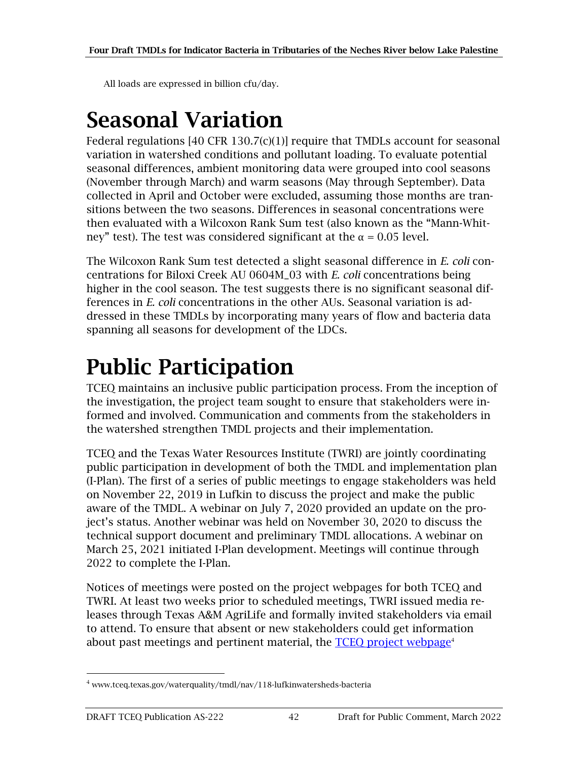All loads are expressed in billion cfu/day.

# Seasonal Variation

Federal regulations [40 CFR 130.7(c)(1)] require that TMDLs account for seasonal variation in watershed conditions and pollutant loading. To evaluate potential seasonal differences, ambient monitoring data were grouped into cool seasons (November through March) and warm seasons (May through September). Data collected in April and October were excluded, assuming those months are transitions between the two seasons. Differences in seasonal concentrations were then evaluated with a Wilcoxon Rank Sum test (also known as the "Mann-Whitney" test). The test was considered significant at the $\alpha = 0.05$ level.

The Wilcoxon Rank Sum test detected a slight seasonal difference in *E. coli* concentrations for Biloxi Creek AU 0604M_03 with *E. coli* concentrations being higher in the cool season. The test suggests there is no significant seasonal differences in *E. coli* concentrations in the other AUs. Seasonal variation is addressed in these TMDLs by incorporating many years of flow and bacteria data spanning all seasons for development of the LDCs.

# Public Participation

TCEQ maintains an inclusive public participation process. From the inception of the investigation, the project team sought to ensure that stakeholders were informed and involved. Communication and comments from the stakeholders in the watershed strengthen TMDL projects and their implementation.

TCEQ and the Texas Water Resources Institute (TWRI) are jointly coordinating public participation in development of both the TMDL and implementation plan (I-Plan). The first of a series of public meetings to engage stakeholders was held on November 22, 2019 in Lufkin to discuss the project and make the public aware of the TMDL. A webinar on July 7, 2020 provided an update on the project's status. Another webinar was held on November 30, 2020 to discuss the technical support document and preliminary TMDL allocations. A webinar on March 25, 2021 initiated I-Plan development. Meetings will continue through 2022 to complete the I-Plan.

Notices of meetings were posted on the project webpages for both TCEQ and TWRI. At least two weeks prior to scheduled meetings, TWRI issued media releases through Texas A&M AgriLife and formally invited stakeholders via email to attend. To ensure that absent or new stakeholders could get information about past meetings and pertinent material, the TCEQ project webpage[4]

[4] www.tceq.texas.gov/waterquality/tmdl/nav/118-lufkinwatersheds-bacteria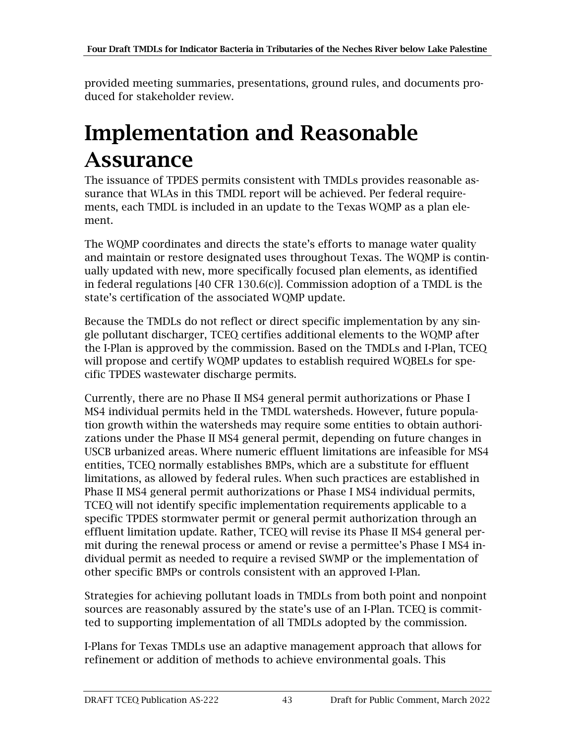provided meeting summaries, presentations, ground rules, and documents produced for stakeholder review.

# Implementation and Reasonable Assurance

The issuance of TPDES permits consistent with TMDLs provides reasonable assurance that WLAs in this TMDL report will be achieved. Per federal requirements, each TMDL is included in an update to the Texas WQMP as a plan element.

The WQMP coordinates and directs the state's efforts to manage water quality and maintain or restore designated uses throughout Texas. The WQMP is continually updated with new, more specifically focused plan elements, as identified in federal regulations [40 CFR 130.6(c)]. Commission adoption of a TMDL is the state's certification of the associated WQMP update.

Because the TMDLs do not reflect or direct specific implementation by any single pollutant discharger, TCEQ certifies additional elements to the WQMP after the I-Plan is approved by the commission. Based on the TMDLs and I-Plan, TCEQ will propose and certify WQMP updates to establish required WQBELs for specific TPDES wastewater discharge permits.

Currently, there are no Phase II MS4 general permit authorizations or Phase I MS4 individual permits held in the TMDL watersheds. However, future population growth within the watersheds may require some entities to obtain authorizations under the Phase II MS4 general permit, depending on future changes in USCB urbanized areas. Where numeric effluent limitations are infeasible for MS4 entities, TCEQ normally establishes BMPs, which are a substitute for effluent limitations, as allowed by federal rules. When such practices are established in Phase II MS4 general permit authorizations or Phase I MS4 individual permits, TCEQ will not identify specific implementation requirements applicable to a specific TPDES stormwater permit or general permit authorization through an effluent limitation update. Rather, TCEQ will revise its Phase II MS4 general permit during the renewal process or amend or revise a permittee's Phase I MS4 individual permit as needed to require a revised SWMP or the implementation of other specific BMPs or controls consistent with an approved I-Plan.

Strategies for achieving pollutant loads in TMDLs from both point and nonpoint sources are reasonably assured by the state's use of an I-Plan. TCEQ is committed to supporting implementation of all TMDLs adopted by the commission.

I-Plans for Texas TMDLs use an adaptive management approach that allows for refinement or addition of methods to achieve environmental goals. This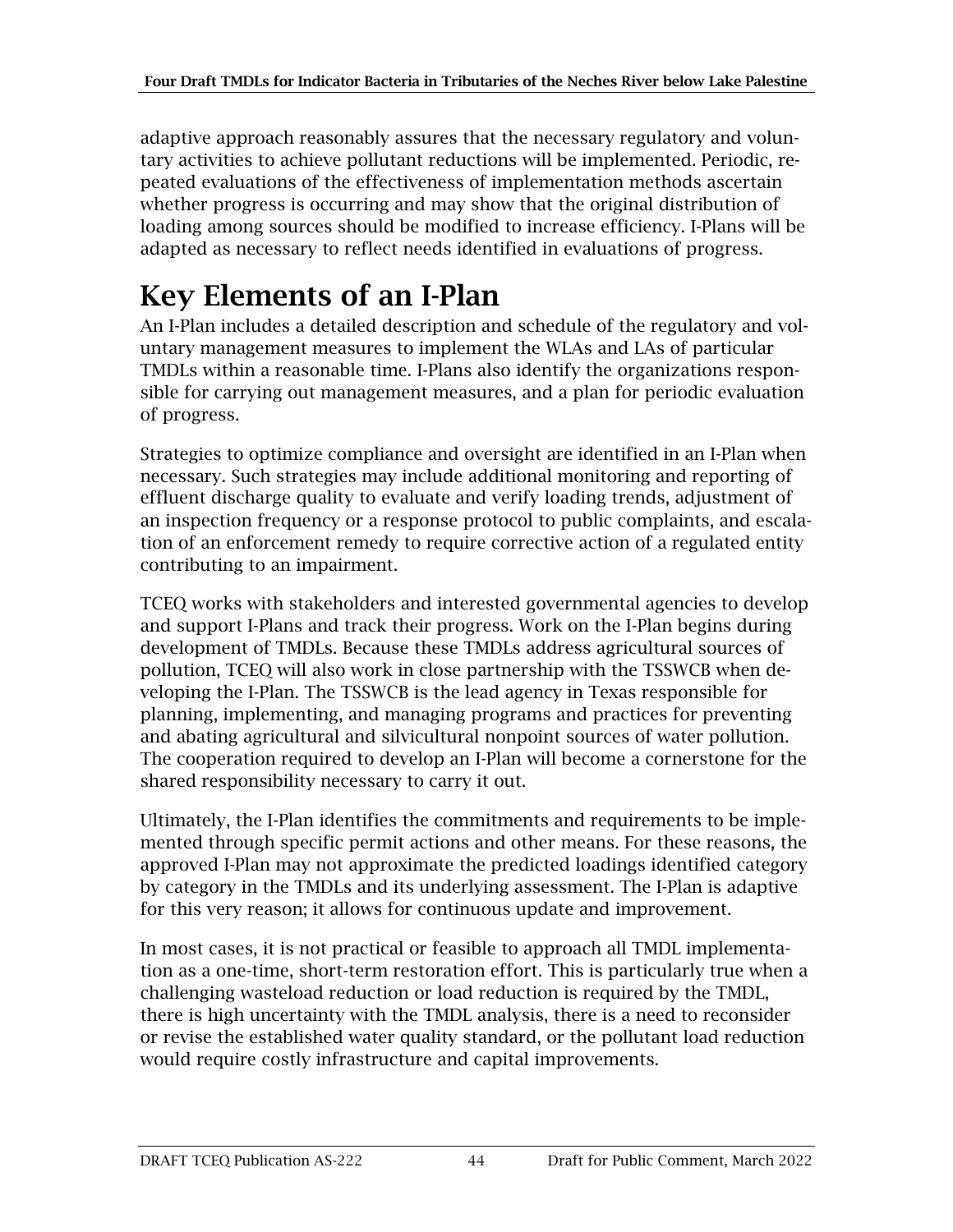adaptive approach reasonably assures that the necessary regulatory and voluntary activities to achieve pollutant reductions will be implemented. Periodic, repeated evaluations of the effectiveness of implementation methods ascertain whether progress is occurring and may show that the original distribution of loading among sources should be modified to increase efficiency. I-Plans will be adapted as necessary to reflect needs identified in evaluations of progress.

# Key Elements of an I-Plan

An I-Plan includes a detailed description and schedule of the regulatory and voluntary management measures to implement the WLAs and LAs of particular TMDLs within a reasonable time. I-Plans also identify the organizations responsible for carrying out management measures, and a plan for periodic evaluation of progress.

Strategies to optimize compliance and oversight are identified in an I-Plan when necessary. Such strategies may include additional monitoring and reporting of effluent discharge quality to evaluate and verify loading trends, adjustment of an inspection frequency or a response protocol to public complaints, and escalation of an enforcement remedy to require corrective action of a regulated entity contributing to an impairment.

TCEQ works with stakeholders and interested governmental agencies to develop and support I-Plans and track their progress. Work on the I-Plan begins during development of TMDLs. Because these TMDLs address agricultural sources of pollution, TCEQ will also work in close partnership with the TSSWCB when developing the I-Plan. The TSSWCB is the lead agency in Texas responsible for planning, implementing, and managing programs and practices for preventing and abating agricultural and silvicultural nonpoint sources of water pollution. The cooperation required to develop an I-Plan will become a cornerstone for the shared responsibility necessary to carry it out.

Ultimately, the I-Plan identifies the commitments and requirements to be implemented through specific permit actions and other means. For these reasons, the approved I-Plan may not approximate the predicted loadings identified category by category in the TMDLs and its underlying assessment. The I-Plan is adaptive for this very reason; it allows for continuous update and improvement.

In most cases, it is not practical or feasible to approach all TMDL implementation as a one-time, short-term restoration effort. This is particularly true when a challenging wasteload reduction or load reduction is required by the TMDL, there is high uncertainty with the TMDL analysis, there is a need to reconsider or revise the established water quality standard, or the pollutant load reduction would require costly infrastructure and capital improvements.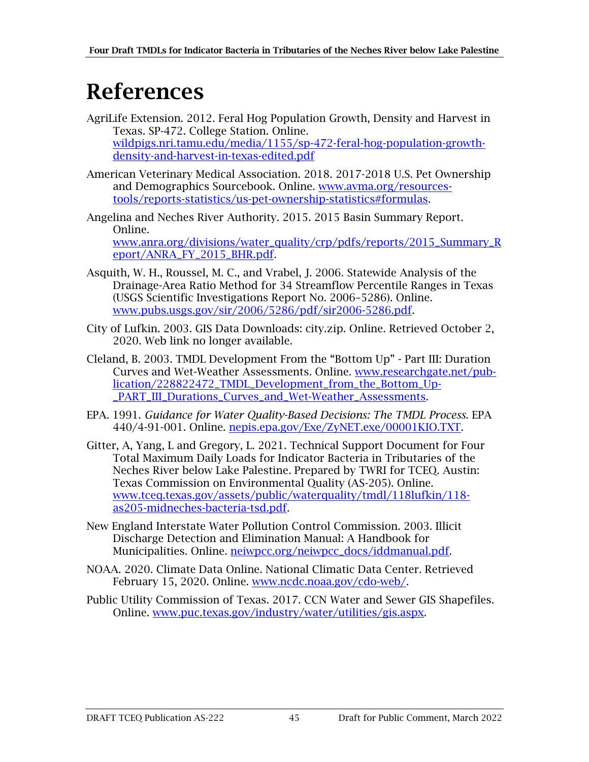# References

AgriLife Extension. 2012. Feral Hog Population Growth, Density and Harvest in Texas. SP-472. College Station. Online. wildpigs.nri.tamu.edu/media/1155/sp-472-feral-hog-population-growth-density-and-harvest-in-texas-edited.pdf

American Veterinary Medical Association. 2018. 2017-2018 U.S. Pet Ownership and Demographics Sourcebook. Online. www.avma.org/resources-tools/reports-statistics/us-pet-ownership-statistics#formulas.

Angelina and Neches River Authority. 2015. 2015 Basin Summary Report. Online. www.anra.org/divisions/water_quality/crp/pdfs/reports/2015_Summary_Report/ANRA_FY_2015_BHR.pdf.

Asquith, W. H., Roussel, M. C., and Vrabel, J. 2006. Statewide Analysis of the Drainage-Area Ratio Method for 34 Streamflow Percentile Ranges in Texas (USGS Scientific Investigations Report No. 2006–5286). Online. www.pubs.usgs.gov/sir/2006/5286/pdf/sir2006-5286.pdf.

City of Lufkin. 2003. GIS Data Downloads: city.zip. Online. Retrieved October 2, 2020. Web link no longer available.

Cleland, B. 2003. TMDL Development From the "Bottom Up" - Part III: Duration Curves and Wet-Weather Assessments. Online. www.researchgate.net/publication/228822472_TMDL_Development_from_the_Bottom_Up-_PART_III_Durations_Curves_and_Wet-Weather_Assessments.

EPA. 1991. *Guidance for Water Quality-Based Decisions: The TMDL Process*. EPA 440/4-91-001. Online. nepis.epa.gov/Exe/ZyNET.exe/00001KIO.TXT.

Gitter, A, Yang, L and Gregory, L. 2021. Technical Support Document for Four Total Maximum Daily Loads for Indicator Bacteria in Tributaries of the Neches River below Lake Palestine. Prepared by TWRI for TCEQ. Austin: Texas Commission on Environmental Quality (AS-205). Online. www.tceq.texas.gov/assets/public/waterquality/tmdl/118lufkin/118-as205-midneches-bacteria-tsd.pdf.

New England Interstate Water Pollution Control Commission. 2003. Illicit Discharge Detection and Elimination Manual: A Handbook for Municipalities. Online. neiwpcc.org/neiwpcc_docs/iddmanual.pdf.

NOAA. 2020. Climate Data Online. National Climatic Data Center. Retrieved February 15, 2020. Online. www.ncdc.noaa.gov/cdo-web/.

Public Utility Commission of Texas. 2017. CCN Water and Sewer GIS Shapefiles. Online. www.puc.texas.gov/industry/water/utilities/gis.aspx.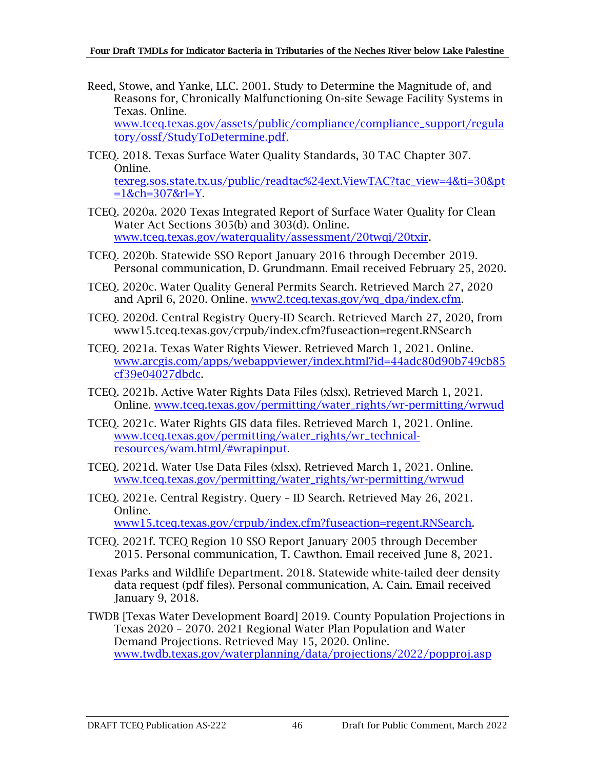Reed, Stowe, and Yanke, LLC. 2001. Study to Determine the Magnitude of, and Reasons for, Chronically Malfunctioning On-site Sewage Facility Systems in Texas. Online. www.tceq.texas.gov/assets/public/compliance/compliance_support/regulatory/ossf/StudyToDetermine.pdf.

TCEQ. 2018. Texas Surface Water Quality Standards, 30 TAC Chapter 307. Online. texreg.sos.state.tx.us/public/readtac%24ext.ViewTAC?tac_view=4&ti=30&pt=1&ch=307&rl=Y.

TCEQ. 2020a. 2020 Texas Integrated Report of Surface Water Quality for Clean Water Act Sections 305(b) and 303(d). Online. www.tceq.texas.gov/waterquality/assessment/20twqi/20txir.

TCEQ. 2020b. Statewide SSO Report January 2016 through December 2019. Personal communication, D. Grundmann. Email received February 25, 2020.

TCEQ. 2020c. Water Quality General Permits Search. Retrieved March 27, 2020 and April 6, 2020. Online. www2.tceq.texas.gov/wq_dpa/index.cfm.

TCEQ. 2020d. Central Registry Query-ID Search. Retrieved March 27, 2020, from www15.tceq.texas.gov/crpub/index.cfm?fuseaction=regent.RNSearch

TCEQ. 2021a. Texas Water Rights Viewer. Retrieved March 1, 2021. Online. www.arcgis.com/apps/webappviewer/index.html?id=44adc80d90b749cb85cf39e04027dbdc.

TCEQ. 2021b. Active Water Rights Data Files (xlsx). Retrieved March 1, 2021. Online. www.tceq.texas.gov/permitting/water_rights/wr-permitting/wrwud

TCEQ. 2021c. Water Rights GIS data files. Retrieved March 1, 2021. Online. www.tceq.texas.gov/permitting/water_rights/wr_technical-resources/wam.html/#wrapinput.

TCEQ. 2021d. Water Use Data Files (xlsx). Retrieved March 1, 2021. Online. www.tceq.texas.gov/permitting/water_rights/wr-permitting/wrwud

TCEQ. 2021e. Central Registry. Query – ID Search. Retrieved May 26, 2021. Online. www15.tceq.texas.gov/crpub/index.cfm?fuseaction=regent.RNSearch.

TCEQ. 2021f. TCEQ Region 10 SSO Report January 2005 through December 2015. Personal communication, T. Cawthon. Email received June 8, 2021.

Texas Parks and Wildlife Department. 2018. Statewide white-tailed deer density data request (pdf files). Personal communication, A. Cain. Email received January 9, 2018.

TWDB [Texas Water Development Board] 2019. County Population Projections in Texas 2020 – 2070. 2021 Regional Water Plan Population and Water Demand Projections. Retrieved May 15, 2020. Online. www.twdb.texas.gov/waterplanning/data/projections/2022/popproj.asp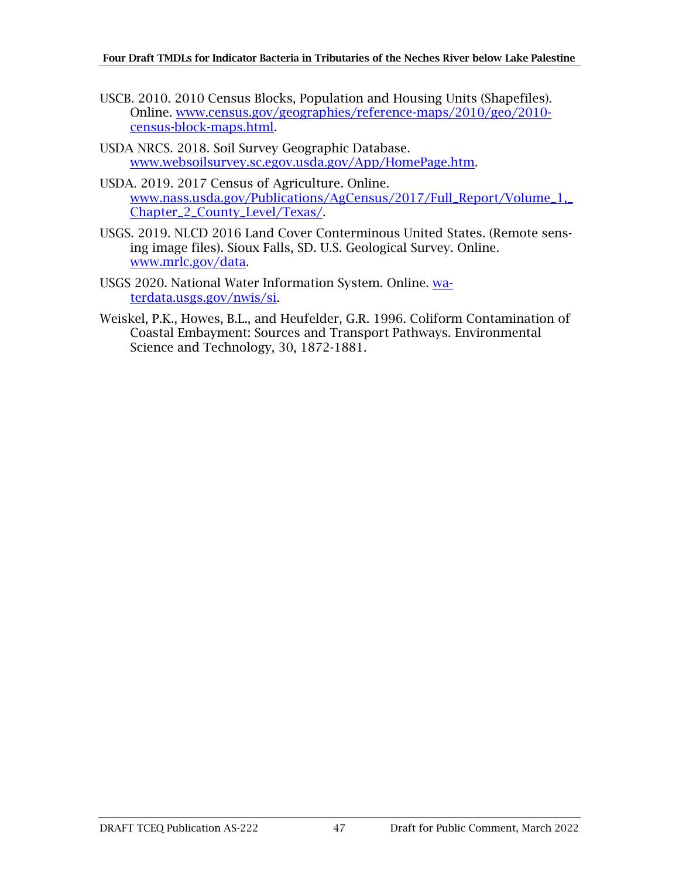USCB. 2010. 2010 Census Blocks, Population and Housing Units (Shapefiles). Online. [www.census.gov/geographies/reference-maps/2010/geo/2010-census-block-maps.html](www.census.gov/geographies/reference-maps/2010/geo/2010-census-block-maps.html).

USDA NRCS. 2018. Soil Survey Geographic Database. [www.websoilsurvey.sc.egov.usda.gov/App/HomePage.htm](www.websoilsurvey.sc.egov.usda.gov/App/HomePage.htm).

USDA. 2019. 2017 Census of Agriculture. Online. [www.nass.usda.gov/Publications/AgCensus/2017/Full_Report/Volume_1,_Chapter_2_County_Level/Texas/](www.nass.usda.gov/Publications/AgCensus/2017/Full_Report/Volume_1,_Chapter_2_County_Level/Texas/).

USGS. 2019. NLCD 2016 Land Cover Conterminous United States. (Remote sensing image files). Sioux Falls, SD. U.S. Geological Survey. Online. [www.mrlc.gov/data](www.mrlc.gov/data).

USGS 2020. National Water Information System. Online. [waterdata.usgs.gov/nwis/si](waterdata.usgs.gov/nwis/si).

Weiskel, P.K., Howes, B.L., and Heufelder, G.R. 1996. Coliform Contamination of Coastal Embayment: Sources and Transport Pathways. Environmental Science and Technology, 30, 1872-1881.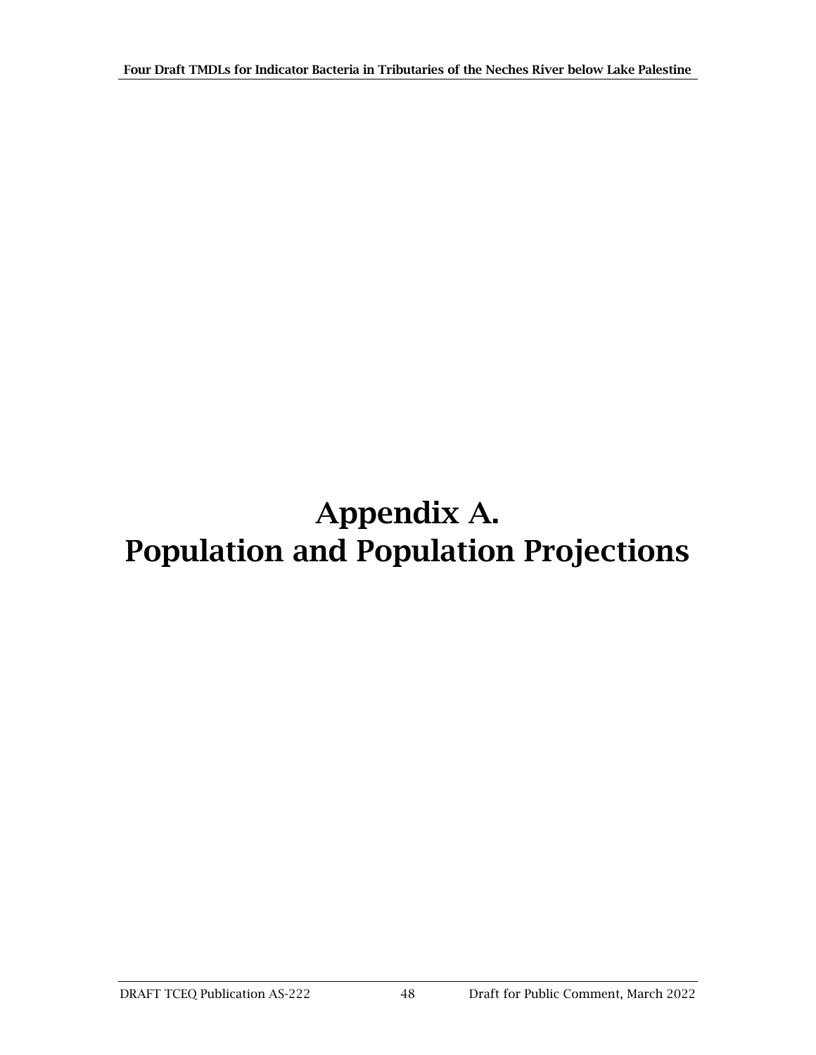# Appendix A. Population and Population Projections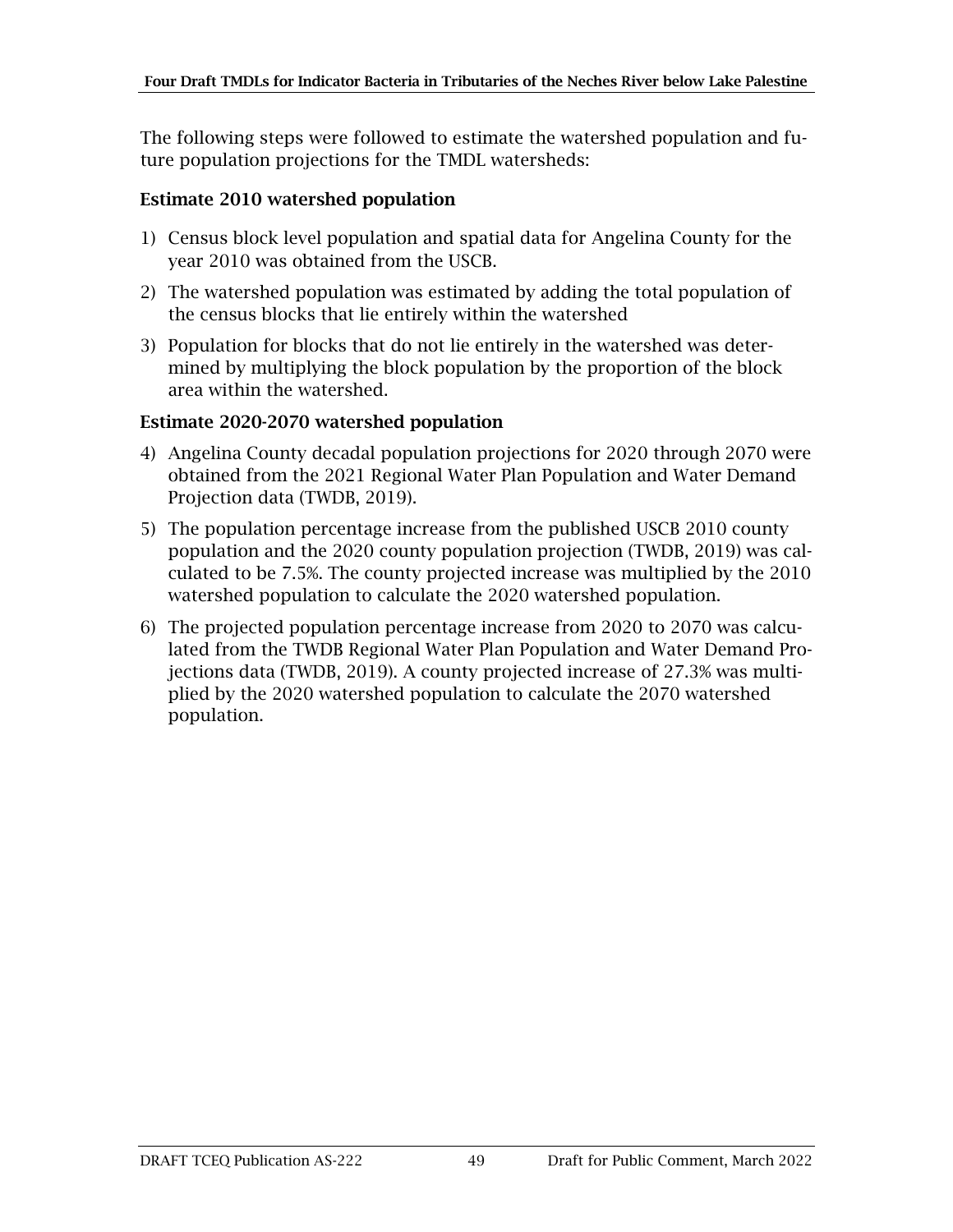The following steps were followed to estimate the watershed population and future population projections for the TMDL watersheds:

**Estimate 2010 watershed population**

1) Census block level population and spatial data for Angelina County for the year 2010 was obtained from the USCB.
2) The watershed population was estimated by adding the total population of the census blocks that lie entirely within the watershed
3) Population for blocks that do not lie entirely in the watershed was determined by multiplying the block population by the proportion of the block area within the watershed.

**Estimate 2020-2070 watershed population**

4) Angelina County decadal population projections for 2020 through 2070 were obtained from the 2021 Regional Water Plan Population and Water Demand Projection data (TWDB, 2019).
5) The population percentage increase from the published USCB 2010 county population and the 2020 county population projection (TWDB, 2019) was calculated to be 7.5%. The county projected increase was multiplied by the 2010 watershed population to calculate the 2020 watershed population.
6) The projected population percentage increase from 2020 to 2070 was calculated from the TWDB Regional Water Plan Population and Water Demand Projections data (TWDB, 2019). A county projected increase of 27.3% was multiplied by the 2020 watershed population to calculate the 2070 watershed population.